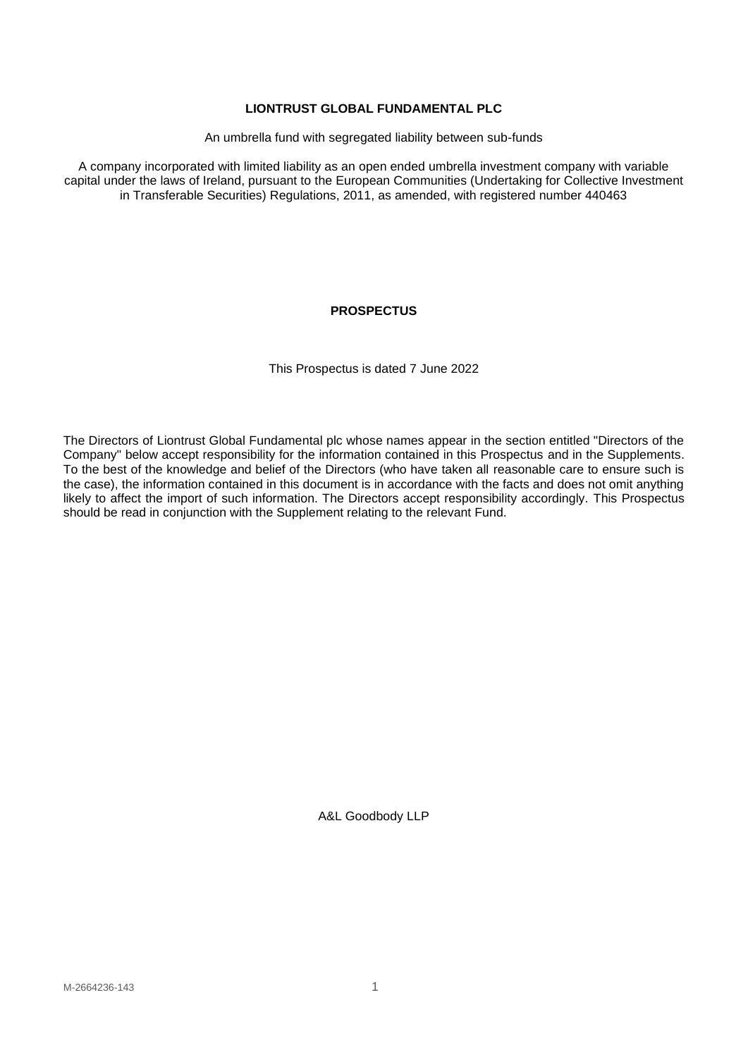# LIONTRUST GLOBAL FUNDAMENTAL PLC

An umbrella fund with segregated liability between sub-funds

A company incorporated with limited liability as an open ended umbrella investment company with variable capital under the laws of Ireland, pursuant to the European Communities (Undertaking for Collective Investment in Transferable Securities) Regulations, 2011, as amended, with registered number 440463

## PROSPECTUS

This Prospectus is dated 7 June 2022

The Directors of Liontrust Global Fundamental plc whose names appear in the section entitled "Directors of the Company" below accept responsibility for the information contained in this Prospectus and in the Supplements. To the best of the knowledge and belief of the Directors (who have taken all reasonable care to ensure such is the case), the information contained in this document is in accordance with the facts and does not omit anything likely to affect the import of such information. The Directors accept responsibility accordingly. This Prospectus should be read in conjunction with the Supplement relating to the relevant Fund.

A&L Goodbody LLP

M-2664236-143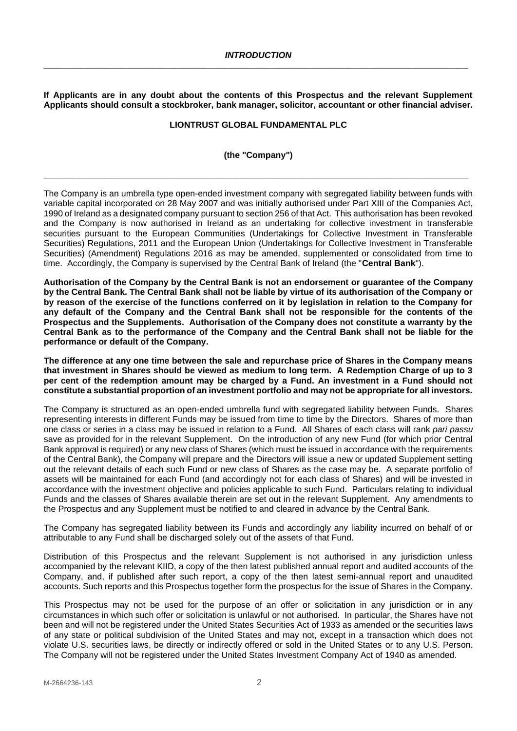# *INTRODUCTION*

**If Applicants are in any doubt about the contents of this Prospectus and the relevant Supplement Applicants should consult a stockbroker, bank manager, solicitor, accountant or other financial adviser.**

**LIONTRUST GLOBAL FUNDAMENTAL PLC**

**(the "Company")**

The Company is an umbrella type open-ended investment company with segregated liability between funds with variable capital incorporated on 28 May 2007 and was initially authorised under Part XIII of the Companies Act, 1990 of Ireland as a designated company pursuant to section 256 of that Act. This authorisation has been revoked and the Company is now authorised in Ireland as an undertaking for collective investment in transferable securities pursuant to the European Communities (Undertakings for Collective Investment in Transferable Securities) Regulations, 2011 and the European Union (Undertakings for Collective Investment in Transferable Securities) (Amendment) Regulations 2016 as may be amended, supplemented or consolidated from time to time. Accordingly, the Company is supervised by the Central Bank of Ireland (the "**Central Bank**").

**Authorisation of the Company by the Central Bank is not an endorsement or guarantee of the Company by the Central Bank. The Central Bank shall not be liable by virtue of its authorisation of the Company or by reason of the exercise of the functions conferred on it by legislation in relation to the Company for any default of the Company and the Central Bank shall not be responsible for the contents of the Prospectus and the Supplements. Authorisation of the Company does not constitute a warranty by the Central Bank as to the performance of the Company and the Central Bank shall not be liable for the performance or default of the Company.**

**The difference at any one time between the sale and repurchase price of Shares in the Company means that investment in Shares should be viewed as medium to long term. A Redemption Charge of up to 3 per cent of the redemption amount may be charged by a Fund. An investment in a Fund should not constitute a substantial proportion of an investment portfolio and may not be appropriate for all investors.**

The Company is structured as an open-ended umbrella fund with segregated liability between Funds. Shares representing interests in different Funds may be issued from time to time by the Directors. Shares of more than one class or series in a class may be issued in relation to a Fund. All Shares of each class will rank *pari passu* save as provided for in the relevant Supplement. On the introduction of any new Fund (for which prior Central Bank approval is required) or any new class of Shares (which must be issued in accordance with the requirements of the Central Bank), the Company will prepare and the Directors will issue a new or updated Supplement setting out the relevant details of each such Fund or new class of Shares as the case may be. A separate portfolio of assets will be maintained for each Fund (and accordingly not for each class of Shares) and will be invested in accordance with the investment objective and policies applicable to such Fund. Particulars relating to individual Funds and the classes of Shares available therein are set out in the relevant Supplement. Any amendments to the Prospectus and any Supplement must be notified to and cleared in advance by the Central Bank.

The Company has segregated liability between its Funds and accordingly any liability incurred on behalf of or attributable to any Fund shall be discharged solely out of the assets of that Fund.

Distribution of this Prospectus and the relevant Supplement is not authorised in any jurisdiction unless accompanied by the relevant KIID, a copy of the then latest published annual report and audited accounts of the Company, and, if published after such report, a copy of the then latest semi-annual report and unaudited accounts. Such reports and this Prospectus together form the prospectus for the issue of Shares in the Company.

This Prospectus may not be used for the purpose of an offer or solicitation in any jurisdiction or in any circumstances in which such offer or solicitation is unlawful or not authorised. In particular, the Shares have not been and will not be registered under the United States Securities Act of 1933 as amended or the securities laws of any state or political subdivision of the United States and may not, except in a transaction which does not violate U.S. securities laws, be directly or indirectly offered or sold in the United States or to any U.S. Person. The Company will not be registered under the United States Investment Company Act of 1940 as amended.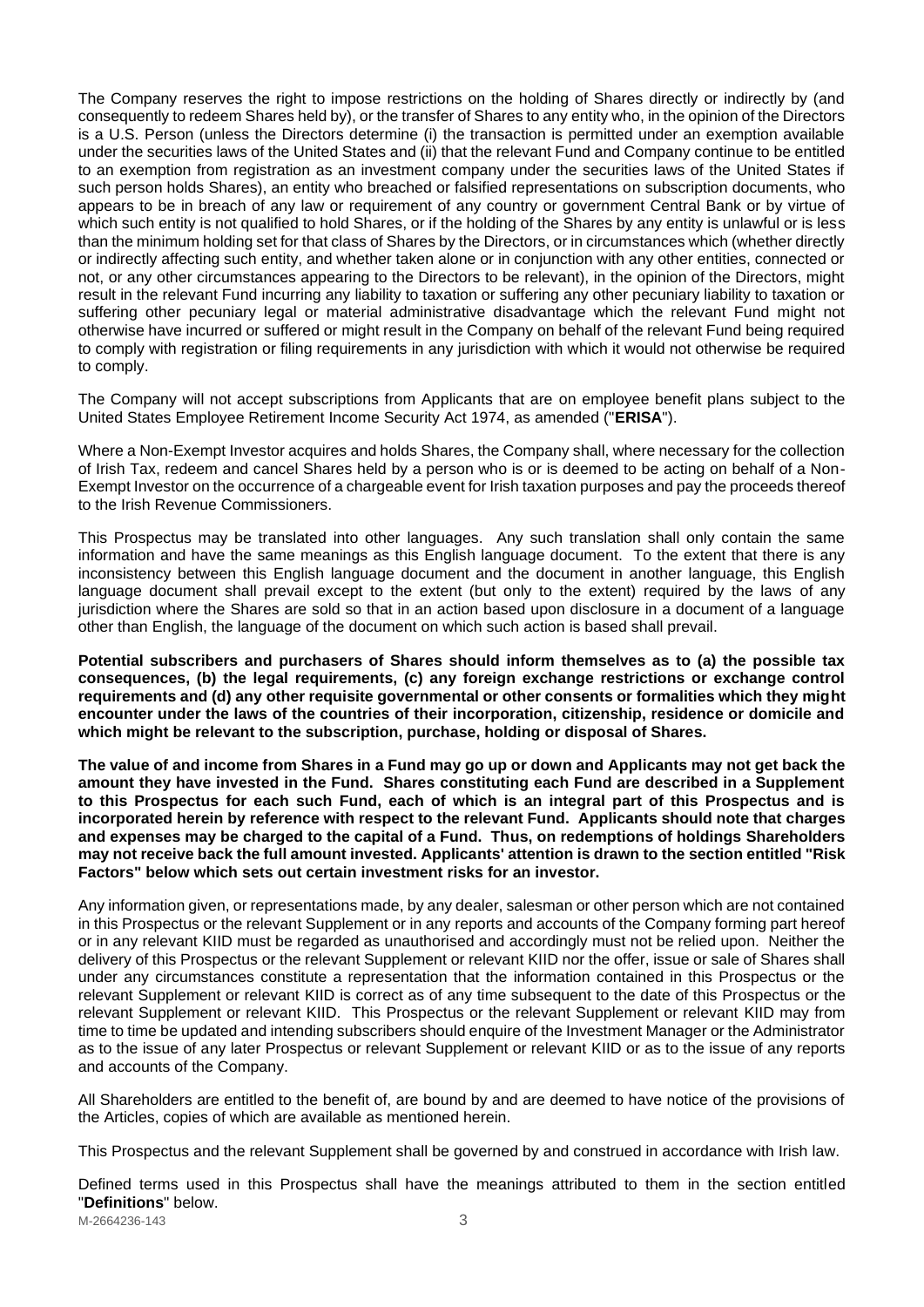The Company reserves the right to impose restrictions on the holding of Shares directly or indirectly by (and consequently to redeem Shares held by), or the transfer of Shares to any entity who, in the opinion of the Directors is a U.S. Person (unless the Directors determine (i) the transaction is permitted under an exemption available under the securities laws of the United States and (ii) that the relevant Fund and Company continue to be entitled to an exemption from registration as an investment company under the securities laws of the United States if such person holds Shares), an entity who breached or falsified representations on subscription documents, who appears to be in breach of any law or requirement of any country or government Central Bank or by virtue of which such entity is not qualified to hold Shares, or if the holding of the Shares by any entity is unlawful or is less than the minimum holding set for that class of Shares by the Directors, or in circumstances which (whether directly or indirectly affecting such entity, and whether taken alone or in conjunction with any other entities, connected or not, or any other circumstances appearing to the Directors to be relevant), in the opinion of the Directors, might result in the relevant Fund incurring any liability to taxation or suffering any other pecuniary liability to taxation or suffering other pecuniary legal or material administrative disadvantage which the relevant Fund might not otherwise have incurred or suffered or might result in the Company on behalf of the relevant Fund being required to comply with registration or filing requirements in any jurisdiction with which it would not otherwise be required to comply.

The Company will not accept subscriptions from Applicants that are on employee benefit plans subject to the United States Employee Retirement Income Security Act 1974, as amended ("**ERISA**").

Where a Non-Exempt Investor acquires and holds Shares, the Company shall, where necessary for the collection of Irish Tax, redeem and cancel Shares held by a person who is or is deemed to be acting on behalf of a Non-Exempt Investor on the occurrence of a chargeable event for Irish taxation purposes and pay the proceeds thereof to the Irish Revenue Commissioners.

This Prospectus may be translated into other languages. Any such translation shall only contain the same information and have the same meanings as this English language document. To the extent that there is any inconsistency between this English language document and the document in another language, this English language document shall prevail except to the extent (but only to the extent) required by the laws of any jurisdiction where the Shares are sold so that in an action based upon disclosure in a document of a language other than English, the language of the document on which such action is based shall prevail.

**Potential subscribers and purchasers of Shares should inform themselves as to (a) the possible tax consequences, (b) the legal requirements, (c) any foreign exchange restrictions or exchange control requirements and (d) any other requisite governmental or other consents or formalities which they might encounter under the laws of the countries of their incorporation, citizenship, residence or domicile and which might be relevant to the subscription, purchase, holding or disposal of Shares.**

**The value of and income from Shares in a Fund may go up or down and Applicants may not get back the amount they have invested in the Fund. Shares constituting each Fund are described in a Supplement to this Prospectus for each such Fund, each of which is an integral part of this Prospectus and is incorporated herein by reference with respect to the relevant Fund. Applicants should note that charges and expenses may be charged to the capital of a Fund. Thus, on redemptions of holdings Shareholders may not receive back the full amount invested. Applicants' attention is drawn to the section entitled "Risk Factors" below which sets out certain investment risks for an investor.**

Any information given, or representations made, by any dealer, salesman or other person which are not contained in this Prospectus or the relevant Supplement or in any reports and accounts of the Company forming part hereof or in any relevant KIID must be regarded as unauthorised and accordingly must not be relied upon. Neither the delivery of this Prospectus or the relevant Supplement or relevant KIID nor the offer, issue or sale of Shares shall under any circumstances constitute a representation that the information contained in this Prospectus or the relevant Supplement or relevant KIID is correct as of any time subsequent to the date of this Prospectus or the relevant Supplement or relevant KIID. This Prospectus or the relevant Supplement or relevant KIID may from time to time be updated and intending subscribers should enquire of the Investment Manager or the Administrator as to the issue of any later Prospectus or relevant Supplement or relevant KIID or as to the issue of any reports and accounts of the Company.

All Shareholders are entitled to the benefit of, are bound by and are deemed to have notice of the provisions of the Articles, copies of which are available as mentioned herein.

This Prospectus and the relevant Supplement shall be governed by and construed in accordance with Irish law.

Defined terms used in this Prospectus shall have the meanings attributed to them in the section entitled "**Definitions**" below.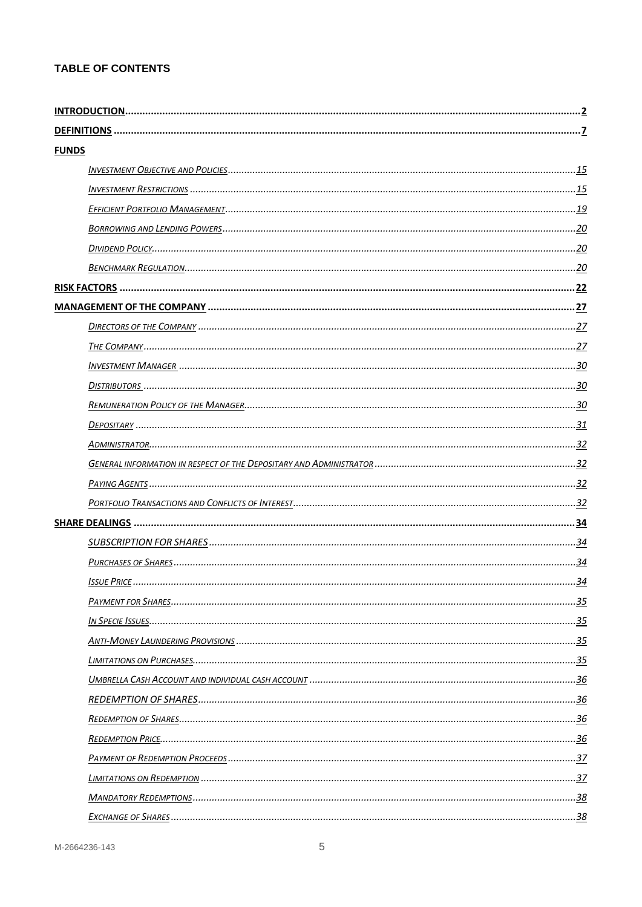**TABLE OF CONTENTS**

| | |
|---|---|
| **INTRODUCTION** | **2** |
| **DEFINITIONS** | **7** |
| **FUNDS** | |
| *INVESTMENT OBJECTIVE AND POLICIES* | *15* |
| *INVESTMENT RESTRICTIONS* | *15* |
| *EFFICIENT PORTFOLIO MANAGEMENT* | *19* |
| *BORROWING AND LENDING POWERS* | *20* |
| *DIVIDEND POLICY* | *20* |
| *BENCHMARK REGULATION* | *20* |
| **RISK FACTORS** | **22** |
| **MANAGEMENT OF THE COMPANY** | **27** |
| *DIRECTORS OF THE COMPANY* | *27* |
| *THE COMPANY* | *27* |
| *INVESTMENT MANAGER* | *30* |
| *DISTRIBUTORS* | *30* |
| *REMUNERATION POLICY OF THE MANAGER* | *30* |
| *DEPOSITARY* | *31* |
| *ADMINISTRATOR* | *32* |
| *GENERAL INFORMATION IN RESPECT OF THE DEPOSITARY AND ADMINISTRATOR* | *32* |
| *PAYING AGENTS* | *32* |
| *PORTFOLIO TRANSACTIONS AND CONFLICTS OF INTEREST* | *32* |
| **SHARE DEALINGS** | **34** |
| *SUBSCRIPTION FOR SHARES* | *34* |
| *PURCHASES OF SHARES* | *34* |
| *ISSUE PRICE* | *34* |
| *PAYMENT FOR SHARES* | *35* |
| *IN SPECIE ISSUES* | *35* |
| *ANTI-MONEY LAUNDERING PROVISIONS* | *35* |
| *LIMITATIONS ON PURCHASES* | *35* |
| *UMBRELLA CASH ACCOUNT AND INDIVIDUAL CASH ACCOUNT* | *36* |
| *REDEMPTION OF SHARES* | *36* |
| *REDEMPTION OF SHARES* | *36* |
| *REDEMPTION PRICE* | *36* |
| *PAYMENT OF REDEMPTION PROCEEDS* | *37* |
| *LIMITATIONS ON REDEMPTION* | *37* |
| *MANDATORY REDEMPTIONS* | *38* |
| *EXCHANGE OF SHARES* | *38* |

M-2664236-143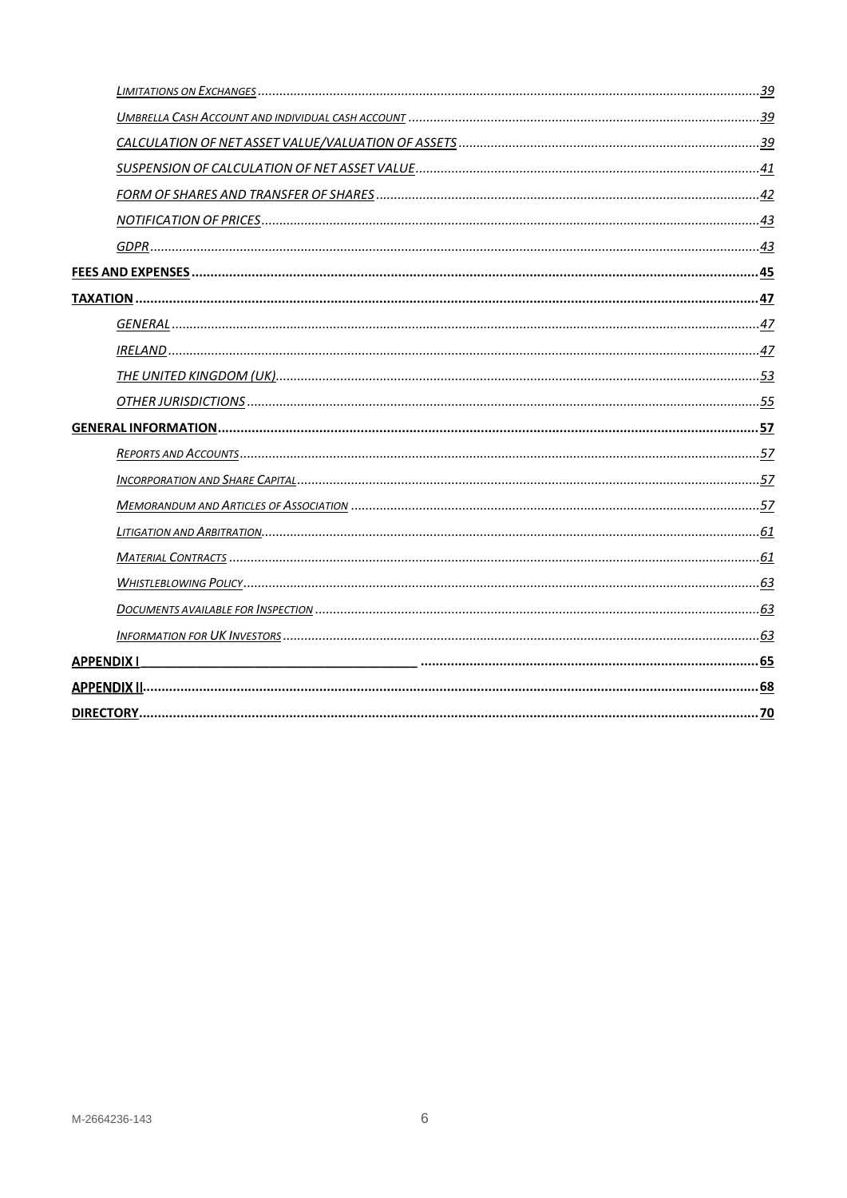*Limitations on Exchanges* ..... 39

*Umbrella Cash Account and individual cash account* ..... 39

*CALCULATION OF NET ASSET VALUE/VALUATION OF ASSETS* ..... 39

*SUSPENSION OF CALCULATION OF NET ASSET VALUE* ..... 41

*FORM OF SHARES AND TRANSFER OF SHARES* ..... 42

*NOTIFICATION OF PRICES* ..... 43

*GDPR* ..... 43

**FEES AND EXPENSES** ..... 45

**TAXATION** ..... 47

*GENERAL* ..... 47

*IRELAND* ..... 47

*THE UNITED KINGDOM (UK)* ..... 53

*OTHER JURISDICTIONS* ..... 55

**GENERAL INFORMATION** ..... 57

*Reports and Accounts* ..... 57

*Incorporation and Share Capital* ..... 57

*Memorandum and Articles of Association* ..... 57

*Litigation and Arbitration* ..... 61

*Material Contracts* ..... 61

*Whistleblowing Policy* ..... 63

*Documents available for Inspection* ..... 63

*Information for UK Investors* ..... 63

**APPENDIX I** ..... 65

**APPENDIX II** ..... 68

**DIRECTORY** ..... 70

M-2664236-143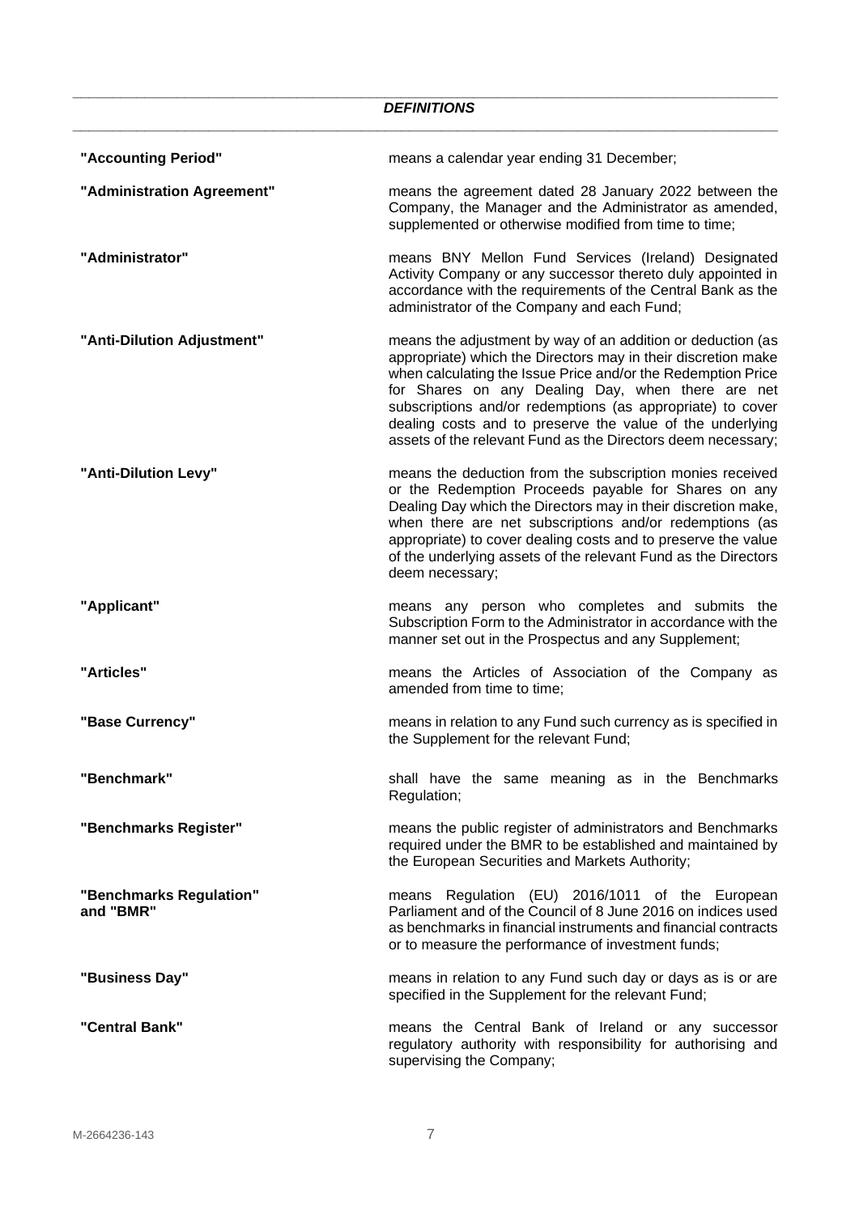## *DEFINITIONS*

**"Accounting Period"** means a calendar year ending 31 December;

**"Administration Agreement"** means the agreement dated 28 January 2022 between the Company, the Manager and the Administrator as amended, supplemented or otherwise modified from time to time;

**"Administrator"** means BNY Mellon Fund Services (Ireland) Designated Activity Company or any successor thereto duly appointed in accordance with the requirements of the Central Bank as the administrator of the Company and each Fund;

**"Anti-Dilution Adjustment"** means the adjustment by way of an addition or deduction (as appropriate) which the Directors may in their discretion make when calculating the Issue Price and/or the Redemption Price for Shares on any Dealing Day, when there are net subscriptions and/or redemptions (as appropriate) to cover dealing costs and to preserve the value of the underlying assets of the relevant Fund as the Directors deem necessary;

**"Anti-Dilution Levy"** means the deduction from the subscription monies received or the Redemption Proceeds payable for Shares on any Dealing Day which the Directors may in their discretion make, when there are net subscriptions and/or redemptions (as appropriate) to cover dealing costs and to preserve the value of the underlying assets of the relevant Fund as the Directors deem necessary;

**"Applicant"** means any person who completes and submits the Subscription Form to the Administrator in accordance with the manner set out in the Prospectus and any Supplement;

**"Articles"** means the Articles of Association of the Company as amended from time to time;

**"Base Currency"** means in relation to any Fund such currency as is specified in the Supplement for the relevant Fund;

**"Benchmark"** shall have the same meaning as in the Benchmarks Regulation;

**"Benchmarks Register"** means the public register of administrators and Benchmarks required under the BMR to be established and maintained by the European Securities and Markets Authority;

**"Benchmarks Regulation" and "BMR"** means Regulation (EU) 2016/1011 of the European Parliament and of the Council of 8 June 2016 on indices used as benchmarks in financial instruments and financial contracts or to measure the performance of investment funds;

**"Business Day"** means in relation to any Fund such day or days as is or are specified in the Supplement for the relevant Fund;

**"Central Bank"** means the Central Bank of Ireland or any successor regulatory authority with responsibility for authorising and supervising the Company;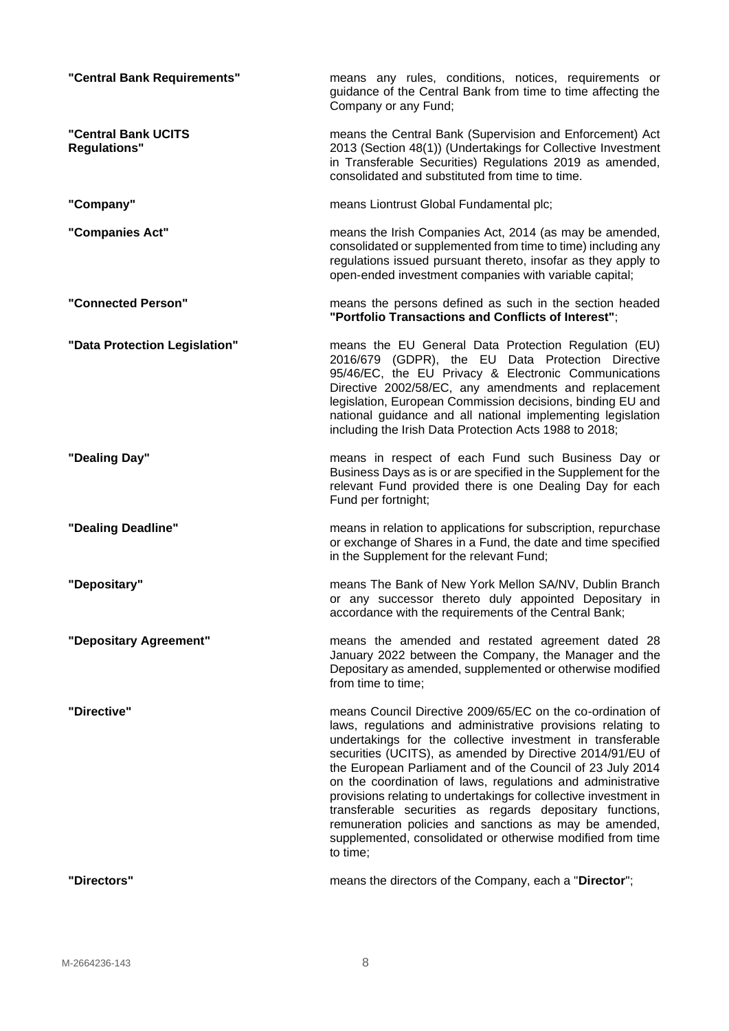**"Central Bank Requirements"** means any rules, conditions, notices, requirements or guidance of the Central Bank from time to time affecting the Company or any Fund;

**"Central Bank UCITS Regulations"** means the Central Bank (Supervision and Enforcement) Act 2013 (Section 48(1)) (Undertakings for Collective Investment in Transferable Securities) Regulations 2019 as amended, consolidated and substituted from time to time.

**"Company"** means Liontrust Global Fundamental plc;

**"Companies Act"** means the Irish Companies Act, 2014 (as may be amended, consolidated or supplemented from time to time) including any regulations issued pursuant thereto, insofar as they apply to open-ended investment companies with variable capital;

**"Connected Person"** means the persons defined as such in the section headed **"Portfolio Transactions and Conflicts of Interest"**;

**"Data Protection Legislation"** means the EU General Data Protection Regulation (EU) 2016/679 (GDPR), the EU Data Protection Directive 95/46/EC, the EU Privacy & Electronic Communications Directive 2002/58/EC, any amendments and replacement legislation, European Commission decisions, binding EU and national guidance and all national implementing legislation including the Irish Data Protection Acts 1988 to 2018;

**"Dealing Day"** means in respect of each Fund such Business Day or Business Days as is or are specified in the Supplement for the relevant Fund provided there is one Dealing Day for each Fund per fortnight;

**"Dealing Deadline"** means in relation to applications for subscription, repurchase or exchange of Shares in a Fund, the date and time specified in the Supplement for the relevant Fund;

**"Depositary"** means The Bank of New York Mellon SA/NV, Dublin Branch or any successor thereto duly appointed Depositary in accordance with the requirements of the Central Bank;

**"Depositary Agreement"** means the amended and restated agreement dated 28 January 2022 between the Company, the Manager and the Depositary as amended, supplemented or otherwise modified from time to time;

**"Directive"** means Council Directive 2009/65/EC on the co-ordination of laws, regulations and administrative provisions relating to undertakings for the collective investment in transferable securities (UCITS), as amended by Directive 2014/91/EU of the European Parliament and of the Council of 23 July 2014 on the coordination of laws, regulations and administrative provisions relating to undertakings for collective investment in transferable securities as regards depositary functions, remuneration policies and sanctions as may be amended, supplemented, consolidated or otherwise modified from time to time;

**"Directors"** means the directors of the Company, each a "**Director**";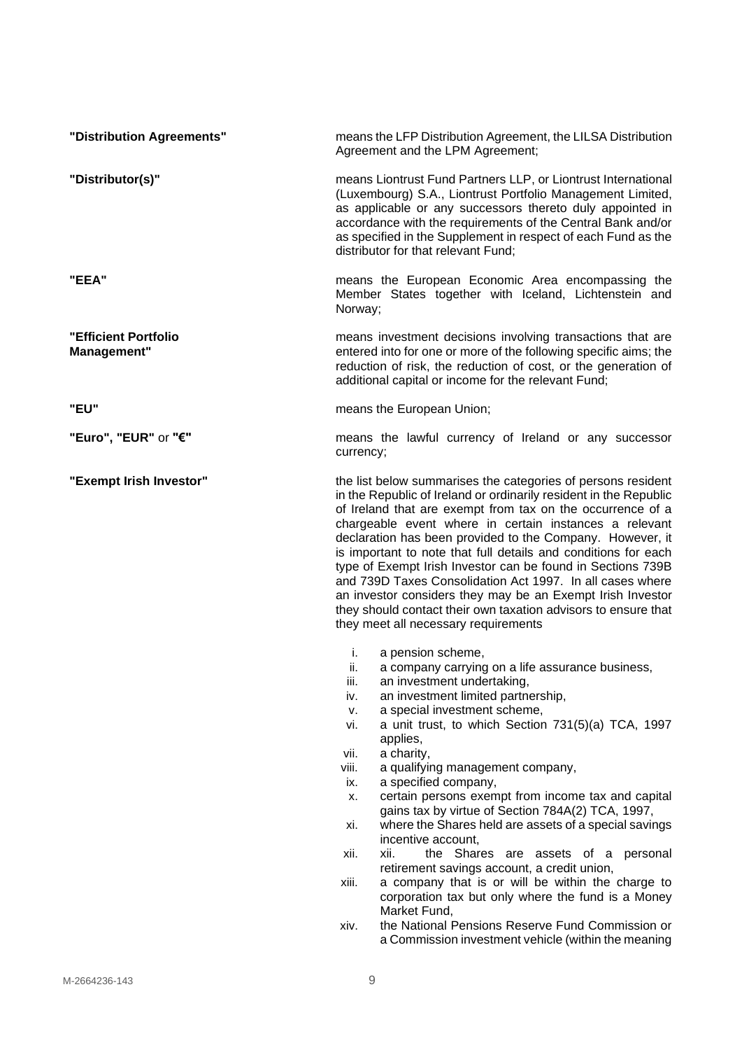**"Distribution Agreements"** means the LFP Distribution Agreement, the LILSA Distribution Agreement and the LPM Agreement;

**"Distributor(s)"** means Liontrust Fund Partners LLP, or Liontrust International (Luxembourg) S.A., Liontrust Portfolio Management Limited, as applicable or any successors thereto duly appointed in accordance with the requirements of the Central Bank and/or as specified in the Supplement in respect of each Fund as the distributor for that relevant Fund;

**"EEA"** means the European Economic Area encompassing the Member States together with Iceland, Lichtenstein and Norway;

**"Efficient Portfolio Management"** means investment decisions involving transactions that are entered into for one or more of the following specific aims; the reduction of risk, the reduction of cost, or the generation of additional capital or income for the relevant Fund;

**"EU"** means the European Union;

**"Euro", "EUR"** or **"€"** means the lawful currency of Ireland or any successor currency;

**"Exempt Irish Investor"** the list below summarises the categories of persons resident in the Republic of Ireland or ordinarily resident in the Republic of Ireland that are exempt from tax on the occurrence of a chargeable event where in certain instances a relevant declaration has been provided to the Company. However, it is important to note that full details and conditions for each type of Exempt Irish Investor can be found in Sections 739B and 739D Taxes Consolidation Act 1997. In all cases where an investor considers they may be an Exempt Irish Investor they should contact their own taxation advisors to ensure that they meet all necessary requirements

i. a pension scheme,
ii. a company carrying on a life assurance business,
iii. an investment undertaking,
iv. an investment limited partnership,
v. a special investment scheme,
vi. a unit trust, to which Section 731(5)(a) TCA, 1997 applies,
vii. a charity,
viii. a qualifying management company,
ix. a specified company,
x. certain persons exempt from income tax and capital gains tax by virtue of Section 784A(2) TCA, 1997,
xi. where the Shares held are assets of a special savings incentive account,
xii. xii. the Shares are assets of a personal retirement savings account, a credit union,
xiii. a company that is or will be within the charge to corporation tax but only where the fund is a Money Market Fund,
xiv. the National Pensions Reserve Fund Commission or a Commission investment vehicle (within the meaning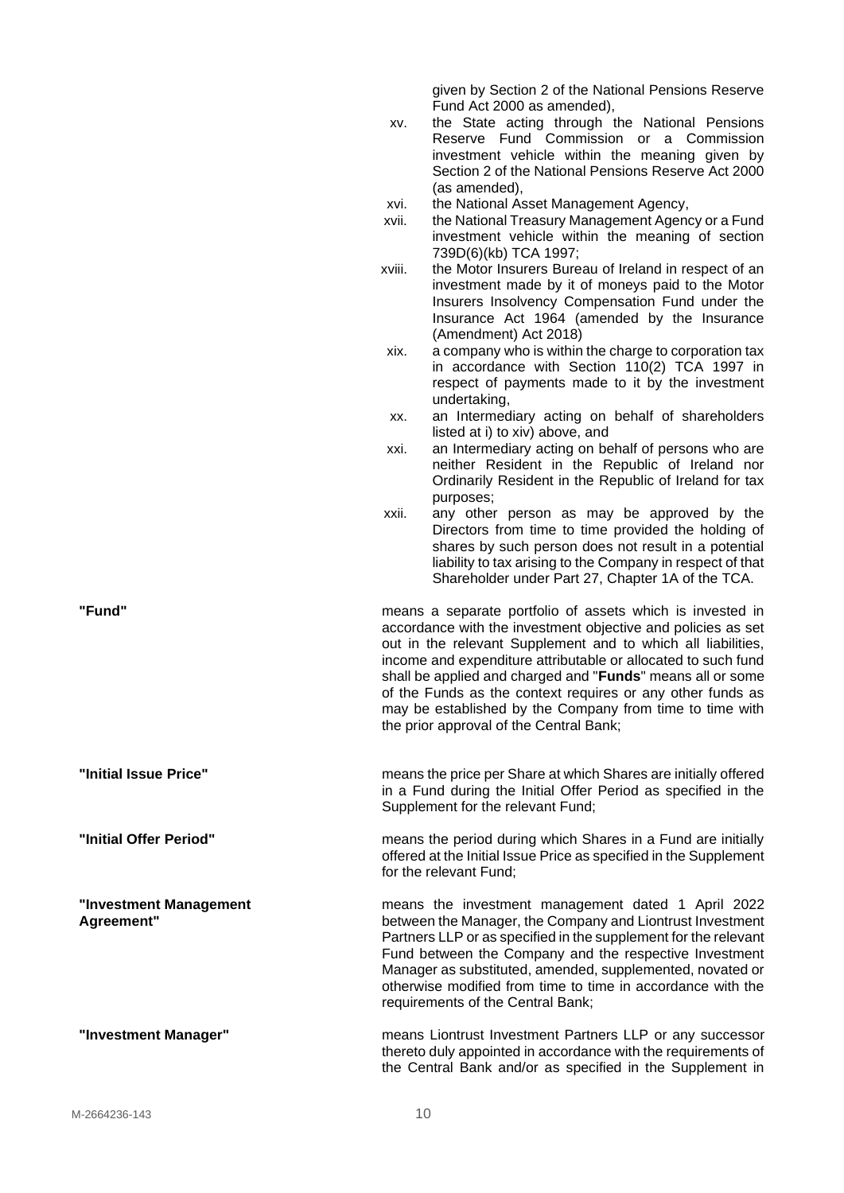given by Section 2 of the National Pensions Reserve Fund Act 2000 as amended),

xv. the State acting through the National Pensions Reserve Fund Commission or a Commission investment vehicle within the meaning given by Section 2 of the National Pensions Reserve Act 2000 (as amended),

xvi. the National Asset Management Agency,

xvii. the National Treasury Management Agency or a Fund investment vehicle within the meaning of section 739D(6)(kb) TCA 1997;

xviii. the Motor Insurers Bureau of Ireland in respect of an investment made by it of moneys paid to the Motor Insurers Insolvency Compensation Fund under the Insurance Act 1964 (amended by the Insurance (Amendment) Act 2018)

xix. a company who is within the charge to corporation tax in accordance with Section 110(2) TCA 1997 in respect of payments made to it by the investment undertaking,

xx. an Intermediary acting on behalf of shareholders listed at i) to xiv) above, and

xxi. an Intermediary acting on behalf of persons who are neither Resident in the Republic of Ireland nor Ordinarily Resident in the Republic of Ireland for tax purposes;

xxii. any other person as may be approved by the Directors from time to time provided the holding of shares by such person does not result in a potential liability to tax arising to the Company in respect of that Shareholder under Part 27, Chapter 1A of the TCA.

**"Fund"** means a separate portfolio of assets which is invested in accordance with the investment objective and policies as set out in the relevant Supplement and to which all liabilities, income and expenditure attributable or allocated to such fund shall be applied and charged and "**Funds**" means all or some of the Funds as the context requires or any other funds as may be established by the Company from time to time with the prior approval of the Central Bank;

**"Initial Issue Price"** means the price per Share at which Shares are initially offered in a Fund during the Initial Offer Period as specified in the Supplement for the relevant Fund;

**"Initial Offer Period"** means the period during which Shares in a Fund are initially offered at the Initial Issue Price as specified in the Supplement for the relevant Fund;

**"Investment Management Agreement"** means the investment management dated 1 April 2022 between the Manager, the Company and Liontrust Investment Partners LLP or as specified in the supplement for the relevant Fund between the Company and the respective Investment Manager as substituted, amended, supplemented, novated or otherwise modified from time to time in accordance with the requirements of the Central Bank;

**"Investment Manager"** means Liontrust Investment Partners LLP or any successor thereto duly appointed in accordance with the requirements of the Central Bank and/or as specified in the Supplement in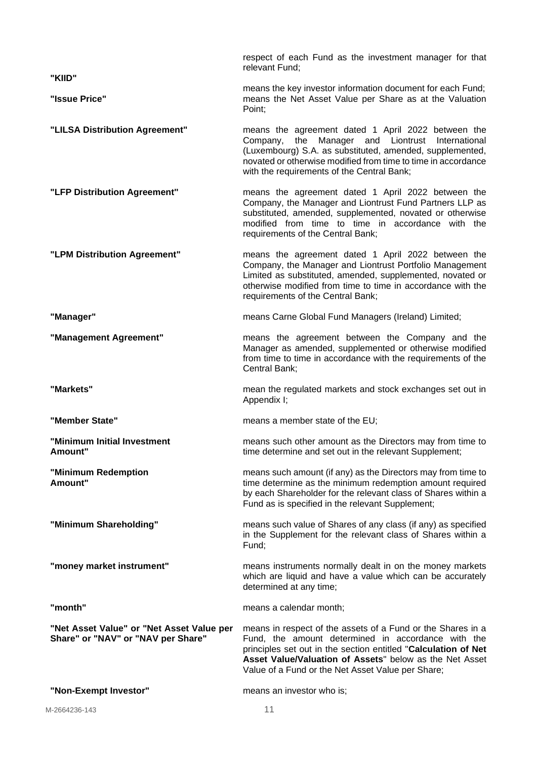respect of each Fund as the investment manager for that relevant Fund;

**"KIID"** means the key investor information document for each Fund;

**"Issue Price"** means the Net Asset Value per Share as at the Valuation Point;

**"LILSA Distribution Agreement"** means the agreement dated 1 April 2022 between the Company, the Manager and Liontrust International (Luxembourg) S.A. as substituted, amended, supplemented, novated or otherwise modified from time to time in accordance with the requirements of the Central Bank;

**"LFP Distribution Agreement"** means the agreement dated 1 April 2022 between the Company, the Manager and Liontrust Fund Partners LLP as substituted, amended, supplemented, novated or otherwise modified from time to time in accordance with the requirements of the Central Bank;

**"LPM Distribution Agreement"** means the agreement dated 1 April 2022 between the Company, the Manager and Liontrust Portfolio Management Limited as substituted, amended, supplemented, novated or otherwise modified from time to time in accordance with the requirements of the Central Bank;

**"Manager"** means Carne Global Fund Managers (Ireland) Limited;

**"Management Agreement"** means the agreement between the Company and the Manager as amended, supplemented or otherwise modified from time to time in accordance with the requirements of the Central Bank;

**"Markets"** mean the regulated markets and stock exchanges set out in Appendix I;

**"Member State"** means a member state of the EU;

**"Minimum Initial Investment Amount"** means such other amount as the Directors may from time to time determine and set out in the relevant Supplement;

**"Minimum Redemption Amount"** means such amount (if any) as the Directors may from time to time determine as the minimum redemption amount required by each Shareholder for the relevant class of Shares within a Fund as is specified in the relevant Supplement;

**"Minimum Shareholding"** means such value of Shares of any class (if any) as specified in the Supplement for the relevant class of Shares within a Fund;

**"money market instrument"** means instruments normally dealt in on the money markets which are liquid and have a value which can be accurately determined at any time;

**"month"** means a calendar month;

**"Net Asset Value" or "Net Asset Value per Share" or "NAV" or "NAV per Share"** means in respect of the assets of a Fund or the Shares in a Fund, the amount determined in accordance with the principles set out in the section entitled "**Calculation of Net Asset Value/Valuation of Assets**" below as the Net Asset Value of a Fund or the Net Asset Value per Share;

**"Non-Exempt Investor"** means an investor who is;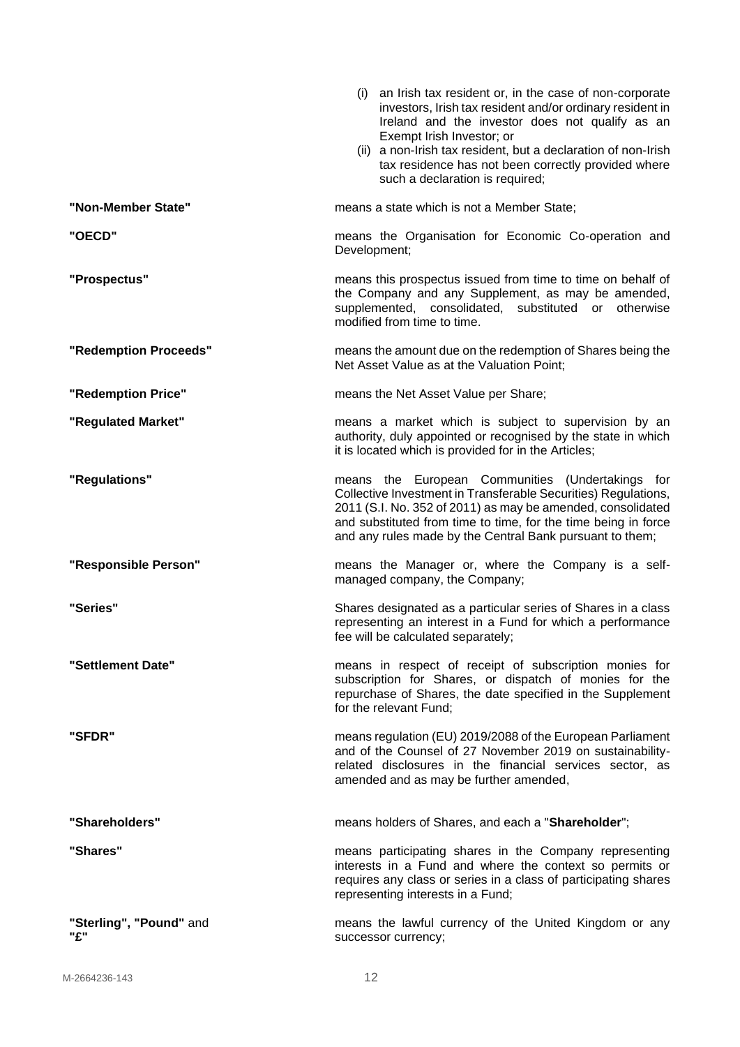(i) an Irish tax resident or, in the case of non-corporate investors, Irish tax resident and/or ordinary resident in Ireland and the investor does not qualify as an Exempt Irish Investor; or

(ii) a non-Irish tax resident, but a declaration of non-Irish tax residence has not been correctly provided where such a declaration is required;

**"Non-Member State"** means a state which is not a Member State;

**"OECD"** means the Organisation for Economic Co-operation and Development;

**"Prospectus"** means this prospectus issued from time to time on behalf of the Company and any Supplement, as may be amended, supplemented, consolidated, substituted or otherwise modified from time to time.

**"Redemption Proceeds"** means the amount due on the redemption of Shares being the Net Asset Value as at the Valuation Point;

**"Redemption Price"** means the Net Asset Value per Share;

**"Regulated Market"** means a market which is subject to supervision by an authority, duly appointed or recognised by the state in which it is located which is provided for in the Articles;

**"Regulations"** means the European Communities (Undertakings for Collective Investment in Transferable Securities) Regulations, 2011 (S.I. No. 352 of 2011) as may be amended, consolidated and substituted from time to time, for the time being in force and any rules made by the Central Bank pursuant to them;

**"Responsible Person"** means the Manager or, where the Company is a self-managed company, the Company;

**"Series"** Shares designated as a particular series of Shares in a class representing an interest in a Fund for which a performance fee will be calculated separately;

**"Settlement Date"** means in respect of receipt of subscription monies for subscription for Shares, or dispatch of monies for the repurchase of Shares, the date specified in the Supplement for the relevant Fund;

**"SFDR"** means regulation (EU) 2019/2088 of the European Parliament and of the Counsel of 27 November 2019 on sustainability-related disclosures in the financial services sector, as amended and as may be further amended,

**"Shareholders"** means holders of Shares, and each a "**Shareholder**";

**"Shares"** means participating shares in the Company representing interests in a Fund and where the context so permits or requires any class or series in a class of participating shares representing interests in a Fund;

**"Sterling", "Pound"** and **"£"** means the lawful currency of the United Kingdom or any successor currency;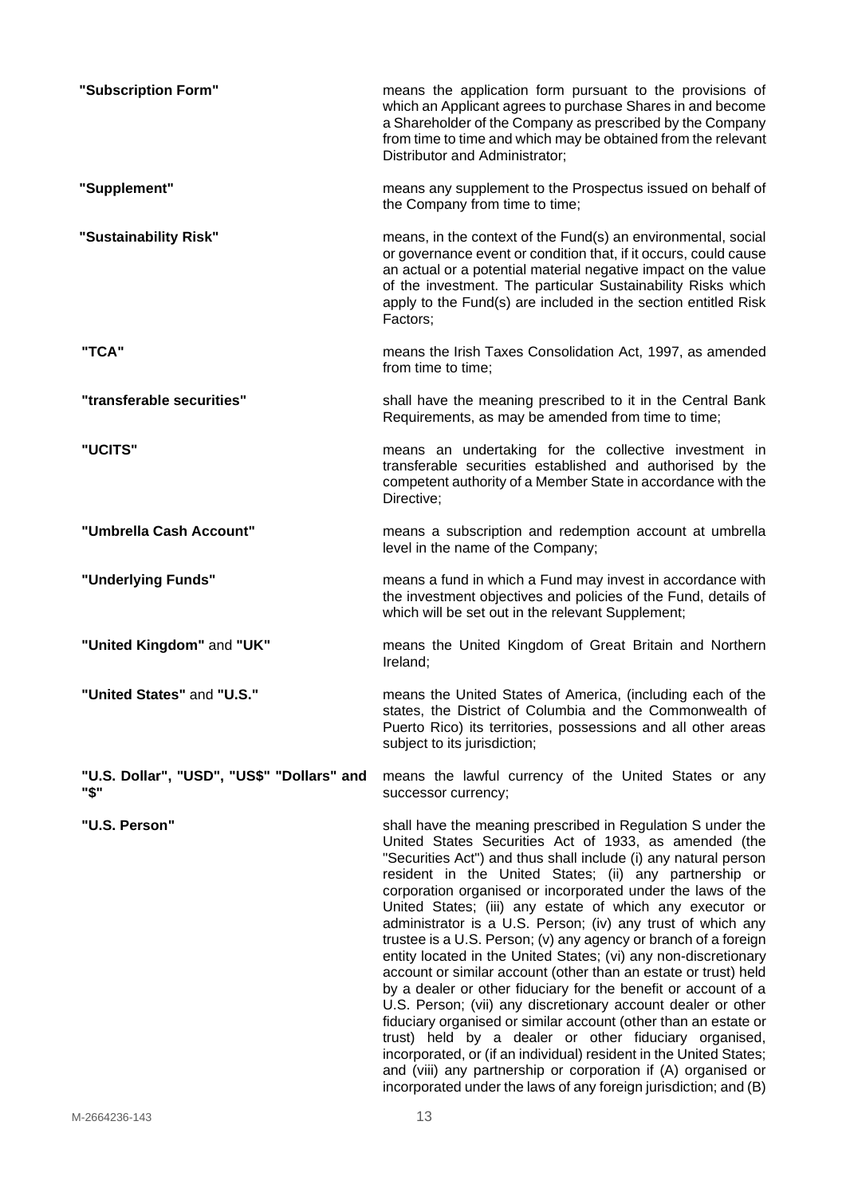**"Subscription Form"** means the application form pursuant to the provisions of which an Applicant agrees to purchase Shares in and become a Shareholder of the Company as prescribed by the Company from time to time and which may be obtained from the relevant Distributor and Administrator;

**"Supplement"** means any supplement to the Prospectus issued on behalf of the Company from time to time;

**"Sustainability Risk"** means, in the context of the Fund(s) an environmental, social or governance event or condition that, if it occurs, could cause an actual or a potential material negative impact on the value of the investment. The particular Sustainability Risks which apply to the Fund(s) are included in the section entitled Risk Factors;

**"TCA"** means the Irish Taxes Consolidation Act, 1997, as amended from time to time;

**"transferable securities"** shall have the meaning prescribed to it in the Central Bank Requirements, as may be amended from time to time;

**"UCITS"** means an undertaking for the collective investment in transferable securities established and authorised by the competent authority of a Member State in accordance with the Directive;

**"Umbrella Cash Account"** means a subscription and redemption account at umbrella level in the name of the Company;

**"Underlying Funds"** means a fund in which a Fund may invest in accordance with the investment objectives and policies of the Fund, details of which will be set out in the relevant Supplement;

**"United Kingdom"** and **"UK"** means the United Kingdom of Great Britain and Northern Ireland;

**"United States"** and **"U.S."** means the United States of America, (including each of the states, the District of Columbia and the Commonwealth of Puerto Rico) its territories, possessions and all other areas subject to its jurisdiction;

**"U.S. Dollar", "USD", "US$" "Dollars" and "$"** means the lawful currency of the United States or any successor currency;

**"U.S. Person"** shall have the meaning prescribed in Regulation S under the United States Securities Act of 1933, as amended (the "Securities Act") and thus shall include (i) any natural person resident in the United States; (ii) any partnership or corporation organised or incorporated under the laws of the United States; (iii) any estate of which any executor or administrator is a U.S. Person; (iv) any trust of which any trustee is a U.S. Person; (v) any agency or branch of a foreign entity located in the United States; (vi) any non-discretionary account or similar account (other than an estate or trust) held by a dealer or other fiduciary for the benefit or account of a U.S. Person; (vii) any discretionary account dealer or other fiduciary organised or similar account (other than an estate or trust) held by a dealer or other fiduciary organised, incorporated, or (if an individual) resident in the United States; and (viii) any partnership or corporation if (A) organised or incorporated under the laws of any foreign jurisdiction; and (B)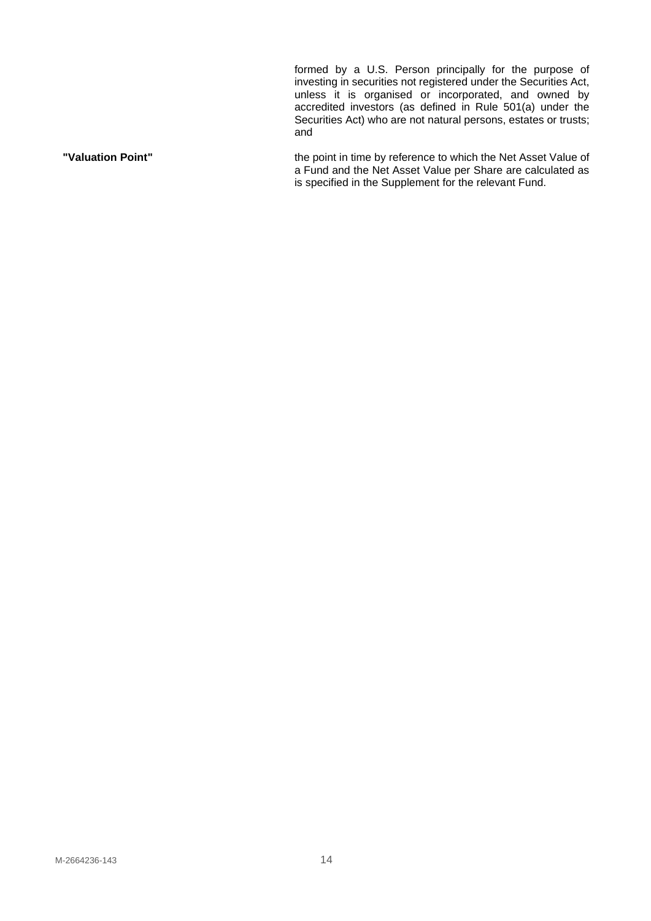formed by a U.S. Person principally for the purpose of investing in securities not registered under the Securities Act, unless it is organised or incorporated, and owned by accredited investors (as defined in Rule 501(a) under the Securities Act) who are not natural persons, estates or trusts; and

**"Valuation Point"** the point in time by reference to which the Net Asset Value of a Fund and the Net Asset Value per Share are calculated as is specified in the Supplement for the relevant Fund.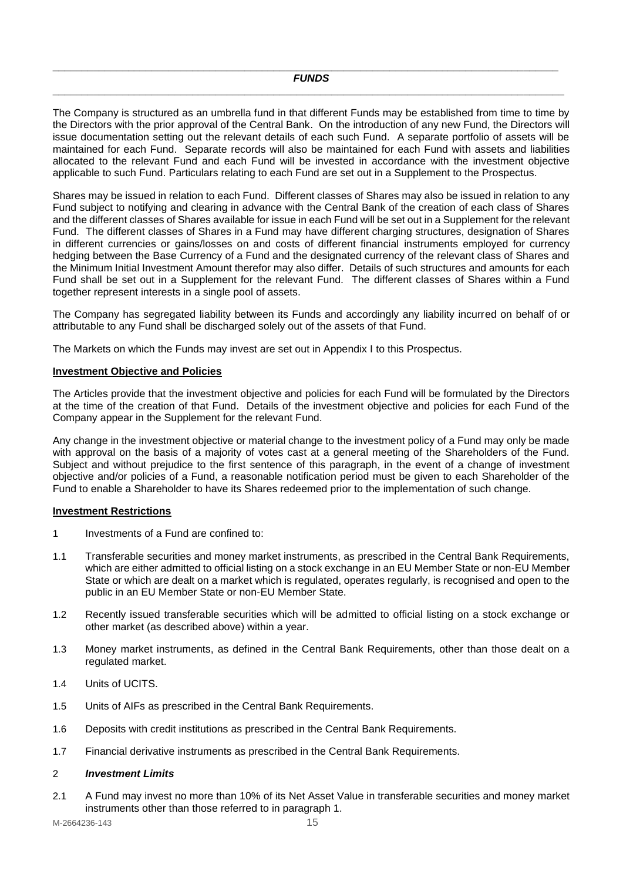## *FUNDS*

The Company is structured as an umbrella fund in that different Funds may be established from time to time by the Directors with the prior approval of the Central Bank. On the introduction of any new Fund, the Directors will issue documentation setting out the relevant details of each such Fund. A separate portfolio of assets will be maintained for each Fund. Separate records will also be maintained for each Fund with assets and liabilities allocated to the relevant Fund and each Fund will be invested in accordance with the investment objective applicable to such Fund. Particulars relating to each Fund are set out in a Supplement to the Prospectus.

Shares may be issued in relation to each Fund. Different classes of Shares may also be issued in relation to any Fund subject to notifying and clearing in advance with the Central Bank of the creation of each class of Shares and the different classes of Shares available for issue in each Fund will be set out in a Supplement for the relevant Fund. The different classes of Shares in a Fund may have different charging structures, designation of Shares in different currencies or gains/losses on and costs of different financial instruments employed for currency hedging between the Base Currency of a Fund and the designated currency of the relevant class of Shares and the Minimum Initial Investment Amount therefor may also differ. Details of such structures and amounts for each Fund shall be set out in a Supplement for the relevant Fund. The different classes of Shares within a Fund together represent interests in a single pool of assets.

The Company has segregated liability between its Funds and accordingly any liability incurred on behalf of or attributable to any Fund shall be discharged solely out of the assets of that Fund.

The Markets on which the Funds may invest are set out in Appendix I to this Prospectus.

**Investment Objective and Policies**

The Articles provide that the investment objective and policies for each Fund will be formulated by the Directors at the time of the creation of that Fund. Details of the investment objective and policies for each Fund of the Company appear in the Supplement for the relevant Fund.

Any change in the investment objective or material change to the investment policy of a Fund may only be made with approval on the basis of a majority of votes cast at a general meeting of the Shareholders of the Fund. Subject and without prejudice to the first sentence of this paragraph, in the event of a change of investment objective and/or policies of a Fund, a reasonable notification period must be given to each Shareholder of the Fund to enable a Shareholder to have its Shares redeemed prior to the implementation of such change.

**Investment Restrictions**

1 Investments of a Fund are confined to:

1.1 Transferable securities and money market instruments, as prescribed in the Central Bank Requirements, which are either admitted to official listing on a stock exchange in an EU Member State or non-EU Member State or which are dealt on a market which is regulated, operates regularly, is recognised and open to the public in an EU Member State or non-EU Member State.

1.2 Recently issued transferable securities which will be admitted to official listing on a stock exchange or other market (as described above) within a year.

1.3 Money market instruments, as defined in the Central Bank Requirements, other than those dealt on a regulated market.

1.4 Units of UCITS.

1.5 Units of AIFs as prescribed in the Central Bank Requirements.

1.6 Deposits with credit institutions as prescribed in the Central Bank Requirements.

1.7 Financial derivative instruments as prescribed in the Central Bank Requirements.

2 ***Investment Limits***

2.1 A Fund may invest no more than 10% of its Net Asset Value in transferable securities and money market instruments other than those referred to in paragraph 1.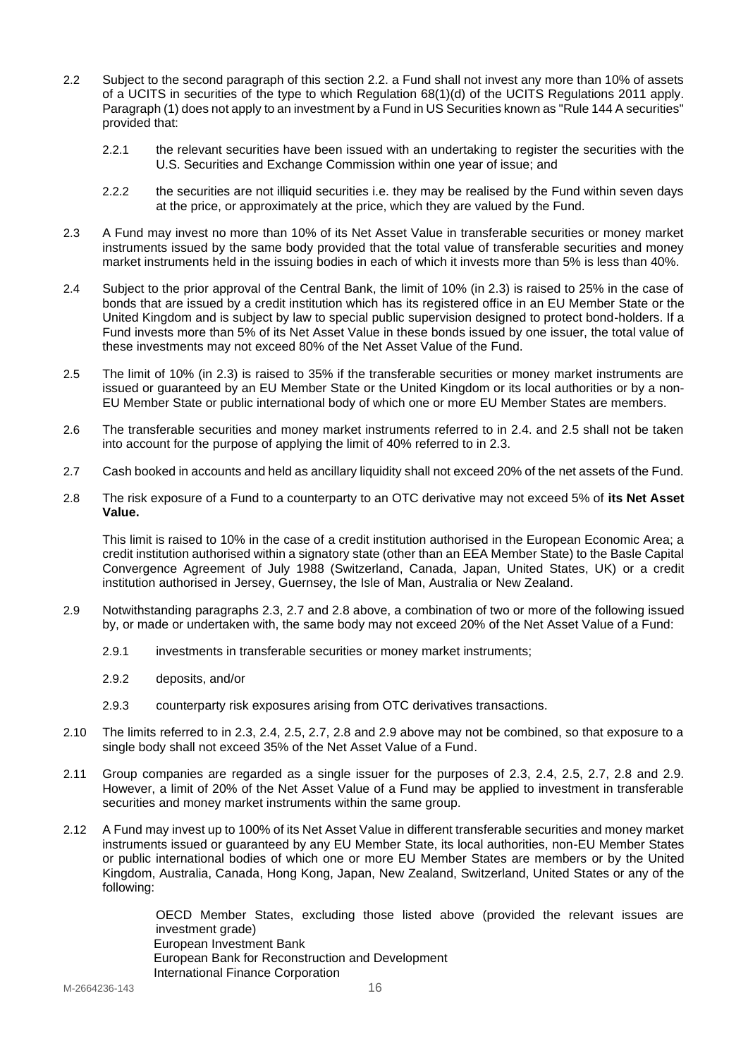2.2 Subject to the second paragraph of this section 2.2. a Fund shall not invest any more than 10% of assets of a UCITS in securities of the type to which Regulation 68(1)(d) of the UCITS Regulations 2011 apply. Paragraph (1) does not apply to an investment by a Fund in US Securities known as "Rule 144 A securities" provided that:

   2.2.1 the relevant securities have been issued with an undertaking to register the securities with the U.S. Securities and Exchange Commission within one year of issue; and

   2.2.2 the securities are not illiquid securities i.e. they may be realised by the Fund within seven days at the price, or approximately at the price, which they are valued by the Fund.

2.3 A Fund may invest no more than 10% of its Net Asset Value in transferable securities or money market instruments issued by the same body provided that the total value of transferable securities and money market instruments held in the issuing bodies in each of which it invests more than 5% is less than 40%.

2.4 Subject to the prior approval of the Central Bank, the limit of 10% (in 2.3) is raised to 25% in the case of bonds that are issued by a credit institution which has its registered office in an EU Member State or the United Kingdom and is subject by law to special public supervision designed to protect bond-holders. If a Fund invests more than 5% of its Net Asset Value in these bonds issued by one issuer, the total value of these investments may not exceed 80% of the Net Asset Value of the Fund.

2.5 The limit of 10% (in 2.3) is raised to 35% if the transferable securities or money market instruments are issued or guaranteed by an EU Member State or the United Kingdom or its local authorities or by a non-EU Member State or public international body of which one or more EU Member States are members.

2.6 The transferable securities and money market instruments referred to in 2.4. and 2.5 shall not be taken into account for the purpose of applying the limit of 40% referred to in 2.3.

2.7 Cash booked in accounts and held as ancillary liquidity shall not exceed 20% of the net assets of the Fund.

2.8 The risk exposure of a Fund to a counterparty to an OTC derivative may not exceed 5% of **its Net Asset Value.**

   This limit is raised to 10% in the case of a credit institution authorised in the European Economic Area; a credit institution authorised within a signatory state (other than an EEA Member State) to the Basle Capital Convergence Agreement of July 1988 (Switzerland, Canada, Japan, United States, UK) or a credit institution authorised in Jersey, Guernsey, the Isle of Man, Australia or New Zealand.

2.9 Notwithstanding paragraphs 2.3, 2.7 and 2.8 above, a combination of two or more of the following issued by, or made or undertaken with, the same body may not exceed 20% of the Net Asset Value of a Fund:

   2.9.1 investments in transferable securities or money market instruments;

   2.9.2 deposits, and/or

   2.9.3 counterparty risk exposures arising from OTC derivatives transactions.

2.10 The limits referred to in 2.3, 2.4, 2.5, 2.7, 2.8 and 2.9 above may not be combined, so that exposure to a single body shall not exceed 35% of the Net Asset Value of a Fund.

2.11 Group companies are regarded as a single issuer for the purposes of 2.3, 2.4, 2.5, 2.7, 2.8 and 2.9. However, a limit of 20% of the Net Asset Value of a Fund may be applied to investment in transferable securities and money market instruments within the same group.

2.12 A Fund may invest up to 100% of its Net Asset Value in different transferable securities and money market instruments issued or guaranteed by any EU Member State, its local authorities, non-EU Member States or public international bodies of which one or more EU Member States are members or by the United Kingdom, Australia, Canada, Hong Kong, Japan, New Zealand, Switzerland, United States or any of the following:

   OECD Member States, excluding those listed above (provided the relevant issues are investment grade)
   European Investment Bank
   European Bank for Reconstruction and Development
   International Finance Corporation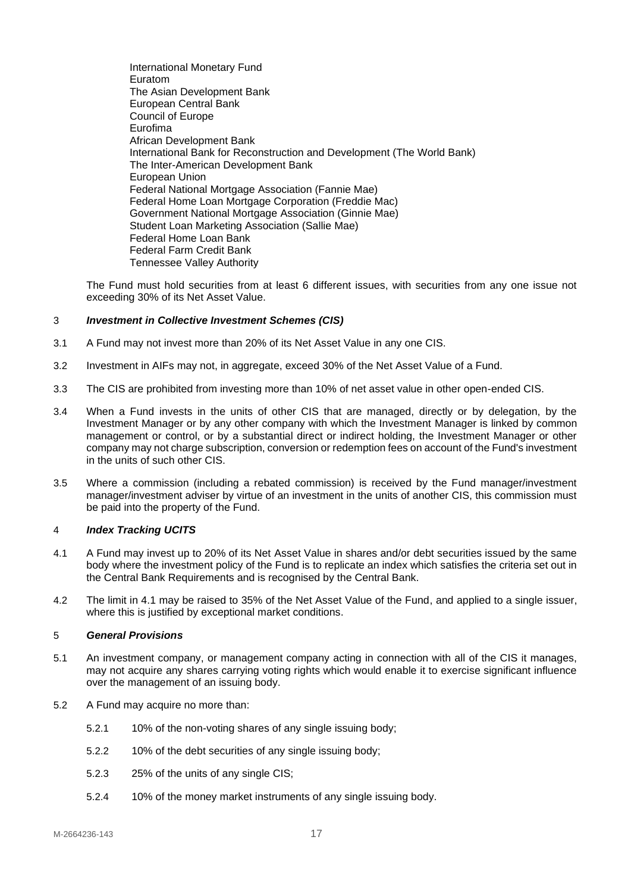International Monetary Fund
Euratom
The Asian Development Bank
European Central Bank
Council of Europe
Eurofima
African Development Bank
International Bank for Reconstruction and Development (The World Bank)
The Inter-American Development Bank
European Union
Federal National Mortgage Association (Fannie Mae)
Federal Home Loan Mortgage Corporation (Freddie Mac)
Government National Mortgage Association (Ginnie Mae)
Student Loan Marketing Association (Sallie Mae)
Federal Home Loan Bank
Federal Farm Credit Bank
Tennessee Valley Authority

The Fund must hold securities from at least 6 different issues, with securities from any one issue not exceeding 30% of its Net Asset Value.

### 3 *Investment in Collective Investment Schemes (CIS)*

3.1 A Fund may not invest more than 20% of its Net Asset Value in any one CIS.

3.2 Investment in AIFs may not, in aggregate, exceed 30% of the Net Asset Value of a Fund.

3.3 The CIS are prohibited from investing more than 10% of net asset value in other open-ended CIS.

3.4 When a Fund invests in the units of other CIS that are managed, directly or by delegation, by the Investment Manager or by any other company with which the Investment Manager is linked by common management or control, or by a substantial direct or indirect holding, the Investment Manager or other company may not charge subscription, conversion or redemption fees on account of the Fund's investment in the units of such other CIS.

3.5 Where a commission (including a rebated commission) is received by the Fund manager/investment manager/investment adviser by virtue of an investment in the units of another CIS, this commission must be paid into the property of the Fund.

### 4 *Index Tracking UCITS*

4.1 A Fund may invest up to 20% of its Net Asset Value in shares and/or debt securities issued by the same body where the investment policy of the Fund is to replicate an index which satisfies the criteria set out in the Central Bank Requirements and is recognised by the Central Bank.

4.2 The limit in 4.1 may be raised to 35% of the Net Asset Value of the Fund, and applied to a single issuer, where this is justified by exceptional market conditions.

### 5 *General Provisions*

5.1 An investment company, or management company acting in connection with all of the CIS it manages, may not acquire any shares carrying voting rights which would enable it to exercise significant influence over the management of an issuing body.

5.2 A Fund may acquire no more than:

5.2.1 10% of the non-voting shares of any single issuing body;

5.2.2 10% of the debt securities of any single issuing body;

5.2.3 25% of the units of any single CIS;

5.2.4 10% of the money market instruments of any single issuing body.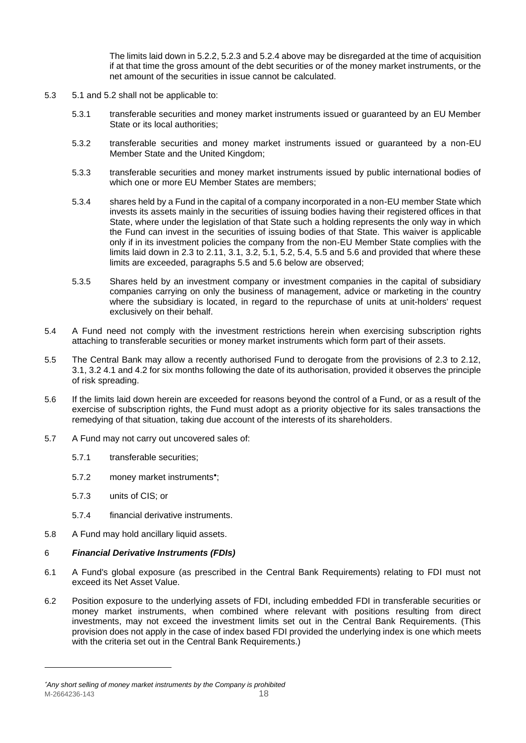The limits laid down in 5.2.2, 5.2.3 and 5.2.4 above may be disregarded at the time of acquisition if at that time the gross amount of the debt securities or of the money market instruments, or the net amount of the securities in issue cannot be calculated.

5.3 5.1 and 5.2 shall not be applicable to:

5.3.1 transferable securities and money market instruments issued or guaranteed by an EU Member State or its local authorities;

5.3.2 transferable securities and money market instruments issued or guaranteed by a non-EU Member State and the United Kingdom;

5.3.3 transferable securities and money market instruments issued by public international bodies of which one or more EU Member States are members;

5.3.4 shares held by a Fund in the capital of a company incorporated in a non-EU member State which invests its assets mainly in the securities of issuing bodies having their registered offices in that State, where under the legislation of that State such a holding represents the only way in which the Fund can invest in the securities of issuing bodies of that State. This waiver is applicable only if in its investment policies the company from the non-EU Member State complies with the limits laid down in 2.3 to 2.11, 3.1, 3.2, 5.1, 5.2, 5.4, 5.5 and 5.6 and provided that where these limits are exceeded, paragraphs 5.5 and 5.6 below are observed;

5.3.5 Shares held by an investment company or investment companies in the capital of subsidiary companies carrying on only the business of management, advice or marketing in the country where the subsidiary is located, in regard to the repurchase of units at unit-holders' request exclusively on their behalf.

5.4 A Fund need not comply with the investment restrictions herein when exercising subscription rights attaching to transferable securities or money market instruments which form part of their assets.

5.5 The Central Bank may allow a recently authorised Fund to derogate from the provisions of 2.3 to 2.12, 3.1, 3.2 4.1 and 4.2 for six months following the date of its authorisation, provided it observes the principle of risk spreading.

5.6 If the limits laid down herein are exceeded for reasons beyond the control of a Fund, or as a result of the exercise of subscription rights, the Fund must adopt as a priority objective for its sales transactions the remedying of that situation, taking due account of the interests of its shareholders.

5.7 A Fund may not carry out uncovered sales of:

5.7.1 transferable securities;

5.7.2 money market instruments*;

5.7.3 units of CIS; or

5.7.4 financial derivative instruments.

5.8 A Fund may hold ancillary liquid assets.

## 6 *Financial Derivative Instruments (FDIs)*

6.1 A Fund's global exposure (as prescribed in the Central Bank Requirements) relating to FDI must not exceed its Net Asset Value.

6.2 Position exposure to the underlying assets of FDI, including embedded FDI in transferable securities or money market instruments, when combined where relevant with positions resulting from direct investments, may not exceed the investment limits set out in the Central Bank Requirements. (This provision does not apply in the case of index based FDI provided the underlying index is one which meets with the criteria set out in the Central Bank Requirements.)

---

*\*Any short selling of money market instruments by the Company is prohibited*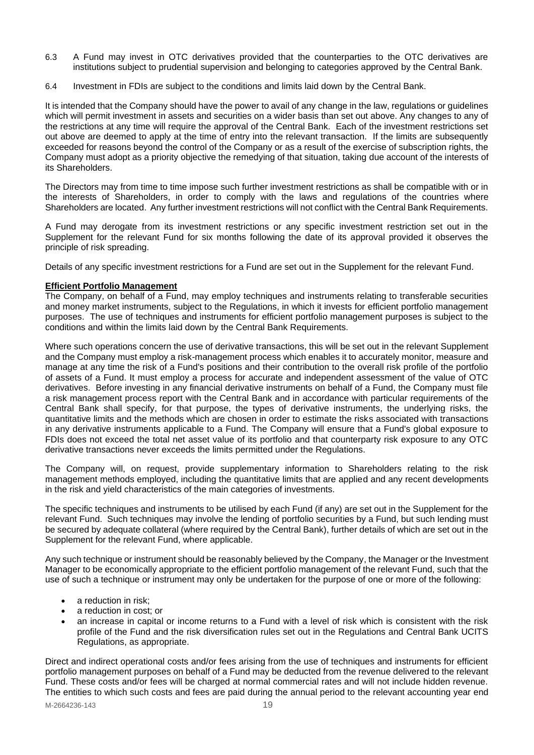6.3 A Fund may invest in OTC derivatives provided that the counterparties to the OTC derivatives are institutions subject to prudential supervision and belonging to categories approved by the Central Bank.

6.4 Investment in FDIs are subject to the conditions and limits laid down by the Central Bank.

It is intended that the Company should have the power to avail of any change in the law, regulations or guidelines which will permit investment in assets and securities on a wider basis than set out above. Any changes to any of the restrictions at any time will require the approval of the Central Bank. Each of the investment restrictions set out above are deemed to apply at the time of entry into the relevant transaction. If the limits are subsequently exceeded for reasons beyond the control of the Company or as a result of the exercise of subscription rights, the Company must adopt as a priority objective the remedying of that situation, taking due account of the interests of its Shareholders.

The Directors may from time to time impose such further investment restrictions as shall be compatible with or in the interests of Shareholders, in order to comply with the laws and regulations of the countries where Shareholders are located. Any further investment restrictions will not conflict with the Central Bank Requirements.

A Fund may derogate from its investment restrictions or any specific investment restriction set out in the Supplement for the relevant Fund for six months following the date of its approval provided it observes the principle of risk spreading.

Details of any specific investment restrictions for a Fund are set out in the Supplement for the relevant Fund.

**Efficient Portfolio Management**

The Company, on behalf of a Fund, may employ techniques and instruments relating to transferable securities and money market instruments, subject to the Regulations, in which it invests for efficient portfolio management purposes. The use of techniques and instruments for efficient portfolio management purposes is subject to the conditions and within the limits laid down by the Central Bank Requirements.

Where such operations concern the use of derivative transactions, this will be set out in the relevant Supplement and the Company must employ a risk-management process which enables it to accurately monitor, measure and manage at any time the risk of a Fund's positions and their contribution to the overall risk profile of the portfolio of assets of a Fund. It must employ a process for accurate and independent assessment of the value of OTC derivatives. Before investing in any financial derivative instruments on behalf of a Fund, the Company must file a risk management process report with the Central Bank and in accordance with particular requirements of the Central Bank shall specify, for that purpose, the types of derivative instruments, the underlying risks, the quantitative limits and the methods which are chosen in order to estimate the risks associated with transactions in any derivative instruments applicable to a Fund. The Company will ensure that a Fund's global exposure to FDIs does not exceed the total net asset value of its portfolio and that counterparty risk exposure to any OTC derivative transactions never exceeds the limits permitted under the Regulations.

The Company will, on request, provide supplementary information to Shareholders relating to the risk management methods employed, including the quantitative limits that are applied and any recent developments in the risk and yield characteristics of the main categories of investments.

The specific techniques and instruments to be utilised by each Fund (if any) are set out in the Supplement for the relevant Fund. Such techniques may involve the lending of portfolio securities by a Fund, but such lending must be secured by adequate collateral (where required by the Central Bank), further details of which are set out in the Supplement for the relevant Fund, where applicable.

Any such technique or instrument should be reasonably believed by the Company, the Manager or the Investment Manager to be economically appropriate to the efficient portfolio management of the relevant Fund, such that the use of such a technique or instrument may only be undertaken for the purpose of one or more of the following:

- a reduction in risk;
- a reduction in cost; or
- an increase in capital or income returns to a Fund with a level of risk which is consistent with the risk profile of the Fund and the risk diversification rules set out in the Regulations and Central Bank UCITS Regulations, as appropriate.

Direct and indirect operational costs and/or fees arising from the use of techniques and instruments for efficient portfolio management purposes on behalf of a Fund may be deducted from the revenue delivered to the relevant Fund. These costs and/or fees will be charged at normal commercial rates and will not include hidden revenue. The entities to which such costs and fees are paid during the annual period to the relevant accounting year end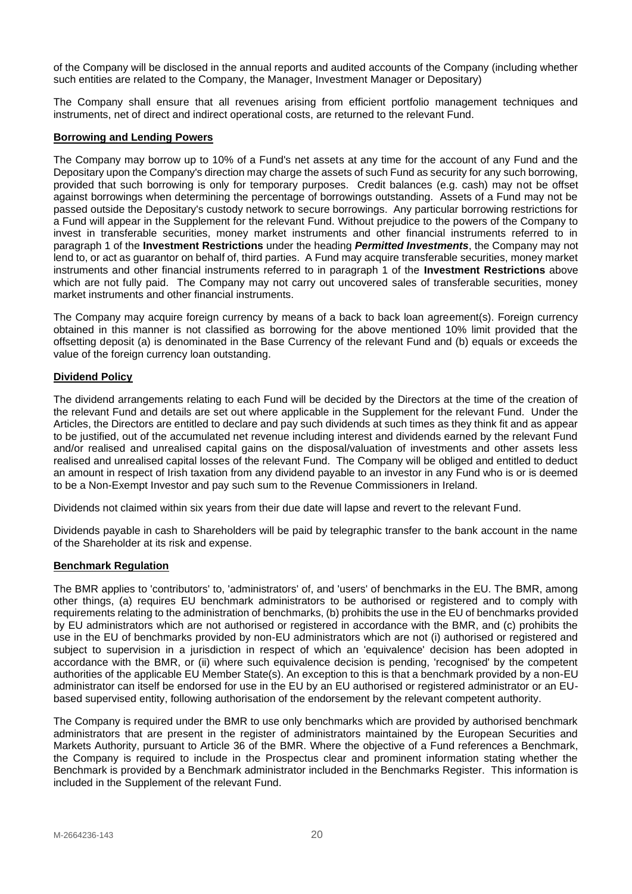of the Company will be disclosed in the annual reports and audited accounts of the Company (including whether such entities are related to the Company, the Manager, Investment Manager or Depositary)

The Company shall ensure that all revenues arising from efficient portfolio management techniques and instruments, net of direct and indirect operational costs, are returned to the relevant Fund.

**Borrowing and Lending Powers**

The Company may borrow up to 10% of a Fund's net assets at any time for the account of any Fund and the Depositary upon the Company's direction may charge the assets of such Fund as security for any such borrowing, provided that such borrowing is only for temporary purposes. Credit balances (e.g. cash) may not be offset against borrowings when determining the percentage of borrowings outstanding. Assets of a Fund may not be passed outside the Depositary's custody network to secure borrowings. Any particular borrowing restrictions for a Fund will appear in the Supplement for the relevant Fund. Without prejudice to the powers of the Company to invest in transferable securities, money market instruments and other financial instruments referred to in paragraph 1 of the **Investment Restrictions** under the heading ***Permitted Investments***, the Company may not lend to, or act as guarantor on behalf of, third parties. A Fund may acquire transferable securities, money market instruments and other financial instruments referred to in paragraph 1 of the **Investment Restrictions** above which are not fully paid. The Company may not carry out uncovered sales of transferable securities, money market instruments and other financial instruments.

The Company may acquire foreign currency by means of a back to back loan agreement(s). Foreign currency obtained in this manner is not classified as borrowing for the above mentioned 10% limit provided that the offsetting deposit (a) is denominated in the Base Currency of the relevant Fund and (b) equals or exceeds the value of the foreign currency loan outstanding.

**Dividend Policy**

The dividend arrangements relating to each Fund will be decided by the Directors at the time of the creation of the relevant Fund and details are set out where applicable in the Supplement for the relevant Fund. Under the Articles, the Directors are entitled to declare and pay such dividends at such times as they think fit and as appear to be justified, out of the accumulated net revenue including interest and dividends earned by the relevant Fund and/or realised and unrealised capital gains on the disposal/valuation of investments and other assets less realised and unrealised capital losses of the relevant Fund. The Company will be obliged and entitled to deduct an amount in respect of Irish taxation from any dividend payable to an investor in any Fund who is or is deemed to be a Non-Exempt Investor and pay such sum to the Revenue Commissioners in Ireland.

Dividends not claimed within six years from their due date will lapse and revert to the relevant Fund.

Dividends payable in cash to Shareholders will be paid by telegraphic transfer to the bank account in the name of the Shareholder at its risk and expense.

**Benchmark Regulation**

The BMR applies to 'contributors' to, 'administrators' of, and 'users' of benchmarks in the EU. The BMR, among other things, (a) requires EU benchmark administrators to be authorised or registered and to comply with requirements relating to the administration of benchmarks, (b) prohibits the use in the EU of benchmarks provided by EU administrators which are not authorised or registered in accordance with the BMR, and (c) prohibits the use in the EU of benchmarks provided by non-EU administrators which are not (i) authorised or registered and subject to supervision in a jurisdiction in respect of which an 'equivalence' decision has been adopted in accordance with the BMR, or (ii) where such equivalence decision is pending, 'recognised' by the competent authorities of the applicable EU Member State(s). An exception to this is that a benchmark provided by a non-EU administrator can itself be endorsed for use in the EU by an EU authorised or registered administrator or an EU-based supervised entity, following authorisation of the endorsement by the relevant competent authority.

The Company is required under the BMR to use only benchmarks which are provided by authorised benchmark administrators that are present in the register of administrators maintained by the European Securities and Markets Authority, pursuant to Article 36 of the BMR. Where the objective of a Fund references a Benchmark, the Company is required to include in the Prospectus clear and prominent information stating whether the Benchmark is provided by a Benchmark administrator included in the Benchmarks Register. This information is included in the Supplement of the relevant Fund.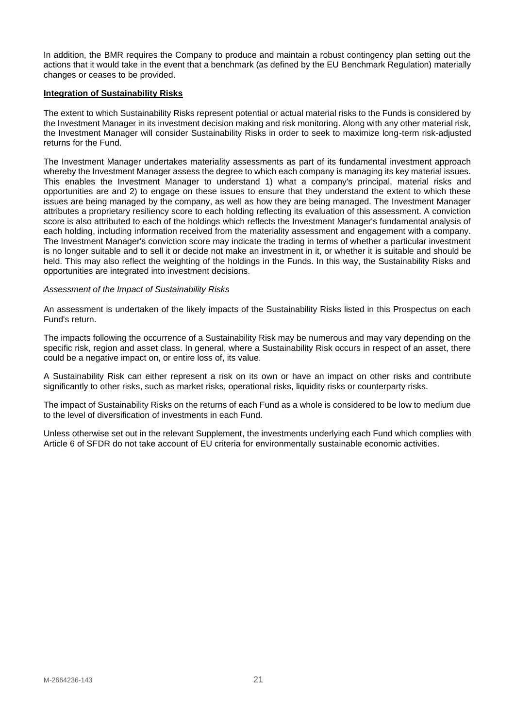In addition, the BMR requires the Company to produce and maintain a robust contingency plan setting out the actions that it would take in the event that a benchmark (as defined by the EU Benchmark Regulation) materially changes or ceases to be provided.

**Integration of Sustainability Risks**

The extent to which Sustainability Risks represent potential or actual material risks to the Funds is considered by the Investment Manager in its investment decision making and risk monitoring. Along with any other material risk, the Investment Manager will consider Sustainability Risks in order to seek to maximize long-term risk-adjusted returns for the Fund.

The Investment Manager undertakes materiality assessments as part of its fundamental investment approach whereby the Investment Manager assess the degree to which each company is managing its key material issues. This enables the Investment Manager to understand 1) what a company's principal, material risks and opportunities are and 2) to engage on these issues to ensure that they understand the extent to which these issues are being managed by the company, as well as how they are being managed. The Investment Manager attributes a proprietary resiliency score to each holding reflecting its evaluation of this assessment. A conviction score is also attributed to each of the holdings which reflects the Investment Manager's fundamental analysis of each holding, including information received from the materiality assessment and engagement with a company. The Investment Manager's conviction score may indicate the trading in terms of whether a particular investment is no longer suitable and to sell it or decide not make an investment in it, or whether it is suitable and should be held. This may also reflect the weighting of the holdings in the Funds. In this way, the Sustainability Risks and opportunities are integrated into investment decisions.

*Assessment of the Impact of Sustainability Risks*

An assessment is undertaken of the likely impacts of the Sustainability Risks listed in this Prospectus on each Fund's return.

The impacts following the occurrence of a Sustainability Risk may be numerous and may vary depending on the specific risk, region and asset class. In general, where a Sustainability Risk occurs in respect of an asset, there could be a negative impact on, or entire loss of, its value.

A Sustainability Risk can either represent a risk on its own or have an impact on other risks and contribute significantly to other risks, such as market risks, operational risks, liquidity risks or counterparty risks.

The impact of Sustainability Risks on the returns of each Fund as a whole is considered to be low to medium due to the level of diversification of investments in each Fund.

Unless otherwise set out in the relevant Supplement, the investments underlying each Fund which complies with Article 6 of SFDR do not take account of EU criteria for environmentally sustainable economic activities.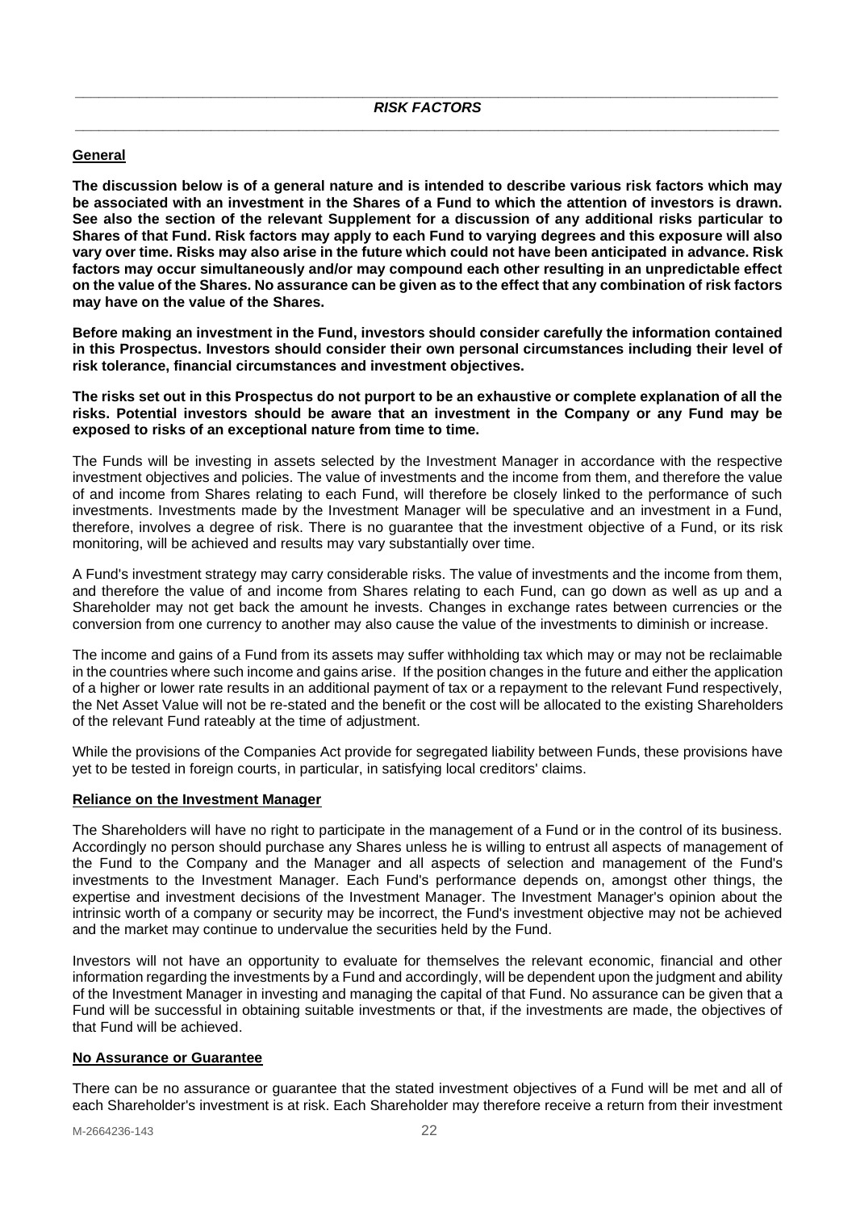## *RISK FACTORS*

### General

**The discussion below is of a general nature and is intended to describe various risk factors which may be associated with an investment in the Shares of a Fund to which the attention of investors is drawn. See also the section of the relevant Supplement for a discussion of any additional risks particular to Shares of that Fund. Risk factors may apply to each Fund to varying degrees and this exposure will also vary over time. Risks may also arise in the future which could not have been anticipated in advance. Risk factors may occur simultaneously and/or may compound each other resulting in an unpredictable effect on the value of the Shares. No assurance can be given as to the effect that any combination of risk factors may have on the value of the Shares.**

**Before making an investment in the Fund, investors should consider carefully the information contained in this Prospectus. Investors should consider their own personal circumstances including their level of risk tolerance, financial circumstances and investment objectives.**

**The risks set out in this Prospectus do not purport to be an exhaustive or complete explanation of all the risks. Potential investors should be aware that an investment in the Company or any Fund may be exposed to risks of an exceptional nature from time to time.**

The Funds will be investing in assets selected by the Investment Manager in accordance with the respective investment objectives and policies. The value of investments and the income from them, and therefore the value of and income from Shares relating to each Fund, will therefore be closely linked to the performance of such investments. Investments made by the Investment Manager will be speculative and an investment in a Fund, therefore, involves a degree of risk. There is no guarantee that the investment objective of a Fund, or its risk monitoring, will be achieved and results may vary substantially over time.

A Fund's investment strategy may carry considerable risks. The value of investments and the income from them, and therefore the value of and income from Shares relating to each Fund, can go down as well as up and a Shareholder may not get back the amount he invests. Changes in exchange rates between currencies or the conversion from one currency to another may also cause the value of the investments to diminish or increase.

The income and gains of a Fund from its assets may suffer withholding tax which may or may not be reclaimable in the countries where such income and gains arise. If the position changes in the future and either the application of a higher or lower rate results in an additional payment of tax or a repayment to the relevant Fund respectively, the Net Asset Value will not be re-stated and the benefit or the cost will be allocated to the existing Shareholders of the relevant Fund rateably at the time of adjustment.

While the provisions of the Companies Act provide for segregated liability between Funds, these provisions have yet to be tested in foreign courts, in particular, in satisfying local creditors' claims.

### Reliance on the Investment Manager

The Shareholders will have no right to participate in the management of a Fund or in the control of its business. Accordingly no person should purchase any Shares unless he is willing to entrust all aspects of management of the Fund to the Company and the Manager and all aspects of selection and management of the Fund's investments to the Investment Manager. Each Fund's performance depends on, amongst other things, the expertise and investment decisions of the Investment Manager. The Investment Manager's opinion about the intrinsic worth of a company or security may be incorrect, the Fund's investment objective may not be achieved and the market may continue to undervalue the securities held by the Fund.

Investors will not have an opportunity to evaluate for themselves the relevant economic, financial and other information regarding the investments by a Fund and accordingly, will be dependent upon the judgment and ability of the Investment Manager in investing and managing the capital of that Fund. No assurance can be given that a Fund will be successful in obtaining suitable investments or that, if the investments are made, the objectives of that Fund will be achieved.

### No Assurance or Guarantee

There can be no assurance or guarantee that the stated investment objectives of a Fund will be met and all of each Shareholder's investment is at risk. Each Shareholder may therefore receive a return from their investment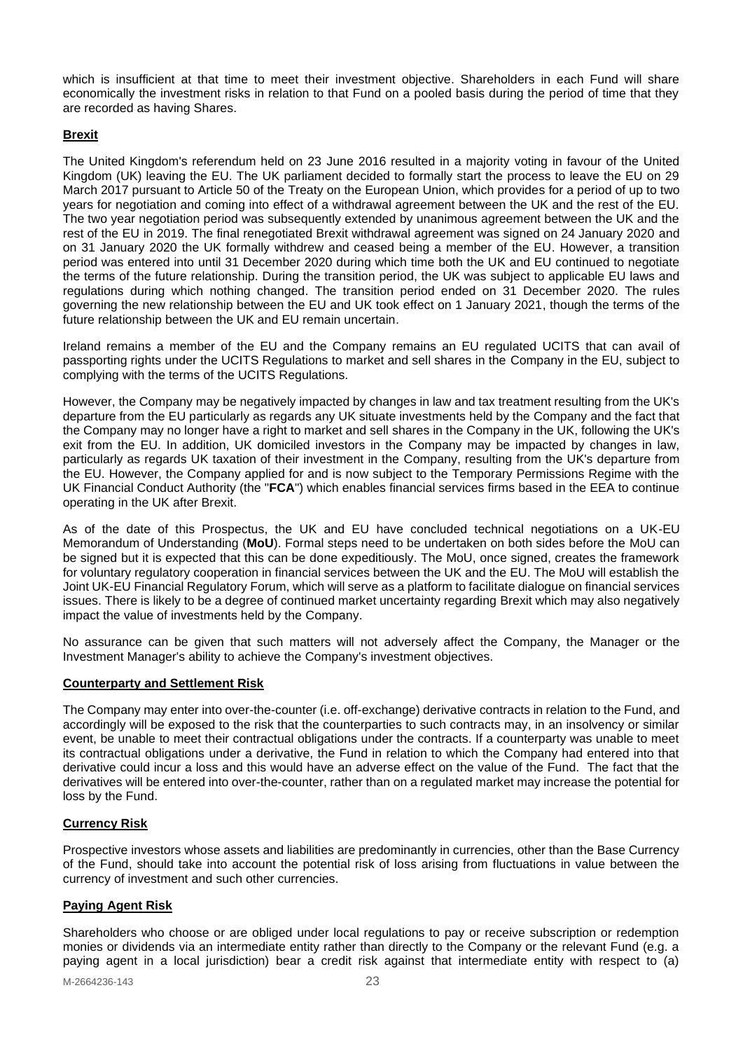which is insufficient at that time to meet their investment objective. Shareholders in each Fund will share economically the investment risks in relation to that Fund on a pooled basis during the period of time that they are recorded as having Shares.

## **Brexit**

The United Kingdom's referendum held on 23 June 2016 resulted in a majority voting in favour of the United Kingdom (UK) leaving the EU. The UK parliament decided to formally start the process to leave the EU on 29 March 2017 pursuant to Article 50 of the Treaty on the European Union, which provides for a period of up to two years for negotiation and coming into effect of a withdrawal agreement between the UK and the rest of the EU. The two year negotiation period was subsequently extended by unanimous agreement between the UK and the rest of the EU in 2019. The final renegotiated Brexit withdrawal agreement was signed on 24 January 2020 and on 31 January 2020 the UK formally withdrew and ceased being a member of the EU. However, a transition period was entered into until 31 December 2020 during which time both the UK and EU continued to negotiate the terms of the future relationship. During the transition period, the UK was subject to applicable EU laws and regulations during which nothing changed. The transition period ended on 31 December 2020. The rules governing the new relationship between the EU and UK took effect on 1 January 2021, though the terms of the future relationship between the UK and EU remain uncertain.

Ireland remains a member of the EU and the Company remains an EU regulated UCITS that can avail of passporting rights under the UCITS Regulations to market and sell shares in the Company in the EU, subject to complying with the terms of the UCITS Regulations.

However, the Company may be negatively impacted by changes in law and tax treatment resulting from the UK's departure from the EU particularly as regards any UK situate investments held by the Company and the fact that the Company may no longer have a right to market and sell shares in the Company in the UK, following the UK's exit from the EU. In addition, UK domiciled investors in the Company may be impacted by changes in law, particularly as regards UK taxation of their investment in the Company, resulting from the UK's departure from the EU. However, the Company applied for and is now subject to the Temporary Permissions Regime with the UK Financial Conduct Authority (the "**FCA**") which enables financial services firms based in the EEA to continue operating in the UK after Brexit.

As of the date of this Prospectus, the UK and EU have concluded technical negotiations on a UK-EU Memorandum of Understanding (**MoU**). Formal steps need to be undertaken on both sides before the MoU can be signed but it is expected that this can be done expeditiously. The MoU, once signed, creates the framework for voluntary regulatory cooperation in financial services between the UK and the EU. The MoU will establish the Joint UK-EU Financial Regulatory Forum, which will serve as a platform to facilitate dialogue on financial services issues. There is likely to be a degree of continued market uncertainty regarding Brexit which may also negatively impact the value of investments held by the Company.

No assurance can be given that such matters will not adversely affect the Company, the Manager or the Investment Manager's ability to achieve the Company's investment objectives.

## **Counterparty and Settlement Risk**

The Company may enter into over-the-counter (i.e. off-exchange) derivative contracts in relation to the Fund, and accordingly will be exposed to the risk that the counterparties to such contracts may, in an insolvency or similar event, be unable to meet their contractual obligations under the contracts. If a counterparty was unable to meet its contractual obligations under a derivative, the Fund in relation to which the Company had entered into that derivative could incur a loss and this would have an adverse effect on the value of the Fund. The fact that the derivatives will be entered into over-the-counter, rather than on a regulated market may increase the potential for loss by the Fund.

## **Currency Risk**

Prospective investors whose assets and liabilities are predominantly in currencies, other than the Base Currency of the Fund, should take into account the potential risk of loss arising from fluctuations in value between the currency of investment and such other currencies.

## **Paying Agent Risk**

Shareholders who choose or are obliged under local regulations to pay or receive subscription or redemption monies or dividends via an intermediate entity rather than directly to the Company or the relevant Fund (e.g. a paying agent in a local jurisdiction) bear a credit risk against that intermediate entity with respect to (a)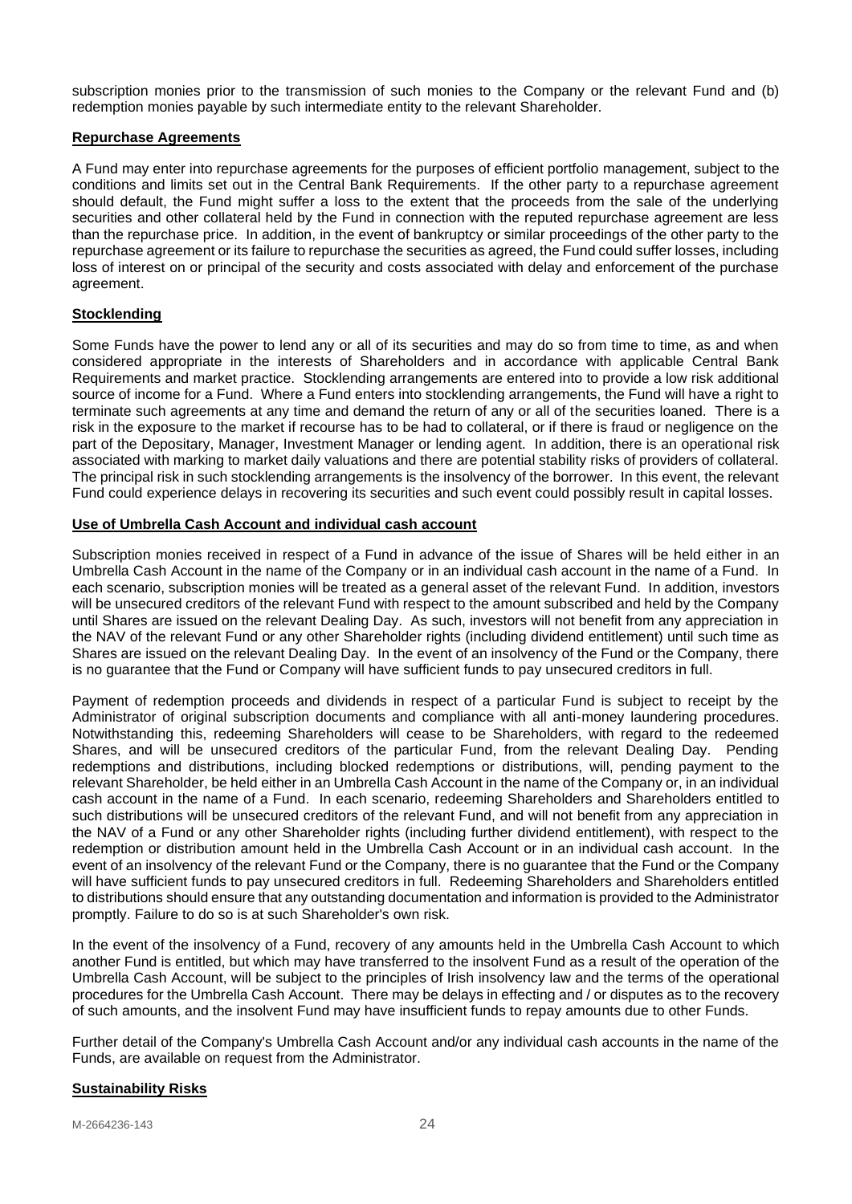subscription monies prior to the transmission of such monies to the Company or the relevant Fund and (b) redemption monies payable by such intermediate entity to the relevant Shareholder.

**Repurchase Agreements**

A Fund may enter into repurchase agreements for the purposes of efficient portfolio management, subject to the conditions and limits set out in the Central Bank Requirements. If the other party to a repurchase agreement should default, the Fund might suffer a loss to the extent that the proceeds from the sale of the underlying securities and other collateral held by the Fund in connection with the reputed repurchase agreement are less than the repurchase price. In addition, in the event of bankruptcy or similar proceedings of the other party to the repurchase agreement or its failure to repurchase the securities as agreed, the Fund could suffer losses, including loss of interest on or principal of the security and costs associated with delay and enforcement of the purchase agreement.

**Stocklending**

Some Funds have the power to lend any or all of its securities and may do so from time to time, as and when considered appropriate in the interests of Shareholders and in accordance with applicable Central Bank Requirements and market practice. Stocklending arrangements are entered into to provide a low risk additional source of income for a Fund. Where a Fund enters into stocklending arrangements, the Fund will have a right to terminate such agreements at any time and demand the return of any or all of the securities loaned. There is a risk in the exposure to the market if recourse has to be had to collateral, or if there is fraud or negligence on the part of the Depositary, Manager, Investment Manager or lending agent. In addition, there is an operational risk associated with marking to market daily valuations and there are potential stability risks of providers of collateral. The principal risk in such stocklending arrangements is the insolvency of the borrower. In this event, the relevant Fund could experience delays in recovering its securities and such event could possibly result in capital losses.

**Use of Umbrella Cash Account and individual cash account**

Subscription monies received in respect of a Fund in advance of the issue of Shares will be held either in an Umbrella Cash Account in the name of the Company or in an individual cash account in the name of a Fund. In each scenario, subscription monies will be treated as a general asset of the relevant Fund. In addition, investors will be unsecured creditors of the relevant Fund with respect to the amount subscribed and held by the Company until Shares are issued on the relevant Dealing Day. As such, investors will not benefit from any appreciation in the NAV of the relevant Fund or any other Shareholder rights (including dividend entitlement) until such time as Shares are issued on the relevant Dealing Day. In the event of an insolvency of the Fund or the Company, there is no guarantee that the Fund or Company will have sufficient funds to pay unsecured creditors in full.

Payment of redemption proceeds and dividends in respect of a particular Fund is subject to receipt by the Administrator of original subscription documents and compliance with all anti-money laundering procedures. Notwithstanding this, redeeming Shareholders will cease to be Shareholders, with regard to the redeemed Shares, and will be unsecured creditors of the particular Fund, from the relevant Dealing Day. Pending redemptions and distributions, including blocked redemptions or distributions, will, pending payment to the relevant Shareholder, be held either in an Umbrella Cash Account in the name of the Company or, in an individual cash account in the name of a Fund. In each scenario, redeeming Shareholders and Shareholders entitled to such distributions will be unsecured creditors of the relevant Fund, and will not benefit from any appreciation in the NAV of a Fund or any other Shareholder rights (including further dividend entitlement), with respect to the redemption or distribution amount held in the Umbrella Cash Account or in an individual cash account. In the event of an insolvency of the relevant Fund or the Company, there is no guarantee that the Fund or the Company will have sufficient funds to pay unsecured creditors in full. Redeeming Shareholders and Shareholders entitled to distributions should ensure that any outstanding documentation and information is provided to the Administrator promptly. Failure to do so is at such Shareholder's own risk.

In the event of the insolvency of a Fund, recovery of any amounts held in the Umbrella Cash Account to which another Fund is entitled, but which may have transferred to the insolvent Fund as a result of the operation of the Umbrella Cash Account, will be subject to the principles of Irish insolvency law and the terms of the operational procedures for the Umbrella Cash Account. There may be delays in effecting and / or disputes as to the recovery of such amounts, and the insolvent Fund may have insufficient funds to repay amounts due to other Funds.

Further detail of the Company's Umbrella Cash Account and/or any individual cash accounts in the name of the Funds, are available on request from the Administrator.

**Sustainability Risks**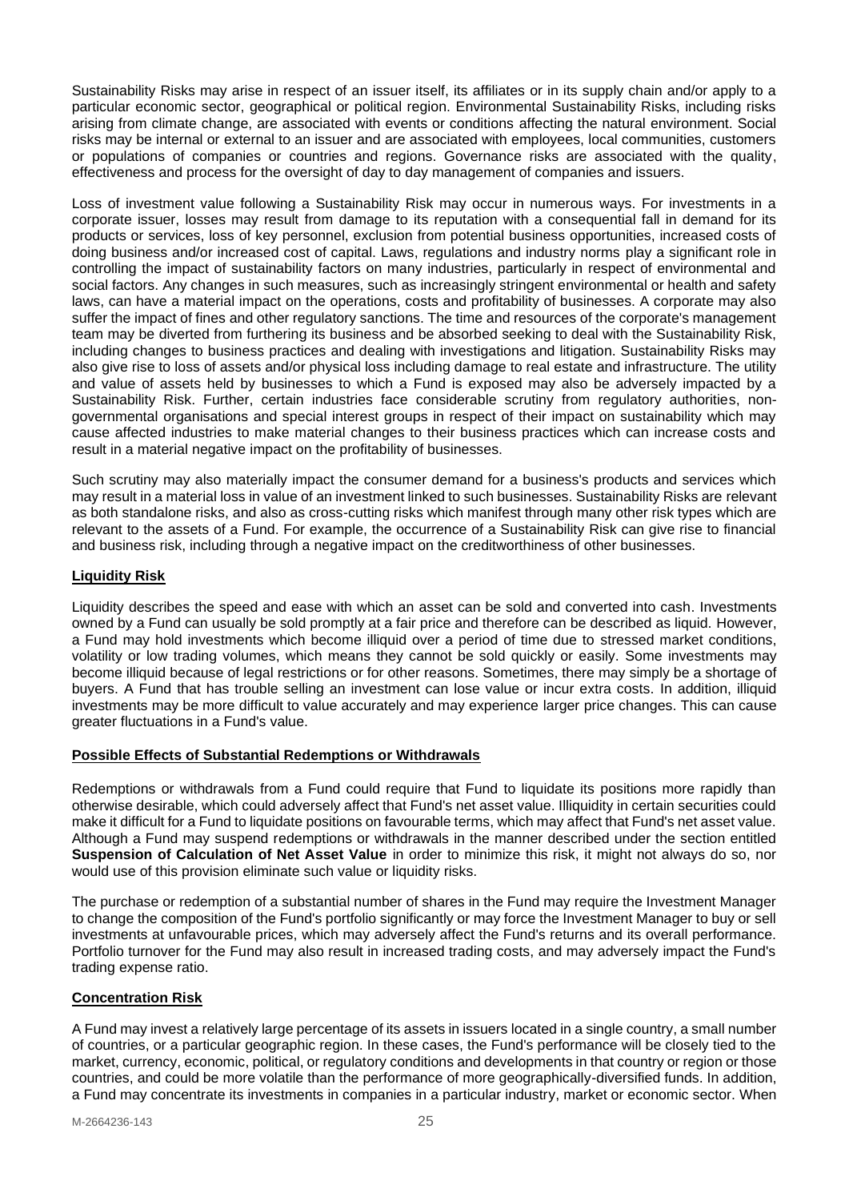Sustainability Risks may arise in respect of an issuer itself, its affiliates or in its supply chain and/or apply to a particular economic sector, geographical or political region. Environmental Sustainability Risks, including risks arising from climate change, are associated with events or conditions affecting the natural environment. Social risks may be internal or external to an issuer and are associated with employees, local communities, customers or populations of companies or countries and regions. Governance risks are associated with the quality, effectiveness and process for the oversight of day to day management of companies and issuers.

Loss of investment value following a Sustainability Risk may occur in numerous ways. For investments in a corporate issuer, losses may result from damage to its reputation with a consequential fall in demand for its products or services, loss of key personnel, exclusion from potential business opportunities, increased costs of doing business and/or increased cost of capital. Laws, regulations and industry norms play a significant role in controlling the impact of sustainability factors on many industries, particularly in respect of environmental and social factors. Any changes in such measures, such as increasingly stringent environmental or health and safety laws, can have a material impact on the operations, costs and profitability of businesses. A corporate may also suffer the impact of fines and other regulatory sanctions. The time and resources of the corporate's management team may be diverted from furthering its business and be absorbed seeking to deal with the Sustainability Risk, including changes to business practices and dealing with investigations and litigation. Sustainability Risks may also give rise to loss of assets and/or physical loss including damage to real estate and infrastructure. The utility and value of assets held by businesses to which a Fund is exposed may also be adversely impacted by a Sustainability Risk. Further, certain industries face considerable scrutiny from regulatory authorities, non-governmental organisations and special interest groups in respect of their impact on sustainability which may cause affected industries to make material changes to their business practices which can increase costs and result in a material negative impact on the profitability of businesses.

Such scrutiny may also materially impact the consumer demand for a business's products and services which may result in a material loss in value of an investment linked to such businesses. Sustainability Risks are relevant as both standalone risks, and also as cross-cutting risks which manifest through many other risk types which are relevant to the assets of a Fund. For example, the occurrence of a Sustainability Risk can give rise to financial and business risk, including through a negative impact on the creditworthiness of other businesses.

**Liquidity Risk**

Liquidity describes the speed and ease with which an asset can be sold and converted into cash. Investments owned by a Fund can usually be sold promptly at a fair price and therefore can be described as liquid. However, a Fund may hold investments which become illiquid over a period of time due to stressed market conditions, volatility or low trading volumes, which means they cannot be sold quickly or easily. Some investments may become illiquid because of legal restrictions or for other reasons. Sometimes, there may simply be a shortage of buyers. A Fund that has trouble selling an investment can lose value or incur extra costs. In addition, illiquid investments may be more difficult to value accurately and may experience larger price changes. This can cause greater fluctuations in a Fund's value.

**Possible Effects of Substantial Redemptions or Withdrawals**

Redemptions or withdrawals from a Fund could require that Fund to liquidate its positions more rapidly than otherwise desirable, which could adversely affect that Fund's net asset value. Illiquidity in certain securities could make it difficult for a Fund to liquidate positions on favourable terms, which may affect that Fund's net asset value. Although a Fund may suspend redemptions or withdrawals in the manner described under the section entitled **Suspension of Calculation of Net Asset Value** in order to minimize this risk, it might not always do so, nor would use of this provision eliminate such value or liquidity risks.

The purchase or redemption of a substantial number of shares in the Fund may require the Investment Manager to change the composition of the Fund's portfolio significantly or may force the Investment Manager to buy or sell investments at unfavourable prices, which may adversely affect the Fund's returns and its overall performance. Portfolio turnover for the Fund may also result in increased trading costs, and may adversely impact the Fund's trading expense ratio.

**Concentration Risk**

A Fund may invest a relatively large percentage of its assets in issuers located in a single country, a small number of countries, or a particular geographic region. In these cases, the Fund's performance will be closely tied to the market, currency, economic, political, or regulatory conditions and developments in that country or region or those countries, and could be more volatile than the performance of more geographically-diversified funds. In addition, a Fund may concentrate its investments in companies in a particular industry, market or economic sector. When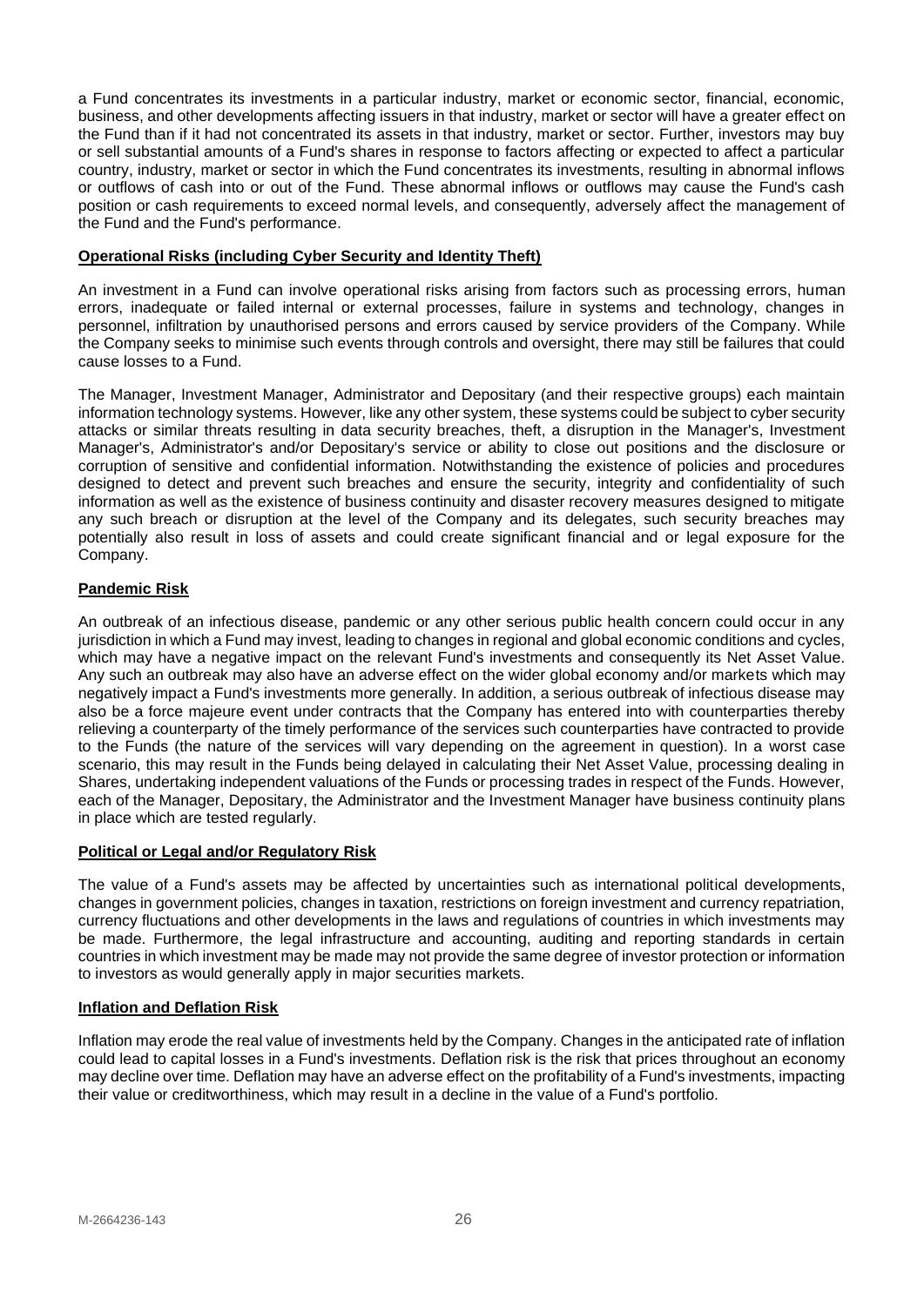a Fund concentrates its investments in a particular industry, market or economic sector, financial, economic, business, and other developments affecting issuers in that industry, market or sector will have a greater effect on the Fund than if it had not concentrated its assets in that industry, market or sector. Further, investors may buy or sell substantial amounts of a Fund's shares in response to factors affecting or expected to affect a particular country, industry, market or sector in which the Fund concentrates its investments, resulting in abnormal inflows or outflows of cash into or out of the Fund. These abnormal inflows or outflows may cause the Fund's cash position or cash requirements to exceed normal levels, and consequently, adversely affect the management of the Fund and the Fund's performance.

**Operational Risks (including Cyber Security and Identity Theft)**

An investment in a Fund can involve operational risks arising from factors such as processing errors, human errors, inadequate or failed internal or external processes, failure in systems and technology, changes in personnel, infiltration by unauthorised persons and errors caused by service providers of the Company. While the Company seeks to minimise such events through controls and oversight, there may still be failures that could cause losses to a Fund.

The Manager, Investment Manager, Administrator and Depositary (and their respective groups) each maintain information technology systems. However, like any other system, these systems could be subject to cyber security attacks or similar threats resulting in data security breaches, theft, a disruption in the Manager's, Investment Manager's, Administrator's and/or Depositary's service or ability to close out positions and the disclosure or corruption of sensitive and confidential information. Notwithstanding the existence of policies and procedures designed to detect and prevent such breaches and ensure the security, integrity and confidentiality of such information as well as the existence of business continuity and disaster recovery measures designed to mitigate any such breach or disruption at the level of the Company and its delegates, such security breaches may potentially also result in loss of assets and could create significant financial and or legal exposure for the Company.

**Pandemic Risk**

An outbreak of an infectious disease, pandemic or any other serious public health concern could occur in any jurisdiction in which a Fund may invest, leading to changes in regional and global economic conditions and cycles, which may have a negative impact on the relevant Fund's investments and consequently its Net Asset Value. Any such an outbreak may also have an adverse effect on the wider global economy and/or markets which may negatively impact a Fund's investments more generally. In addition, a serious outbreak of infectious disease may also be a force majeure event under contracts that the Company has entered into with counterparties thereby relieving a counterparty of the timely performance of the services such counterparties have contracted to provide to the Funds (the nature of the services will vary depending on the agreement in question). In a worst case scenario, this may result in the Funds being delayed in calculating their Net Asset Value, processing dealing in Shares, undertaking independent valuations of the Funds or processing trades in respect of the Funds. However, each of the Manager, Depositary, the Administrator and the Investment Manager have business continuity plans in place which are tested regularly.

**Political or Legal and/or Regulatory Risk**

The value of a Fund's assets may be affected by uncertainties such as international political developments, changes in government policies, changes in taxation, restrictions on foreign investment and currency repatriation, currency fluctuations and other developments in the laws and regulations of countries in which investments may be made. Furthermore, the legal infrastructure and accounting, auditing and reporting standards in certain countries in which investment may be made may not provide the same degree of investor protection or information to investors as would generally apply in major securities markets.

**Inflation and Deflation Risk**

Inflation may erode the real value of investments held by the Company. Changes in the anticipated rate of inflation could lead to capital losses in a Fund's investments. Deflation risk is the risk that prices throughout an economy may decline over time. Deflation may have an adverse effect on the profitability of a Fund's investments, impacting their value or creditworthiness, which may result in a decline in the value of a Fund's portfolio.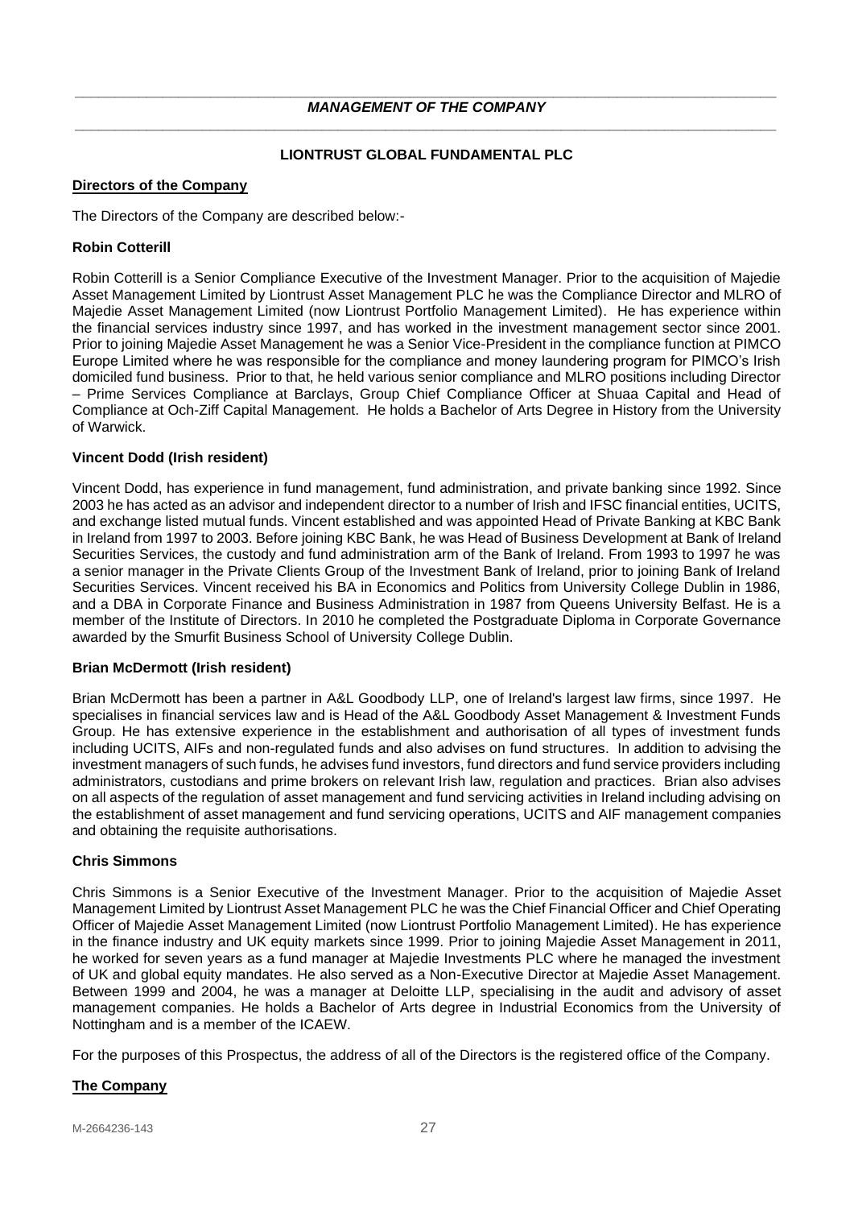## *MANAGEMENT OF THE COMPANY*

**LIONTRUST GLOBAL FUNDAMENTAL PLC**

### Directors of the Company

The Directors of the Company are described below:-

**Robin Cotterill**

Robin Cotterill is a Senior Compliance Executive of the Investment Manager. Prior to the acquisition of Majedie Asset Management Limited by Liontrust Asset Management PLC he was the Compliance Director and MLRO of Majedie Asset Management Limited (now Liontrust Portfolio Management Limited). He has experience within the financial services industry since 1997, and has worked in the investment management sector since 2001. Prior to joining Majedie Asset Management he was a Senior Vice-President in the compliance function at PIMCO Europe Limited where he was responsible for the compliance and money laundering program for PIMCO's Irish domiciled fund business. Prior to that, he held various senior compliance and MLRO positions including Director – Prime Services Compliance at Barclays, Group Chief Compliance Officer at Shuaa Capital and Head of Compliance at Och-Ziff Capital Management. He holds a Bachelor of Arts Degree in History from the University of Warwick.

**Vincent Dodd (Irish resident)**

Vincent Dodd, has experience in fund management, fund administration, and private banking since 1992. Since 2003 he has acted as an advisor and independent director to a number of Irish and IFSC financial entities, UCITS, and exchange listed mutual funds. Vincent established and was appointed Head of Private Banking at KBC Bank in Ireland from 1997 to 2003. Before joining KBC Bank, he was Head of Business Development at Bank of Ireland Securities Services, the custody and fund administration arm of the Bank of Ireland. From 1993 to 1997 he was a senior manager in the Private Clients Group of the Investment Bank of Ireland, prior to joining Bank of Ireland Securities Services. Vincent received his BA in Economics and Politics from University College Dublin in 1986, and a DBA in Corporate Finance and Business Administration in 1987 from Queens University Belfast. He is a member of the Institute of Directors. In 2010 he completed the Postgraduate Diploma in Corporate Governance awarded by the Smurfit Business School of University College Dublin.

**Brian McDermott (Irish resident)**

Brian McDermott has been a partner in A&L Goodbody LLP, one of Ireland's largest law firms, since 1997. He specialises in financial services law and is Head of the A&L Goodbody Asset Management & Investment Funds Group. He has extensive experience in the establishment and authorisation of all types of investment funds including UCITS, AIFs and non-regulated funds and also advises on fund structures. In addition to advising the investment managers of such funds, he advises fund investors, fund directors and fund service providers including administrators, custodians and prime brokers on relevant Irish law, regulation and practices. Brian also advises on all aspects of the regulation of asset management and fund servicing activities in Ireland including advising on the establishment of asset management and fund servicing operations, UCITS and AIF management companies and obtaining the requisite authorisations.

**Chris Simmons**

Chris Simmons is a Senior Executive of the Investment Manager. Prior to the acquisition of Majedie Asset Management Limited by Liontrust Asset Management PLC he was the Chief Financial Officer and Chief Operating Officer of Majedie Asset Management Limited (now Liontrust Portfolio Management Limited). He has experience in the finance industry and UK equity markets since 1999. Prior to joining Majedie Asset Management in 2011, he worked for seven years as a fund manager at Majedie Investments PLC where he managed the investment of UK and global equity mandates. He also served as a Non-Executive Director at Majedie Asset Management. Between 1999 and 2004, he was a manager at Deloitte LLP, specialising in the audit and advisory of asset management companies. He holds a Bachelor of Arts degree in Industrial Economics from the University of Nottingham and is a member of the ICAEW.

For the purposes of this Prospectus, the address of all of the Directors is the registered office of the Company.

### The Company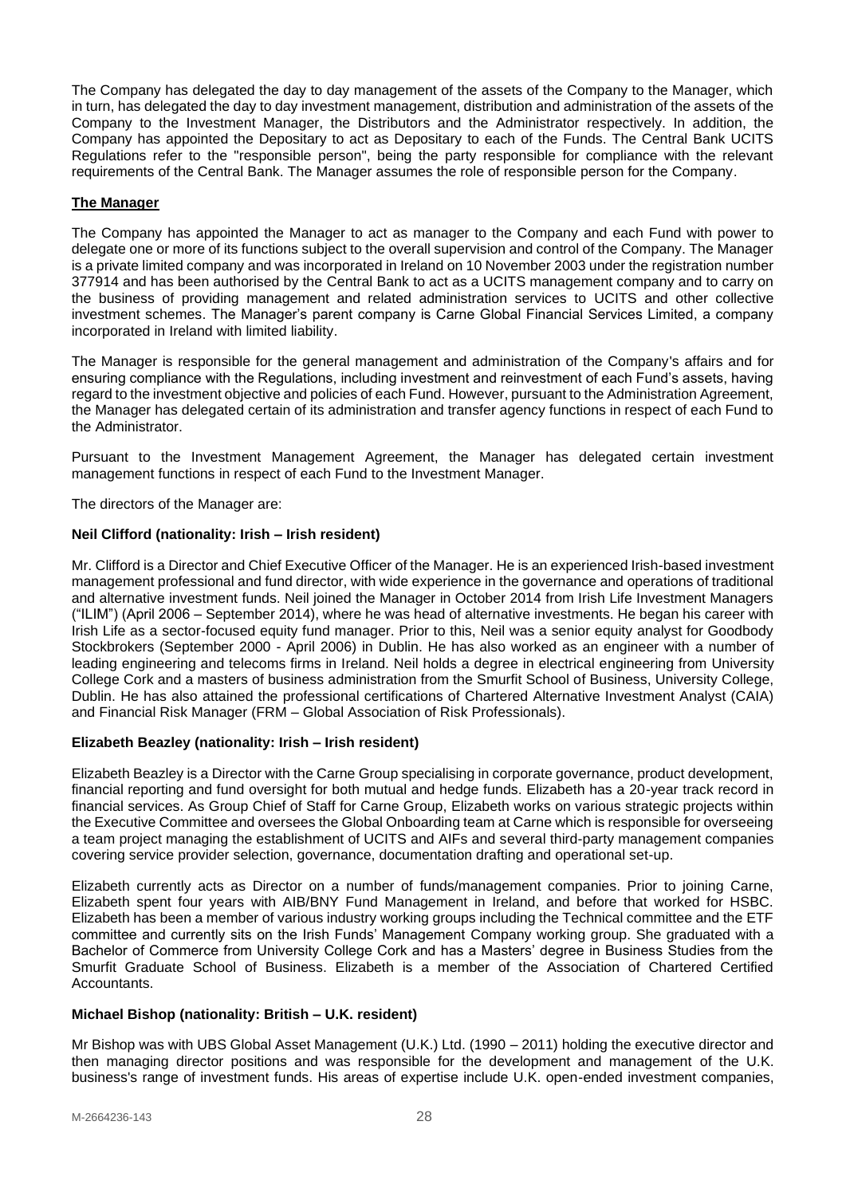The Company has delegated the day to day management of the assets of the Company to the Manager, which in turn, has delegated the day to day investment management, distribution and administration of the assets of the Company to the Investment Manager, the Distributors and the Administrator respectively. In addition, the Company has appointed the Depositary to act as Depositary to each of the Funds. The Central Bank UCITS Regulations refer to the "responsible person", being the party responsible for compliance with the relevant requirements of the Central Bank. The Manager assumes the role of responsible person for the Company.

## The Manager

The Company has appointed the Manager to act as manager to the Company and each Fund with power to delegate one or more of its functions subject to the overall supervision and control of the Company. The Manager is a private limited company and was incorporated in Ireland on 10 November 2003 under the registration number 377914 and has been authorised by the Central Bank to act as a UCITS management company and to carry on the business of providing management and related administration services to UCITS and other collective investment schemes. The Manager's parent company is Carne Global Financial Services Limited, a company incorporated in Ireland with limited liability.

The Manager is responsible for the general management and administration of the Company's affairs and for ensuring compliance with the Regulations, including investment and reinvestment of each Fund's assets, having regard to the investment objective and policies of each Fund. However, pursuant to the Administration Agreement, the Manager has delegated certain of its administration and transfer agency functions in respect of each Fund to the Administrator.

Pursuant to the Investment Management Agreement, the Manager has delegated certain investment management functions in respect of each Fund to the Investment Manager.

The directors of the Manager are:

### Neil Clifford (nationality: Irish – Irish resident)

Mr. Clifford is a Director and Chief Executive Officer of the Manager. He is an experienced Irish-based investment management professional and fund director, with wide experience in the governance and operations of traditional and alternative investment funds. Neil joined the Manager in October 2014 from Irish Life Investment Managers ("ILIM") (April 2006 – September 2014), where he was head of alternative investments. He began his career with Irish Life as a sector-focused equity fund manager. Prior to this, Neil was a senior equity analyst for Goodbody Stockbrokers (September 2000 - April 2006) in Dublin. He has also worked as an engineer with a number of leading engineering and telecoms firms in Ireland. Neil holds a degree in electrical engineering from University College Cork and a masters of business administration from the Smurfit School of Business, University College, Dublin. He has also attained the professional certifications of Chartered Alternative Investment Analyst (CAIA) and Financial Risk Manager (FRM – Global Association of Risk Professionals).

### Elizabeth Beazley (nationality: Irish – Irish resident)

Elizabeth Beazley is a Director with the Carne Group specialising in corporate governance, product development, financial reporting and fund oversight for both mutual and hedge funds. Elizabeth has a 20-year track record in financial services. As Group Chief of Staff for Carne Group, Elizabeth works on various strategic projects within the Executive Committee and oversees the Global Onboarding team at Carne which is responsible for overseeing a team project managing the establishment of UCITS and AIFs and several third-party management companies covering service provider selection, governance, documentation drafting and operational set-up.

Elizabeth currently acts as Director on a number of funds/management companies. Prior to joining Carne, Elizabeth spent four years with AIB/BNY Fund Management in Ireland, and before that worked for HSBC. Elizabeth has been a member of various industry working groups including the Technical committee and the ETF committee and currently sits on the Irish Funds' Management Company working group. She graduated with a Bachelor of Commerce from University College Cork and has a Masters' degree in Business Studies from the Smurfit Graduate School of Business. Elizabeth is a member of the Association of Chartered Certified Accountants.

### Michael Bishop (nationality: British – U.K. resident)

Mr Bishop was with UBS Global Asset Management (U.K.) Ltd. (1990 – 2011) holding the executive director and then managing director positions and was responsible for the development and management of the U.K. business's range of investment funds. His areas of expertise include U.K. open-ended investment companies,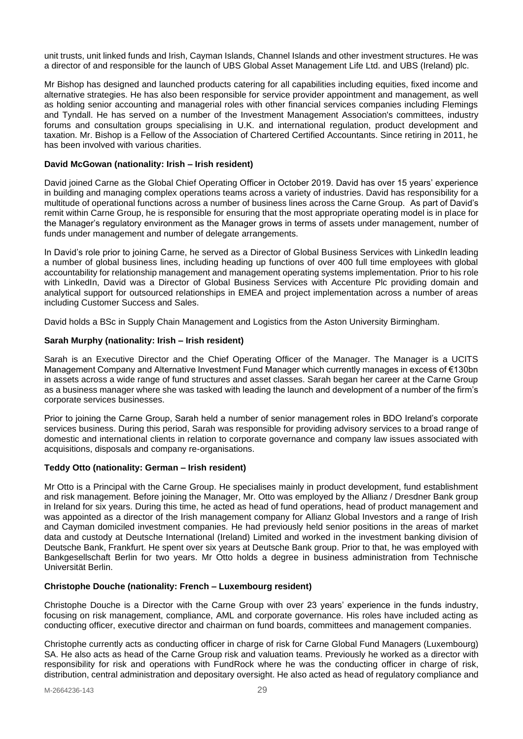unit trusts, unit linked funds and Irish, Cayman Islands, Channel Islands and other investment structures. He was a director of and responsible for the launch of UBS Global Asset Management Life Ltd. and UBS (Ireland) plc.

Mr Bishop has designed and launched products catering for all capabilities including equities, fixed income and alternative strategies. He has also been responsible for service provider appointment and management, as well as holding senior accounting and managerial roles with other financial services companies including Flemings and Tyndall. He has served on a number of the Investment Management Association's committees, industry forums and consultation groups specialising in U.K. and international regulation, product development and taxation. Mr. Bishop is a Fellow of the Association of Chartered Certified Accountants. Since retiring in 2011, he has been involved with various charities.

**David McGowan (nationality: Irish – Irish resident)**

David joined Carne as the Global Chief Operating Officer in October 2019. David has over 15 years' experience in building and managing complex operations teams across a variety of industries. David has responsibility for a multitude of operational functions across a number of business lines across the Carne Group. As part of David's remit within Carne Group, he is responsible for ensuring that the most appropriate operating model is in place for the Manager's regulatory environment as the Manager grows in terms of assets under management, number of funds under management and number of delegate arrangements.

In David's role prior to joining Carne, he served as a Director of Global Business Services with LinkedIn leading a number of global business lines, including heading up functions of over 400 full time employees with global accountability for relationship management and management operating systems implementation. Prior to his role with LinkedIn, David was a Director of Global Business Services with Accenture Plc providing domain and analytical support for outsourced relationships in EMEA and project implementation across a number of areas including Customer Success and Sales.

David holds a BSc in Supply Chain Management and Logistics from the Aston University Birmingham.

**Sarah Murphy (nationality: Irish – Irish resident)**

Sarah is an Executive Director and the Chief Operating Officer of the Manager. The Manager is a UCITS Management Company and Alternative Investment Fund Manager which currently manages in excess of €130bn in assets across a wide range of fund structures and asset classes. Sarah began her career at the Carne Group as a business manager where she was tasked with leading the launch and development of a number of the firm's corporate services businesses.

Prior to joining the Carne Group, Sarah held a number of senior management roles in BDO Ireland's corporate services business. During this period, Sarah was responsible for providing advisory services to a broad range of domestic and international clients in relation to corporate governance and company law issues associated with acquisitions, disposals and company re-organisations.

**Teddy Otto (nationality: German – Irish resident)**

Mr Otto is a Principal with the Carne Group. He specialises mainly in product development, fund establishment and risk management. Before joining the Manager, Mr. Otto was employed by the Allianz / Dresdner Bank group in Ireland for six years. During this time, he acted as head of fund operations, head of product management and was appointed as a director of the Irish management company for Allianz Global Investors and a range of Irish and Cayman domiciled investment companies. He had previously held senior positions in the areas of market data and custody at Deutsche International (Ireland) Limited and worked in the investment banking division of Deutsche Bank, Frankfurt. He spent over six years at Deutsche Bank group. Prior to that, he was employed with Bankgesellschaft Berlin for two years. Mr Otto holds a degree in business administration from Technische Universität Berlin.

**Christophe Douche (nationality: French – Luxembourg resident)**

Christophe Douche is a Director with the Carne Group with over 23 years' experience in the funds industry, focusing on risk management, compliance, AML and corporate governance. His roles have included acting as conducting officer, executive director and chairman on fund boards, committees and management companies.

Christophe currently acts as conducting officer in charge of risk for Carne Global Fund Managers (Luxembourg) SA. He also acts as head of the Carne Group risk and valuation teams. Previously he worked as a director with responsibility for risk and operations with FundRock where he was the conducting officer in charge of risk, distribution, central administration and depositary oversight. He also acted as head of regulatory compliance and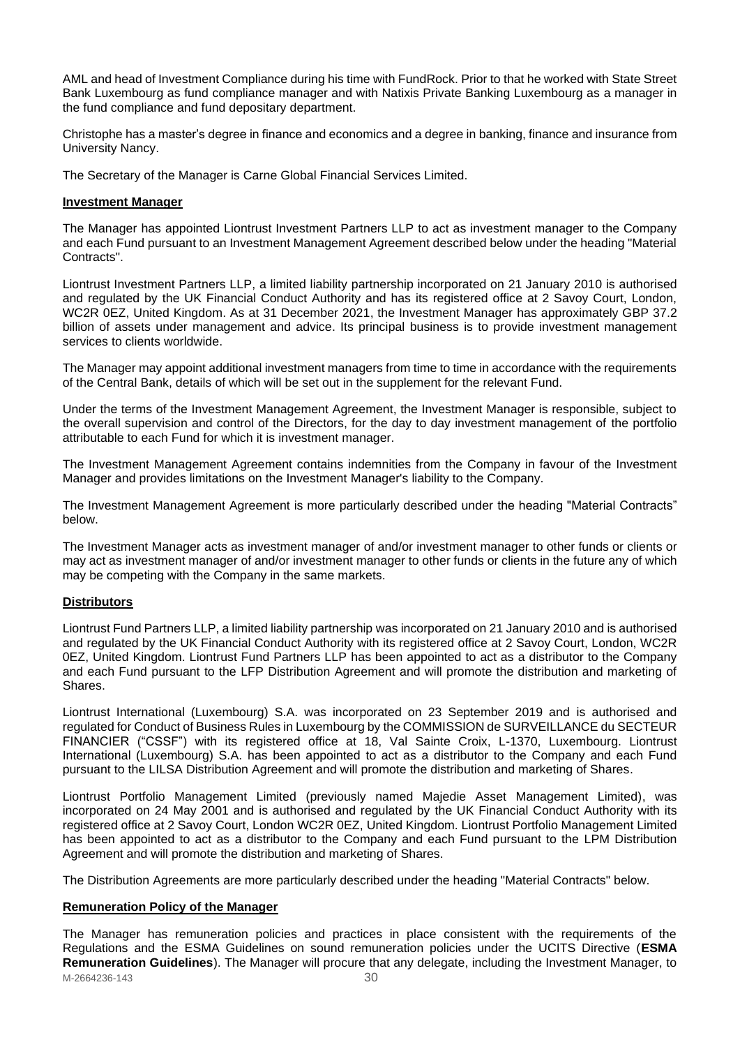AML and head of Investment Compliance during his time with FundRock. Prior to that he worked with State Street Bank Luxembourg as fund compliance manager and with Natixis Private Banking Luxembourg as a manager in the fund compliance and fund depositary department.

Christophe has a master's degree in finance and economics and a degree in banking, finance and insurance from University Nancy.

The Secretary of the Manager is Carne Global Financial Services Limited.

**Investment Manager**

The Manager has appointed Liontrust Investment Partners LLP to act as investment manager to the Company and each Fund pursuant to an Investment Management Agreement described below under the heading "Material Contracts".

Liontrust Investment Partners LLP, a limited liability partnership incorporated on 21 January 2010 is authorised and regulated by the UK Financial Conduct Authority and has its registered office at 2 Savoy Court, London, WC2R 0EZ, United Kingdom. As at 31 December 2021, the Investment Manager has approximately GBP 37.2 billion of assets under management and advice. Its principal business is to provide investment management services to clients worldwide.

The Manager may appoint additional investment managers from time to time in accordance with the requirements of the Central Bank, details of which will be set out in the supplement for the relevant Fund.

Under the terms of the Investment Management Agreement, the Investment Manager is responsible, subject to the overall supervision and control of the Directors, for the day to day investment management of the portfolio attributable to each Fund for which it is investment manager.

The Investment Management Agreement contains indemnities from the Company in favour of the Investment Manager and provides limitations on the Investment Manager's liability to the Company.

The Investment Management Agreement is more particularly described under the heading "Material Contracts" below.

The Investment Manager acts as investment manager of and/or investment manager to other funds or clients or may act as investment manager of and/or investment manager to other funds or clients in the future any of which may be competing with the Company in the same markets.

**Distributors**

Liontrust Fund Partners LLP, a limited liability partnership was incorporated on 21 January 2010 and is authorised and regulated by the UK Financial Conduct Authority with its registered office at 2 Savoy Court, London, WC2R 0EZ, United Kingdom. Liontrust Fund Partners LLP has been appointed to act as a distributor to the Company and each Fund pursuant to the LFP Distribution Agreement and will promote the distribution and marketing of Shares.

Liontrust International (Luxembourg) S.A. was incorporated on 23 September 2019 and is authorised and regulated for Conduct of Business Rules in Luxembourg by the COMMISSION de SURVEILLANCE du SECTEUR FINANCIER ("CSSF") with its registered office at 18, Val Sainte Croix, L-1370, Luxembourg. Liontrust International (Luxembourg) S.A. has been appointed to act as a distributor to the Company and each Fund pursuant to the LILSA Distribution Agreement and will promote the distribution and marketing of Shares.

Liontrust Portfolio Management Limited (previously named Majedie Asset Management Limited), was incorporated on 24 May 2001 and is authorised and regulated by the UK Financial Conduct Authority with its registered office at 2 Savoy Court, London WC2R 0EZ, United Kingdom. Liontrust Portfolio Management Limited has been appointed to act as a distributor to the Company and each Fund pursuant to the LPM Distribution Agreement and will promote the distribution and marketing of Shares.

The Distribution Agreements are more particularly described under the heading "Material Contracts" below.

**Remuneration Policy of the Manager**

The Manager has remuneration policies and practices in place consistent with the requirements of the Regulations and the ESMA Guidelines on sound remuneration policies under the UCITS Directive (**ESMA Remuneration Guidelines**). The Manager will procure that any delegate, including the Investment Manager, to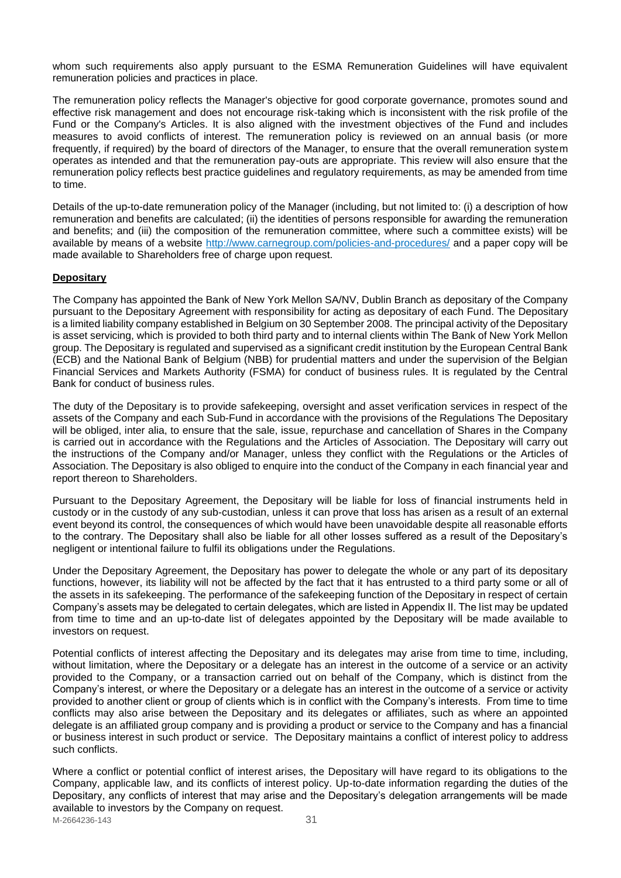whom such requirements also apply pursuant to the ESMA Remuneration Guidelines will have equivalent remuneration policies and practices in place.

The remuneration policy reflects the Manager's objective for good corporate governance, promotes sound and effective risk management and does not encourage risk-taking which is inconsistent with the risk profile of the Fund or the Company's Articles. It is also aligned with the investment objectives of the Fund and includes measures to avoid conflicts of interest. The remuneration policy is reviewed on an annual basis (or more frequently, if required) by the board of directors of the Manager, to ensure that the overall remuneration system operates as intended and that the remuneration pay-outs are appropriate. This review will also ensure that the remuneration policy reflects best practice guidelines and regulatory requirements, as may be amended from time to time.

Details of the up-to-date remuneration policy of the Manager (including, but not limited to: (i) a description of how remuneration and benefits are calculated; (ii) the identities of persons responsible for awarding the remuneration and benefits; and (iii) the composition of the remuneration committee, where such a committee exists) will be available by means of a website http://www.carnegroup.com/policies-and-procedures/ and a paper copy will be made available to Shareholders free of charge upon request.

**Depositary**

The Company has appointed the Bank of New York Mellon SA/NV, Dublin Branch as depositary of the Company pursuant to the Depositary Agreement with responsibility for acting as depositary of each Fund. The Depositary is a limited liability company established in Belgium on 30 September 2008. The principal activity of the Depositary is asset servicing, which is provided to both third party and to internal clients within The Bank of New York Mellon group. The Depositary is regulated and supervised as a significant credit institution by the European Central Bank (ECB) and the National Bank of Belgium (NBB) for prudential matters and under the supervision of the Belgian Financial Services and Markets Authority (FSMA) for conduct of business rules. It is regulated by the Central Bank for conduct of business rules.

The duty of the Depositary is to provide safekeeping, oversight and asset verification services in respect of the assets of the Company and each Sub-Fund in accordance with the provisions of the Regulations The Depositary will be obliged, inter alia, to ensure that the sale, issue, repurchase and cancellation of Shares in the Company is carried out in accordance with the Regulations and the Articles of Association. The Depositary will carry out the instructions of the Company and/or Manager, unless they conflict with the Regulations or the Articles of Association. The Depositary is also obliged to enquire into the conduct of the Company in each financial year and report thereon to Shareholders.

Pursuant to the Depositary Agreement, the Depositary will be liable for loss of financial instruments held in custody or in the custody of any sub-custodian, unless it can prove that loss has arisen as a result of an external event beyond its control, the consequences of which would have been unavoidable despite all reasonable efforts to the contrary. The Depositary shall also be liable for all other losses suffered as a result of the Depositary's negligent or intentional failure to fulfil its obligations under the Regulations.

Under the Depositary Agreement, the Depositary has power to delegate the whole or any part of its depositary functions, however, its liability will not be affected by the fact that it has entrusted to a third party some or all of the assets in its safekeeping. The performance of the safekeeping function of the Depositary in respect of certain Company's assets may be delegated to certain delegates, which are listed in Appendix II. The list may be updated from time to time and an up-to-date list of delegates appointed by the Depositary will be made available to investors on request.

Potential conflicts of interest affecting the Depositary and its delegates may arise from time to time, including, without limitation, where the Depositary or a delegate has an interest in the outcome of a service or an activity provided to the Company, or a transaction carried out on behalf of the Company, which is distinct from the Company's interest, or where the Depositary or a delegate has an interest in the outcome of a service or activity provided to another client or group of clients which is in conflict with the Company's interests. From time to time conflicts may also arise between the Depositary and its delegates or affiliates, such as where an appointed delegate is an affiliated group company and is providing a product or service to the Company and has a financial or business interest in such product or service. The Depositary maintains a conflict of interest policy to address such conflicts.

Where a conflict or potential conflict of interest arises, the Depositary will have regard to its obligations to the Company, applicable law, and its conflicts of interest policy. Up-to-date information regarding the duties of the Depositary, any conflicts of interest that may arise and the Depositary's delegation arrangements will be made available to investors by the Company on request.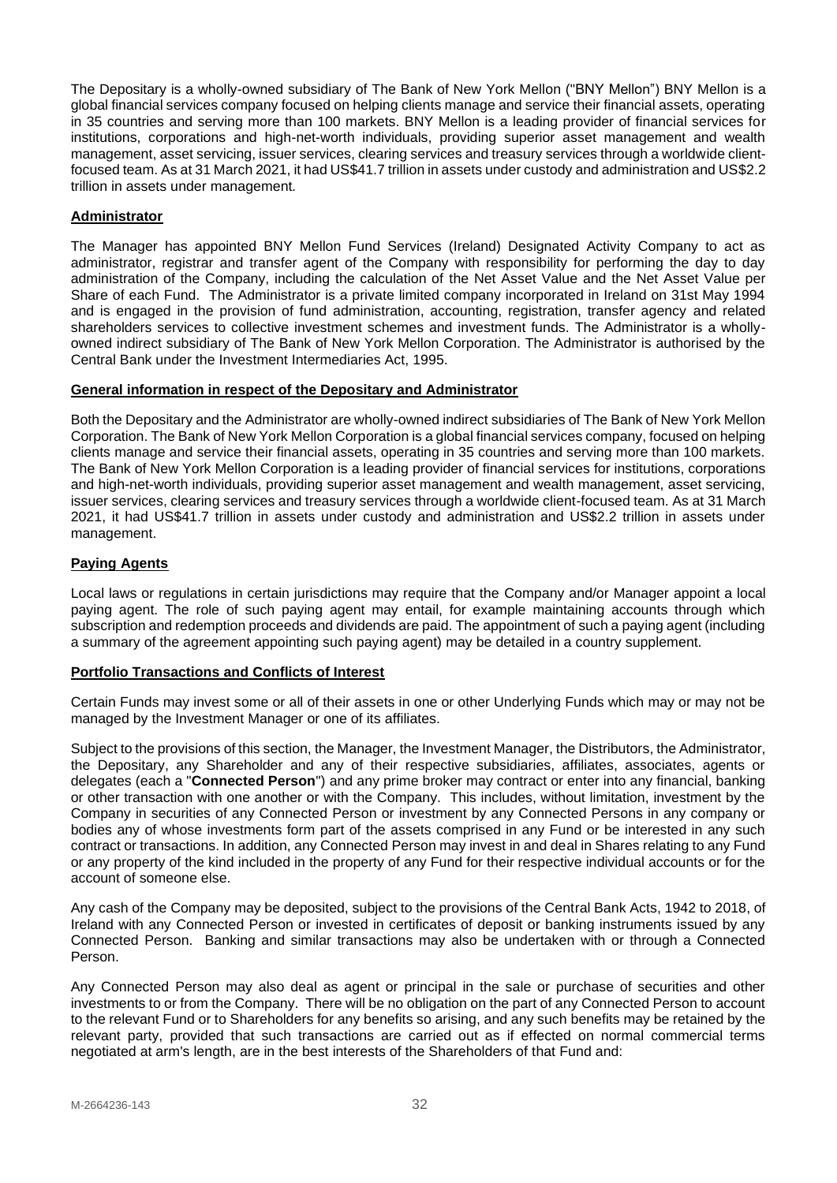The Depositary is a wholly-owned subsidiary of The Bank of New York Mellon ("BNY Mellon") BNY Mellon is a global financial services company focused on helping clients manage and service their financial assets, operating in 35 countries and serving more than 100 markets. BNY Mellon is a leading provider of financial services for institutions, corporations and high-net-worth individuals, providing superior asset management and wealth management, asset servicing, issuer services, clearing services and treasury services through a worldwide client-focused team. As at 31 March 2021, it had US$41.7 trillion in assets under custody and administration and US$2.2 trillion in assets under management.

**Administrator**

The Manager has appointed BNY Mellon Fund Services (Ireland) Designated Activity Company to act as administrator, registrar and transfer agent of the Company with responsibility for performing the day to day administration of the Company, including the calculation of the Net Asset Value and the Net Asset Value per Share of each Fund. The Administrator is a private limited company incorporated in Ireland on 31st May 1994 and is engaged in the provision of fund administration, accounting, registration, transfer agency and related shareholders services to collective investment schemes and investment funds. The Administrator is a wholly-owned indirect subsidiary of The Bank of New York Mellon Corporation. The Administrator is authorised by the Central Bank under the Investment Intermediaries Act, 1995.

**General information in respect of the Depositary and Administrator**

Both the Depositary and the Administrator are wholly-owned indirect subsidiaries of The Bank of New York Mellon Corporation. The Bank of New York Mellon Corporation is a global financial services company, focused on helping clients manage and service their financial assets, operating in 35 countries and serving more than 100 markets. The Bank of New York Mellon Corporation is a leading provider of financial services for institutions, corporations and high-net-worth individuals, providing superior asset management and wealth management, asset servicing, issuer services, clearing services and treasury services through a worldwide client-focused team. As at 31 March 2021, it had US$41.7 trillion in assets under custody and administration and US$2.2 trillion in assets under management.

**Paying Agents**

Local laws or regulations in certain jurisdictions may require that the Company and/or Manager appoint a local paying agent. The role of such paying agent may entail, for example maintaining accounts through which subscription and redemption proceeds and dividends are paid. The appointment of such a paying agent (including a summary of the agreement appointing such paying agent) may be detailed in a country supplement.

**Portfolio Transactions and Conflicts of Interest**

Certain Funds may invest some or all of their assets in one or other Underlying Funds which may or may not be managed by the Investment Manager or one of its affiliates.

Subject to the provisions of this section, the Manager, the Investment Manager, the Distributors, the Administrator, the Depositary, any Shareholder and any of their respective subsidiaries, affiliates, associates, agents or delegates (each a "**Connected Person**") and any prime broker may contract or enter into any financial, banking or other transaction with one another or with the Company. This includes, without limitation, investment by the Company in securities of any Connected Person or investment by any Connected Persons in any company or bodies any of whose investments form part of the assets comprised in any Fund or be interested in any such contract or transactions. In addition, any Connected Person may invest in and deal in Shares relating to any Fund or any property of the kind included in the property of any Fund for their respective individual accounts or for the account of someone else.

Any cash of the Company may be deposited, subject to the provisions of the Central Bank Acts, 1942 to 2018, of Ireland with any Connected Person or invested in certificates of deposit or banking instruments issued by any Connected Person. Banking and similar transactions may also be undertaken with or through a Connected Person.

Any Connected Person may also deal as agent or principal in the sale or purchase of securities and other investments to or from the Company. There will be no obligation on the part of any Connected Person to account to the relevant Fund or to Shareholders for any benefits so arising, and any such benefits may be retained by the relevant party, provided that such transactions are carried out as if effected on normal commercial terms negotiated at arm's length, are in the best interests of the Shareholders of that Fund and: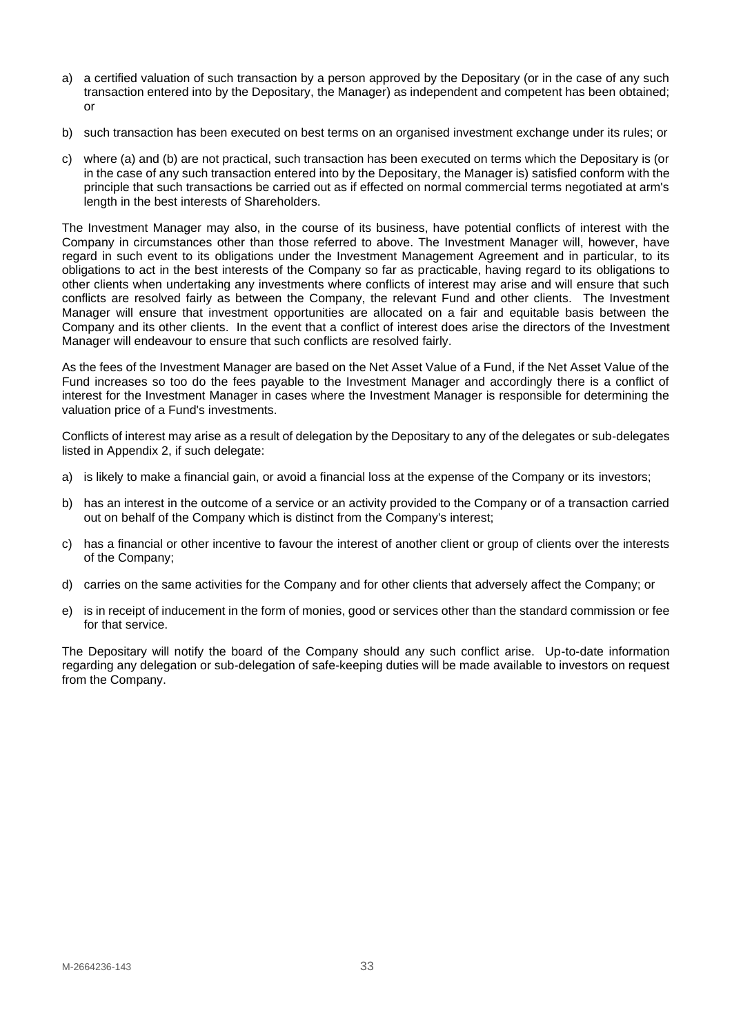a) a certified valuation of such transaction by a person approved by the Depositary (or in the case of any such transaction entered into by the Depositary, the Manager) as independent and competent has been obtained; or

b) such transaction has been executed on best terms on an organised investment exchange under its rules; or

c) where (a) and (b) are not practical, such transaction has been executed on terms which the Depositary is (or in the case of any such transaction entered into by the Depositary, the Manager is) satisfied conform with the principle that such transactions be carried out as if effected on normal commercial terms negotiated at arm's length in the best interests of Shareholders.

The Investment Manager may also, in the course of its business, have potential conflicts of interest with the Company in circumstances other than those referred to above. The Investment Manager will, however, have regard in such event to its obligations under the Investment Management Agreement and in particular, to its obligations to act in the best interests of the Company so far as practicable, having regard to its obligations to other clients when undertaking any investments where conflicts of interest may arise and will ensure that such conflicts are resolved fairly as between the Company, the relevant Fund and other clients. The Investment Manager will ensure that investment opportunities are allocated on a fair and equitable basis between the Company and its other clients. In the event that a conflict of interest does arise the directors of the Investment Manager will endeavour to ensure that such conflicts are resolved fairly.

As the fees of the Investment Manager are based on the Net Asset Value of a Fund, if the Net Asset Value of the Fund increases so too do the fees payable to the Investment Manager and accordingly there is a conflict of interest for the Investment Manager in cases where the Investment Manager is responsible for determining the valuation price of a Fund's investments.

Conflicts of interest may arise as a result of delegation by the Depositary to any of the delegates or sub-delegates listed in Appendix 2, if such delegate:

a) is likely to make a financial gain, or avoid a financial loss at the expense of the Company or its investors;

b) has an interest in the outcome of a service or an activity provided to the Company or of a transaction carried out on behalf of the Company which is distinct from the Company's interest;

c) has a financial or other incentive to favour the interest of another client or group of clients over the interests of the Company;

d) carries on the same activities for the Company and for other clients that adversely affect the Company; or

e) is in receipt of inducement in the form of monies, good or services other than the standard commission or fee for that service.

The Depositary will notify the board of the Company should any such conflict arise. Up-to-date information regarding any delegation or sub-delegation of safe-keeping duties will be made available to investors on request from the Company.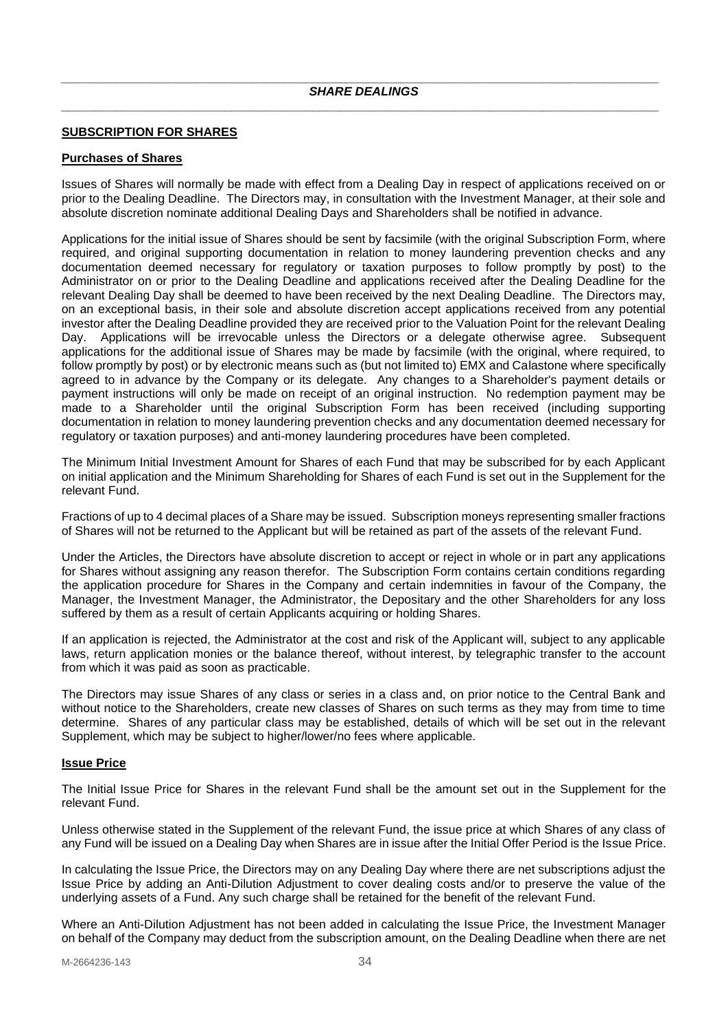## *SHARE DEALINGS*

### SUBSCRIPTION FOR SHARES

#### Purchases of Shares

Issues of Shares will normally be made with effect from a Dealing Day in respect of applications received on or prior to the Dealing Deadline. The Directors may, in consultation with the Investment Manager, at their sole and absolute discretion nominate additional Dealing Days and Shareholders shall be notified in advance.

Applications for the initial issue of Shares should be sent by facsimile (with the original Subscription Form, where required, and original supporting documentation in relation to money laundering prevention checks and any documentation deemed necessary for regulatory or taxation purposes to follow promptly by post) to the Administrator on or prior to the Dealing Deadline and applications received after the Dealing Deadline for the relevant Dealing Day shall be deemed to have been received by the next Dealing Deadline. The Directors may, on an exceptional basis, in their sole and absolute discretion accept applications received from any potential investor after the Dealing Deadline provided they are received prior to the Valuation Point for the relevant Dealing Day. Applications will be irrevocable unless the Directors or a delegate otherwise agree. Subsequent applications for the additional issue of Shares may be made by facsimile (with the original, where required, to follow promptly by post) or by electronic means such as (but not limited to) EMX and Calastone where specifically agreed to in advance by the Company or its delegate. Any changes to a Shareholder's payment details or payment instructions will only be made on receipt of an original instruction. No redemption payment may be made to a Shareholder until the original Subscription Form has been received (including supporting documentation in relation to money laundering prevention checks and any documentation deemed necessary for regulatory or taxation purposes) and anti-money laundering procedures have been completed.

The Minimum Initial Investment Amount for Shares of each Fund that may be subscribed for by each Applicant on initial application and the Minimum Shareholding for Shares of each Fund is set out in the Supplement for the relevant Fund.

Fractions of up to 4 decimal places of a Share may be issued. Subscription moneys representing smaller fractions of Shares will not be returned to the Applicant but will be retained as part of the assets of the relevant Fund.

Under the Articles, the Directors have absolute discretion to accept or reject in whole or in part any applications for Shares without assigning any reason therefor. The Subscription Form contains certain conditions regarding the application procedure for Shares in the Company and certain indemnities in favour of the Company, the Manager, the Investment Manager, the Administrator, the Depositary and the other Shareholders for any loss suffered by them as a result of certain Applicants acquiring or holding Shares.

If an application is rejected, the Administrator at the cost and risk of the Applicant will, subject to any applicable laws, return application monies or the balance thereof, without interest, by telegraphic transfer to the account from which it was paid as soon as practicable.

The Directors may issue Shares of any class or series in a class and, on prior notice to the Central Bank and without notice to the Shareholders, create new classes of Shares on such terms as they may from time to time determine. Shares of any particular class may be established, details of which will be set out in the relevant Supplement, which may be subject to higher/lower/no fees where applicable.

#### Issue Price

The Initial Issue Price for Shares in the relevant Fund shall be the amount set out in the Supplement for the relevant Fund.

Unless otherwise stated in the Supplement of the relevant Fund, the issue price at which Shares of any class of any Fund will be issued on a Dealing Day when Shares are in issue after the Initial Offer Period is the Issue Price.

In calculating the Issue Price, the Directors may on any Dealing Day where there are net subscriptions adjust the Issue Price by adding an Anti-Dilution Adjustment to cover dealing costs and/or to preserve the value of the underlying assets of a Fund. Any such charge shall be retained for the benefit of the relevant Fund.

Where an Anti-Dilution Adjustment has not been added in calculating the Issue Price, the Investment Manager on behalf of the Company may deduct from the subscription amount, on the Dealing Deadline when there are net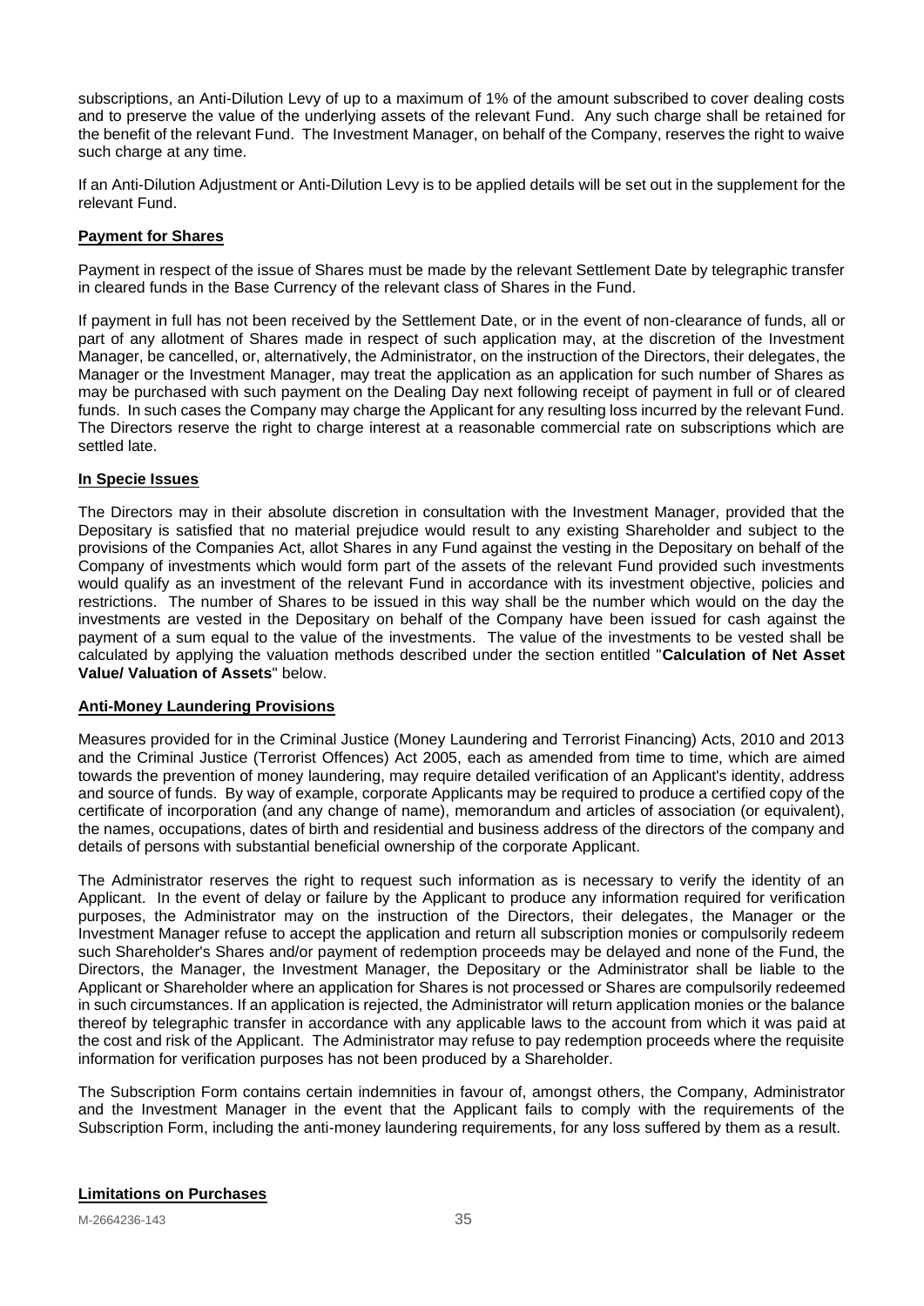subscriptions, an Anti-Dilution Levy of up to a maximum of 1% of the amount subscribed to cover dealing costs and to preserve the value of the underlying assets of the relevant Fund. Any such charge shall be retained for the benefit of the relevant Fund. The Investment Manager, on behalf of the Company, reserves the right to waive such charge at any time.

If an Anti-Dilution Adjustment or Anti-Dilution Levy is to be applied details will be set out in the supplement for the relevant Fund.

**Payment for Shares**

Payment in respect of the issue of Shares must be made by the relevant Settlement Date by telegraphic transfer in cleared funds in the Base Currency of the relevant class of Shares in the Fund.

If payment in full has not been received by the Settlement Date, or in the event of non-clearance of funds, all or part of any allotment of Shares made in respect of such application may, at the discretion of the Investment Manager, be cancelled, or, alternatively, the Administrator, on the instruction of the Directors, their delegates, the Manager or the Investment Manager, may treat the application as an application for such number of Shares as may be purchased with such payment on the Dealing Day next following receipt of payment in full or of cleared funds. In such cases the Company may charge the Applicant for any resulting loss incurred by the relevant Fund. The Directors reserve the right to charge interest at a reasonable commercial rate on subscriptions which are settled late.

**In Specie Issues**

The Directors may in their absolute discretion in consultation with the Investment Manager, provided that the Depositary is satisfied that no material prejudice would result to any existing Shareholder and subject to the provisions of the Companies Act, allot Shares in any Fund against the vesting in the Depositary on behalf of the Company of investments which would form part of the assets of the relevant Fund provided such investments would qualify as an investment of the relevant Fund in accordance with its investment objective, policies and restrictions. The number of Shares to be issued in this way shall be the number which would on the day the investments are vested in the Depositary on behalf of the Company have been issued for cash against the payment of a sum equal to the value of the investments. The value of the investments to be vested shall be calculated by applying the valuation methods described under the section entitled "**Calculation of Net Asset Value/ Valuation of Assets**" below.

**Anti-Money Laundering Provisions**

Measures provided for in the Criminal Justice (Money Laundering and Terrorist Financing) Acts, 2010 and 2013 and the Criminal Justice (Terrorist Offences) Act 2005, each as amended from time to time, which are aimed towards the prevention of money laundering, may require detailed verification of an Applicant's identity, address and source of funds. By way of example, corporate Applicants may be required to produce a certified copy of the certificate of incorporation (and any change of name), memorandum and articles of association (or equivalent), the names, occupations, dates of birth and residential and business address of the directors of the company and details of persons with substantial beneficial ownership of the corporate Applicant.

The Administrator reserves the right to request such information as is necessary to verify the identity of an Applicant. In the event of delay or failure by the Applicant to produce any information required for verification purposes, the Administrator may on the instruction of the Directors, their delegates, the Manager or the Investment Manager refuse to accept the application and return all subscription monies or compulsorily redeem such Shareholder's Shares and/or payment of redemption proceeds may be delayed and none of the Fund, the Directors, the Manager, the Investment Manager, the Depositary or the Administrator shall be liable to the Applicant or Shareholder where an application for Shares is not processed or Shares are compulsorily redeemed in such circumstances. If an application is rejected, the Administrator will return application monies or the balance thereof by telegraphic transfer in accordance with any applicable laws to the account from which it was paid at the cost and risk of the Applicant. The Administrator may refuse to pay redemption proceeds where the requisite information for verification purposes has not been produced by a Shareholder.

The Subscription Form contains certain indemnities in favour of, amongst others, the Company, Administrator and the Investment Manager in the event that the Applicant fails to comply with the requirements of the Subscription Form, including the anti-money laundering requirements, for any loss suffered by them as a result.

**Limitations on Purchases**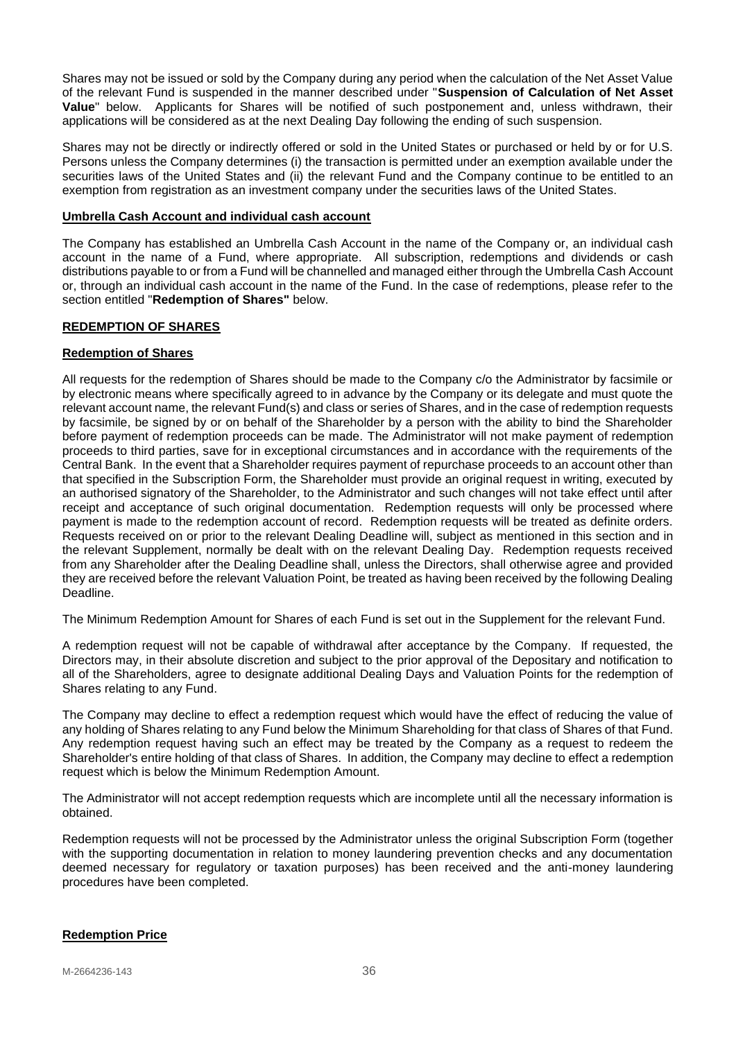Shares may not be issued or sold by the Company during any period when the calculation of the Net Asset Value of the relevant Fund is suspended in the manner described under "**Suspension of Calculation of Net Asset Value**" below. Applicants for Shares will be notified of such postponement and, unless withdrawn, their applications will be considered as at the next Dealing Day following the ending of such suspension.

Shares may not be directly or indirectly offered or sold in the United States or purchased or held by or for U.S. Persons unless the Company determines (i) the transaction is permitted under an exemption available under the securities laws of the United States and (ii) the relevant Fund and the Company continue to be entitled to an exemption from registration as an investment company under the securities laws of the United States.

**Umbrella Cash Account and individual cash account**

The Company has established an Umbrella Cash Account in the name of the Company or, an individual cash account in the name of a Fund, where appropriate. All subscription, redemptions and dividends or cash distributions payable to or from a Fund will be channelled and managed either through the Umbrella Cash Account or, through an individual cash account in the name of the Fund. In the case of redemptions, please refer to the section entitled "**Redemption of Shares"** below.

## REDEMPTION OF SHARES

**Redemption of Shares**

All requests for the redemption of Shares should be made to the Company c/o the Administrator by facsimile or by electronic means where specifically agreed to in advance by the Company or its delegate and must quote the relevant account name, the relevant Fund(s) and class or series of Shares, and in the case of redemption requests by facsimile, be signed by or on behalf of the Shareholder by a person with the ability to bind the Shareholder before payment of redemption proceeds can be made. The Administrator will not make payment of redemption proceeds to third parties, save for in exceptional circumstances and in accordance with the requirements of the Central Bank. In the event that a Shareholder requires payment of repurchase proceeds to an account other than that specified in the Subscription Form, the Shareholder must provide an original request in writing, executed by an authorised signatory of the Shareholder, to the Administrator and such changes will not take effect until after receipt and acceptance of such original documentation. Redemption requests will only be processed where payment is made to the redemption account of record. Redemption requests will be treated as definite orders. Requests received on or prior to the relevant Dealing Deadline will, subject as mentioned in this section and in the relevant Supplement, normally be dealt with on the relevant Dealing Day. Redemption requests received from any Shareholder after the Dealing Deadline shall, unless the Directors, shall otherwise agree and provided they are received before the relevant Valuation Point, be treated as having been received by the following Dealing Deadline.

The Minimum Redemption Amount for Shares of each Fund is set out in the Supplement for the relevant Fund.

A redemption request will not be capable of withdrawal after acceptance by the Company. If requested, the Directors may, in their absolute discretion and subject to the prior approval of the Depositary and notification to all of the Shareholders, agree to designate additional Dealing Days and Valuation Points for the redemption of Shares relating to any Fund.

The Company may decline to effect a redemption request which would have the effect of reducing the value of any holding of Shares relating to any Fund below the Minimum Shareholding for that class of Shares of that Fund. Any redemption request having such an effect may be treated by the Company as a request to redeem the Shareholder's entire holding of that class of Shares. In addition, the Company may decline to effect a redemption request which is below the Minimum Redemption Amount.

The Administrator will not accept redemption requests which are incomplete until all the necessary information is obtained.

Redemption requests will not be processed by the Administrator unless the original Subscription Form (together with the supporting documentation in relation to money laundering prevention checks and any documentation deemed necessary for regulatory or taxation purposes) has been received and the anti-money laundering procedures have been completed.

**Redemption Price**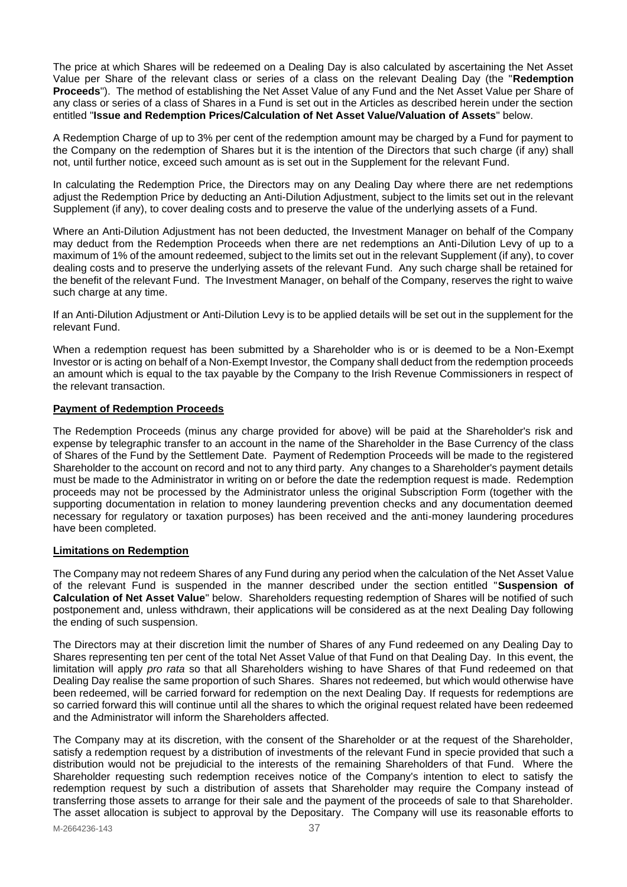The price at which Shares will be redeemed on a Dealing Day is also calculated by ascertaining the Net Asset Value per Share of the relevant class or series of a class on the relevant Dealing Day (the "**Redemption Proceeds**"). The method of establishing the Net Asset Value of any Fund and the Net Asset Value per Share of any class or series of a class of Shares in a Fund is set out in the Articles as described herein under the section entitled "**Issue and Redemption Prices/Calculation of Net Asset Value/Valuation of Assets**" below.

A Redemption Charge of up to 3% per cent of the redemption amount may be charged by a Fund for payment to the Company on the redemption of Shares but it is the intention of the Directors that such charge (if any) shall not, until further notice, exceed such amount as is set out in the Supplement for the relevant Fund.

In calculating the Redemption Price, the Directors may on any Dealing Day where there are net redemptions adjust the Redemption Price by deducting an Anti-Dilution Adjustment, subject to the limits set out in the relevant Supplement (if any), to cover dealing costs and to preserve the value of the underlying assets of a Fund.

Where an Anti-Dilution Adjustment has not been deducted, the Investment Manager on behalf of the Company may deduct from the Redemption Proceeds when there are net redemptions an Anti-Dilution Levy of up to a maximum of 1% of the amount redeemed, subject to the limits set out in the relevant Supplement (if any), to cover dealing costs and to preserve the underlying assets of the relevant Fund. Any such charge shall be retained for the benefit of the relevant Fund. The Investment Manager, on behalf of the Company, reserves the right to waive such charge at any time.

If an Anti-Dilution Adjustment or Anti-Dilution Levy is to be applied details will be set out in the supplement for the relevant Fund.

When a redemption request has been submitted by a Shareholder who is or is deemed to be a Non-Exempt Investor or is acting on behalf of a Non-Exempt Investor, the Company shall deduct from the redemption proceeds an amount which is equal to the tax payable by the Company to the Irish Revenue Commissioners in respect of the relevant transaction.

**Payment of Redemption Proceeds**

The Redemption Proceeds (minus any charge provided for above) will be paid at the Shareholder's risk and expense by telegraphic transfer to an account in the name of the Shareholder in the Base Currency of the class of Shares of the Fund by the Settlement Date. Payment of Redemption Proceeds will be made to the registered Shareholder to the account on record and not to any third party. Any changes to a Shareholder's payment details must be made to the Administrator in writing on or before the date the redemption request is made. Redemption proceeds may not be processed by the Administrator unless the original Subscription Form (together with the supporting documentation in relation to money laundering prevention checks and any documentation deemed necessary for regulatory or taxation purposes) has been received and the anti-money laundering procedures have been completed.

**Limitations on Redemption**

The Company may not redeem Shares of any Fund during any period when the calculation of the Net Asset Value of the relevant Fund is suspended in the manner described under the section entitled "**Suspension of Calculation of Net Asset Value**" below. Shareholders requesting redemption of Shares will be notified of such postponement and, unless withdrawn, their applications will be considered as at the next Dealing Day following the ending of such suspension.

The Directors may at their discretion limit the number of Shares of any Fund redeemed on any Dealing Day to Shares representing ten per cent of the total Net Asset Value of that Fund on that Dealing Day. In this event, the limitation will apply *pro rata* so that all Shareholders wishing to have Shares of that Fund redeemed on that Dealing Day realise the same proportion of such Shares. Shares not redeemed, but which would otherwise have been redeemed, will be carried forward for redemption on the next Dealing Day. If requests for redemptions are so carried forward this will continue until all the shares to which the original request related have been redeemed and the Administrator will inform the Shareholders affected.

The Company may at its discretion, with the consent of the Shareholder or at the request of the Shareholder, satisfy a redemption request by a distribution of investments of the relevant Fund in specie provided that such a distribution would not be prejudicial to the interests of the remaining Shareholders of that Fund. Where the Shareholder requesting such redemption receives notice of the Company's intention to elect to satisfy the redemption request by such a distribution of assets that Shareholder may require the Company instead of transferring those assets to arrange for their sale and the payment of the proceeds of sale to that Shareholder. The asset allocation is subject to approval by the Depositary. The Company will use its reasonable efforts to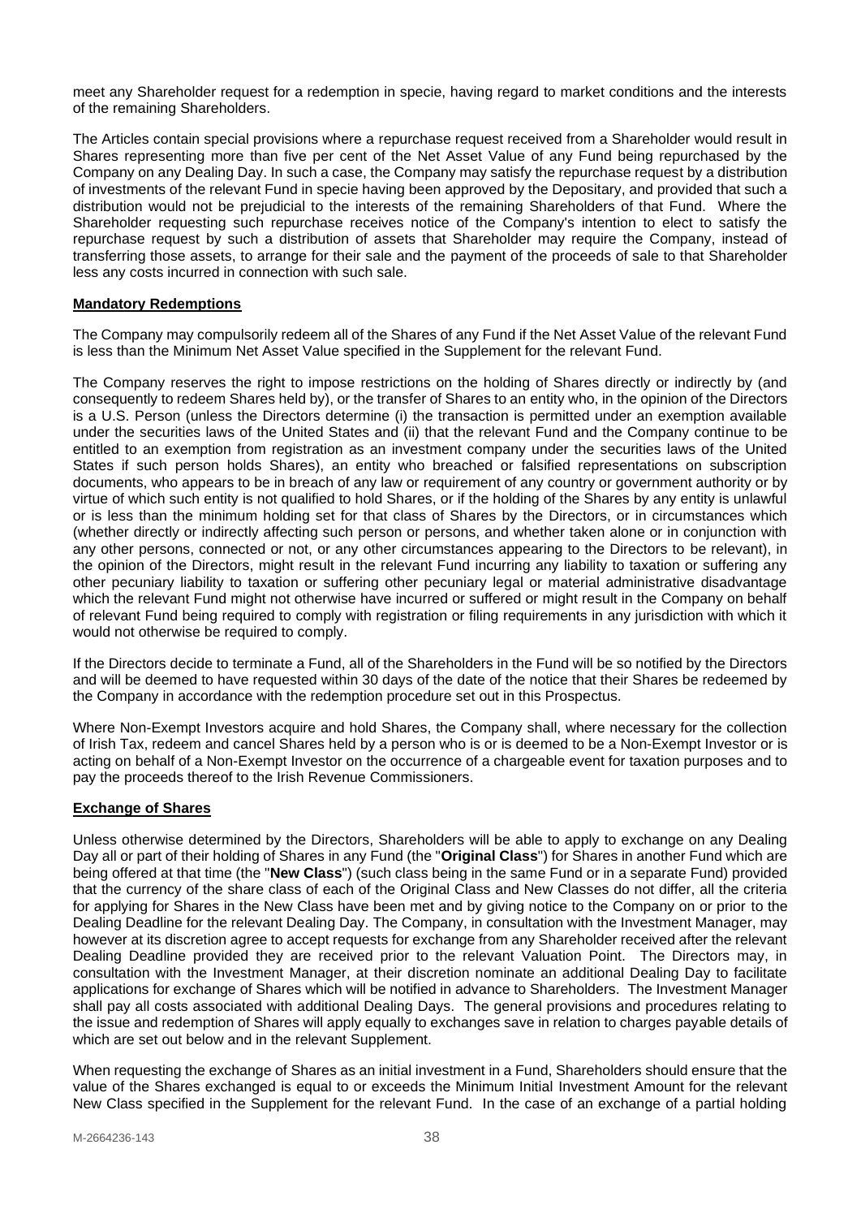meet any Shareholder request for a redemption in specie, having regard to market conditions and the interests of the remaining Shareholders.

The Articles contain special provisions where a repurchase request received from a Shareholder would result in Shares representing more than five per cent of the Net Asset Value of any Fund being repurchased by the Company on any Dealing Day. In such a case, the Company may satisfy the repurchase request by a distribution of investments of the relevant Fund in specie having been approved by the Depositary, and provided that such a distribution would not be prejudicial to the interests of the remaining Shareholders of that Fund. Where the Shareholder requesting such repurchase receives notice of the Company's intention to elect to satisfy the repurchase request by such a distribution of assets that Shareholder may require the Company, instead of transferring those assets, to arrange for their sale and the payment of the proceeds of sale to that Shareholder less any costs incurred in connection with such sale.

**Mandatory Redemptions**

The Company may compulsorily redeem all of the Shares of any Fund if the Net Asset Value of the relevant Fund is less than the Minimum Net Asset Value specified in the Supplement for the relevant Fund.

The Company reserves the right to impose restrictions on the holding of Shares directly or indirectly by (and consequently to redeem Shares held by), or the transfer of Shares to an entity who, in the opinion of the Directors is a U.S. Person (unless the Directors determine (i) the transaction is permitted under an exemption available under the securities laws of the United States and (ii) that the relevant Fund and the Company continue to be entitled to an exemption from registration as an investment company under the securities laws of the United States if such person holds Shares), an entity who breached or falsified representations on subscription documents, who appears to be in breach of any law or requirement of any country or government authority or by virtue of which such entity is not qualified to hold Shares, or if the holding of the Shares by any entity is unlawful or is less than the minimum holding set for that class of Shares by the Directors, or in circumstances which (whether directly or indirectly affecting such person or persons, and whether taken alone or in conjunction with any other persons, connected or not, or any other circumstances appearing to the Directors to be relevant), in the opinion of the Directors, might result in the relevant Fund incurring any liability to taxation or suffering any other pecuniary liability to taxation or suffering other pecuniary legal or material administrative disadvantage which the relevant Fund might not otherwise have incurred or suffered or might result in the Company on behalf of relevant Fund being required to comply with registration or filing requirements in any jurisdiction with which it would not otherwise be required to comply.

If the Directors decide to terminate a Fund, all of the Shareholders in the Fund will be so notified by the Directors and will be deemed to have requested within 30 days of the date of the notice that their Shares be redeemed by the Company in accordance with the redemption procedure set out in this Prospectus.

Where Non-Exempt Investors acquire and hold Shares, the Company shall, where necessary for the collection of Irish Tax, redeem and cancel Shares held by a person who is or is deemed to be a Non-Exempt Investor or is acting on behalf of a Non-Exempt Investor on the occurrence of a chargeable event for taxation purposes and to pay the proceeds thereof to the Irish Revenue Commissioners.

**Exchange of Shares**

Unless otherwise determined by the Directors, Shareholders will be able to apply to exchange on any Dealing Day all or part of their holding of Shares in any Fund (the "**Original Class**") for Shares in another Fund which are being offered at that time (the "**New Class**") (such class being in the same Fund or in a separate Fund) provided that the currency of the share class of each of the Original Class and New Classes do not differ, all the criteria for applying for Shares in the New Class have been met and by giving notice to the Company on or prior to the Dealing Deadline for the relevant Dealing Day. The Company, in consultation with the Investment Manager, may however at its discretion agree to accept requests for exchange from any Shareholder received after the relevant Dealing Deadline provided they are received prior to the relevant Valuation Point. The Directors may, in consultation with the Investment Manager, at their discretion nominate an additional Dealing Day to facilitate applications for exchange of Shares which will be notified in advance to Shareholders. The Investment Manager shall pay all costs associated with additional Dealing Days. The general provisions and procedures relating to the issue and redemption of Shares will apply equally to exchanges save in relation to charges payable details of which are set out below and in the relevant Supplement.

When requesting the exchange of Shares as an initial investment in a Fund, Shareholders should ensure that the value of the Shares exchanged is equal to or exceeds the Minimum Initial Investment Amount for the relevant New Class specified in the Supplement for the relevant Fund. In the case of an exchange of a partial holding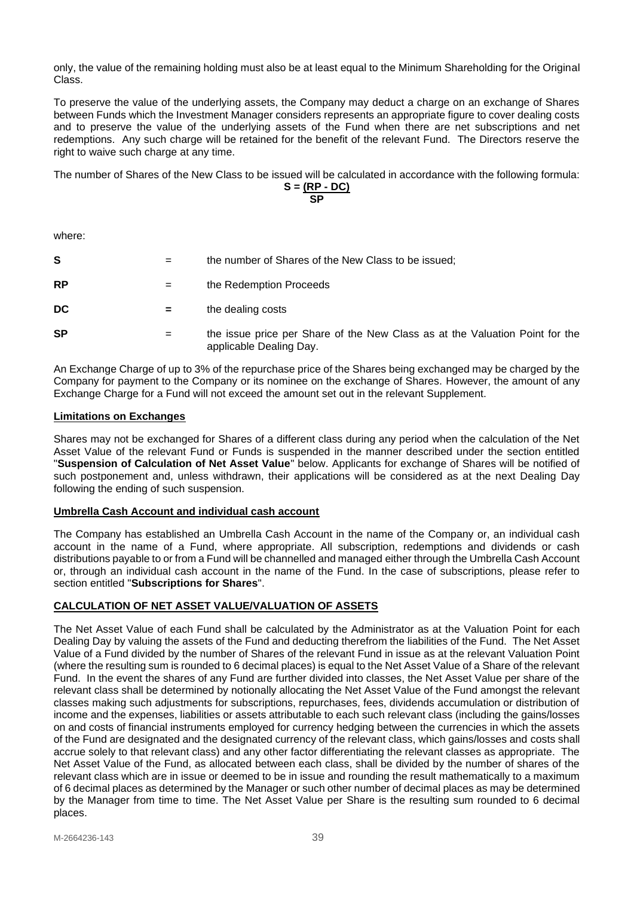only, the value of the remaining holding must also be at least equal to the Minimum Shareholding for the Original Class.

To preserve the value of the underlying assets, the Company may deduct a charge on an exchange of Shares between Funds which the Investment Manager considers represents an appropriate figure to cover dealing costs and to preserve the value of the underlying assets of the Fund when there are net subscriptions and net redemptions. Any such charge will be retained for the benefit of the relevant Fund. The Directors reserve the right to waive such charge at any time.

The number of Shares of the New Class to be issued will be calculated in accordance with the following formula:

$$S = \frac{(RP - DC)}{SP}$$

where:

| | | |
|---|---|---|
| **S** | = | the number of Shares of the New Class to be issued; |
| **RP** | = | the Redemption Proceeds |
| **DC** | **=** | the dealing costs |
| **SP** | = | the issue price per Share of the New Class as at the Valuation Point for the applicable Dealing Day. |

An Exchange Charge of up to 3% of the repurchase price of the Shares being exchanged may be charged by the Company for payment to the Company or its nominee on the exchange of Shares. However, the amount of any Exchange Charge for a Fund will not exceed the amount set out in the relevant Supplement.

**Limitations on Exchanges**

Shares may not be exchanged for Shares of a different class during any period when the calculation of the Net Asset Value of the relevant Fund or Funds is suspended in the manner described under the section entitled "**Suspension of Calculation of Net Asset Value**" below. Applicants for exchange of Shares will be notified of such postponement and, unless withdrawn, their applications will be considered as at the next Dealing Day following the ending of such suspension.

**Umbrella Cash Account and individual cash account**

The Company has established an Umbrella Cash Account in the name of the Company or, an individual cash account in the name of a Fund, where appropriate. All subscription, redemptions and dividends or cash distributions payable to or from a Fund will be channelled and managed either through the Umbrella Cash Account or, through an individual cash account in the name of the Fund. In the case of subscriptions, please refer to section entitled "**Subscriptions for Shares**".

## CALCULATION OF NET ASSET VALUE/VALUATION OF ASSETS

The Net Asset Value of each Fund shall be calculated by the Administrator as at the Valuation Point for each Dealing Day by valuing the assets of the Fund and deducting therefrom the liabilities of the Fund. The Net Asset Value of a Fund divided by the number of Shares of the relevant Fund in issue as at the relevant Valuation Point (where the resulting sum is rounded to 6 decimal places) is equal to the Net Asset Value of a Share of the relevant Fund. In the event the shares of any Fund are further divided into classes, the Net Asset Value per share of the relevant class shall be determined by notionally allocating the Net Asset Value of the Fund amongst the relevant classes making such adjustments for subscriptions, repurchases, fees, dividends accumulation or distribution of income and the expenses, liabilities or assets attributable to each such relevant class (including the gains/losses on and costs of financial instruments employed for currency hedging between the currencies in which the assets of the Fund are designated and the designated currency of the relevant class, which gains/losses and costs shall accrue solely to that relevant class) and any other factor differentiating the relevant classes as appropriate. The Net Asset Value of the Fund, as allocated between each class, shall be divided by the number of shares of the relevant class which are in issue or deemed to be in issue and rounding the result mathematically to a maximum of 6 decimal places as determined by the Manager or such other number of decimal places as may be determined by the Manager from time to time. The Net Asset Value per Share is the resulting sum rounded to 6 decimal places.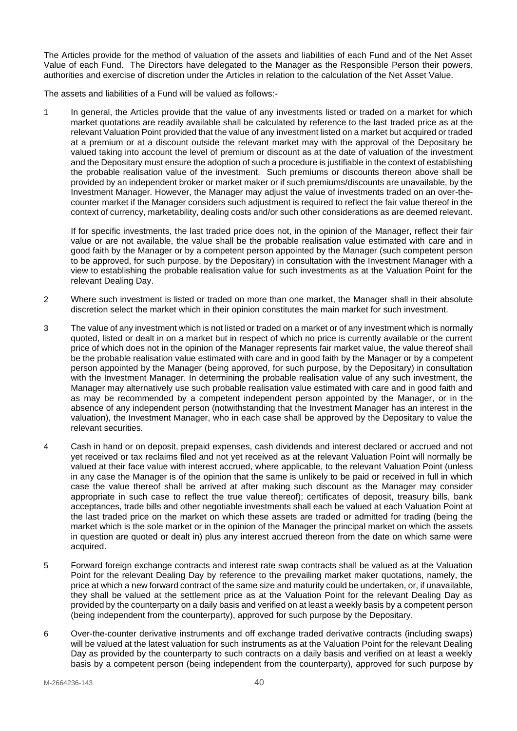The Articles provide for the method of valuation of the assets and liabilities of each Fund and of the Net Asset Value of each Fund. The Directors have delegated to the Manager as the Responsible Person their powers, authorities and exercise of discretion under the Articles in relation to the calculation of the Net Asset Value.

The assets and liabilities of a Fund will be valued as follows:-

1 In general, the Articles provide that the value of any investments listed or traded on a market for which market quotations are readily available shall be calculated by reference to the last traded price as at the relevant Valuation Point provided that the value of any investment listed on a market but acquired or traded at a premium or at a discount outside the relevant market may with the approval of the Depositary be valued taking into account the level of premium or discount as at the date of valuation of the investment and the Depositary must ensure the adoption of such a procedure is justifiable in the context of establishing the probable realisation value of the investment. Such premiums or discounts thereon above shall be provided by an independent broker or market maker or if such premiums/discounts are unavailable, by the Investment Manager. However, the Manager may adjust the value of investments traded on an over-the-counter market if the Manager considers such adjustment is required to reflect the fair value thereof in the context of currency, marketability, dealing costs and/or such other considerations as are deemed relevant.

   If for specific investments, the last traded price does not, in the opinion of the Manager, reflect their fair value or are not available, the value shall be the probable realisation value estimated with care and in good faith by the Manager or by a competent person appointed by the Manager (such competent person to be approved, for such purpose, by the Depositary) in consultation with the Investment Manager with a view to establishing the probable realisation value for such investments as at the Valuation Point for the relevant Dealing Day.

2 Where such investment is listed or traded on more than one market, the Manager shall in their absolute discretion select the market which in their opinion constitutes the main market for such investment.

3 The value of any investment which is not listed or traded on a market or of any investment which is normally quoted, listed or dealt in on a market but in respect of which no price is currently available or the current price of which does not in the opinion of the Manager represents fair market value, the value thereof shall be the probable realisation value estimated with care and in good faith by the Manager or by a competent person appointed by the Manager (being approved, for such purpose, by the Depositary) in consultation with the Investment Manager. In determining the probable realisation value of any such investment, the Manager may alternatively use such probable realisation value estimated with care and in good faith and as may be recommended by a competent independent person appointed by the Manager, or in the absence of any independent person (notwithstanding that the Investment Manager has an interest in the valuation), the Investment Manager, who in each case shall be approved by the Depositary to value the relevant securities.

4 Cash in hand or on deposit, prepaid expenses, cash dividends and interest declared or accrued and not yet received or tax reclaims filed and not yet received as at the relevant Valuation Point will normally be valued at their face value with interest accrued, where applicable, to the relevant Valuation Point (unless in any case the Manager is of the opinion that the same is unlikely to be paid or received in full in which case the value thereof shall be arrived at after making such discount as the Manager may consider appropriate in such case to reflect the true value thereof); certificates of deposit, treasury bills, bank acceptances, trade bills and other negotiable investments shall each be valued at each Valuation Point at the last traded price on the market on which these assets are traded or admitted for trading (being the market which is the sole market or in the opinion of the Manager the principal market on which the assets in question are quoted or dealt in) plus any interest accrued thereon from the date on which same were acquired.

5 Forward foreign exchange contracts and interest rate swap contracts shall be valued as at the Valuation Point for the relevant Dealing Day by reference to the prevailing market maker quotations, namely, the price at which a new forward contract of the same size and maturity could be undertaken, or, if unavailable, they shall be valued at the settlement price as at the Valuation Point for the relevant Dealing Day as provided by the counterparty on a daily basis and verified on at least a weekly basis by a competent person (being independent from the counterparty), approved for such purpose by the Depositary.

6 Over-the-counter derivative instruments and off exchange traded derivative contracts (including swaps) will be valued at the latest valuation for such instruments as at the Valuation Point for the relevant Dealing Day as provided by the counterparty to such contracts on a daily basis and verified on at least a weekly basis by a competent person (being independent from the counterparty), approved for such purpose by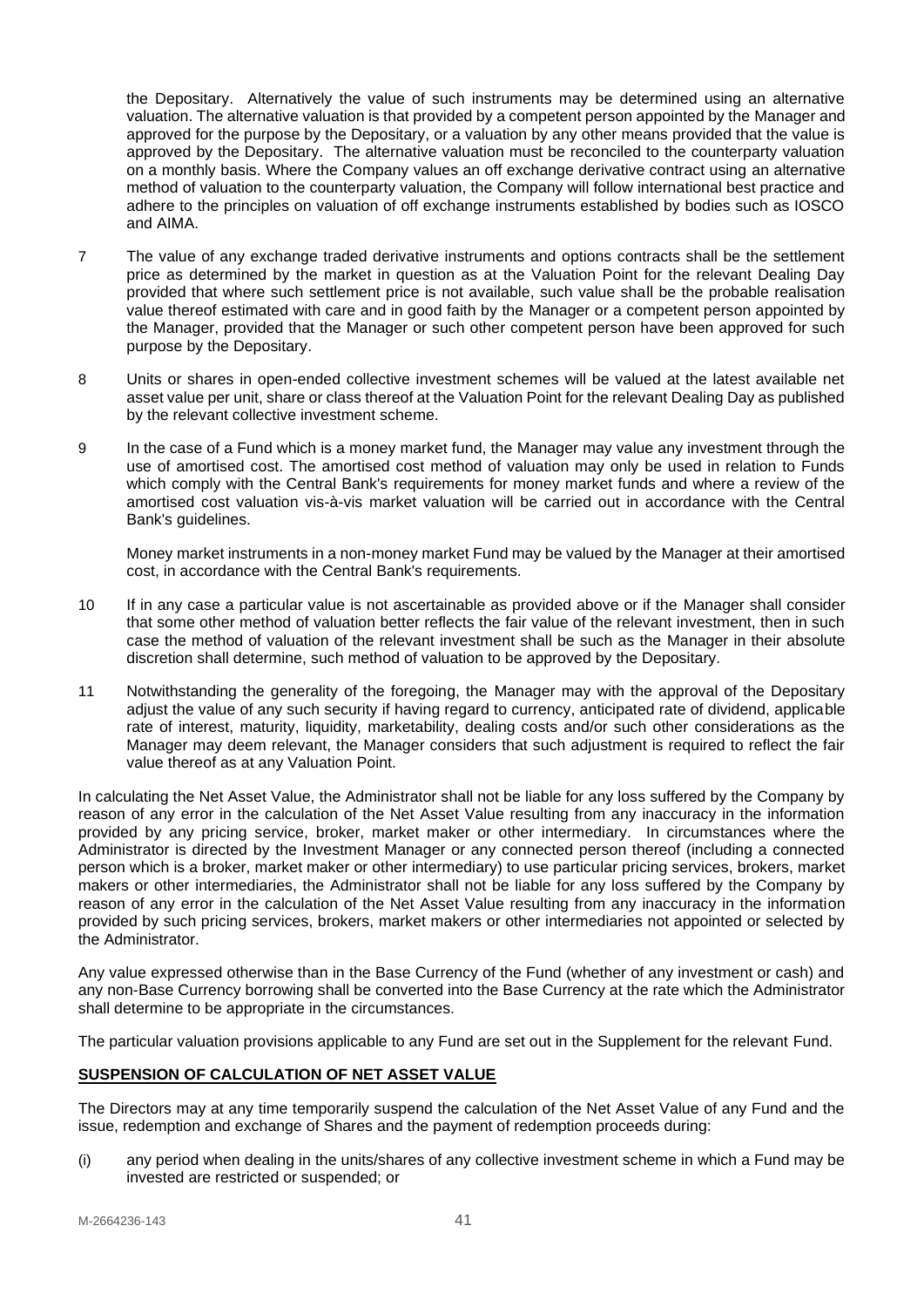the Depositary. Alternatively the value of such instruments may be determined using an alternative valuation. The alternative valuation is that provided by a competent person appointed by the Manager and approved for the purpose by the Depositary, or a valuation by any other means provided that the value is approved by the Depositary. The alternative valuation must be reconciled to the counterparty valuation on a monthly basis. Where the Company values an off exchange derivative contract using an alternative method of valuation to the counterparty valuation, the Company will follow international best practice and adhere to the principles on valuation of off exchange instruments established by bodies such as IOSCO and AIMA.

7 The value of any exchange traded derivative instruments and options contracts shall be the settlement price as determined by the market in question as at the Valuation Point for the relevant Dealing Day provided that where such settlement price is not available, such value shall be the probable realisation value thereof estimated with care and in good faith by the Manager or a competent person appointed by the Manager, provided that the Manager or such other competent person have been approved for such purpose by the Depositary.

8 Units or shares in open-ended collective investment schemes will be valued at the latest available net asset value per unit, share or class thereof at the Valuation Point for the relevant Dealing Day as published by the relevant collective investment scheme.

9 In the case of a Fund which is a money market fund, the Manager may value any investment through the use of amortised cost. The amortised cost method of valuation may only be used in relation to Funds which comply with the Central Bank's requirements for money market funds and where a review of the amortised cost valuation vis-à-vis market valuation will be carried out in accordance with the Central Bank's guidelines.

Money market instruments in a non-money market Fund may be valued by the Manager at their amortised cost, in accordance with the Central Bank's requirements.

10 If in any case a particular value is not ascertainable as provided above or if the Manager shall consider that some other method of valuation better reflects the fair value of the relevant investment, then in such case the method of valuation of the relevant investment shall be such as the Manager in their absolute discretion shall determine, such method of valuation to be approved by the Depositary.

11 Notwithstanding the generality of the foregoing, the Manager may with the approval of the Depositary adjust the value of any such security if having regard to currency, anticipated rate of dividend, applicable rate of interest, maturity, liquidity, marketability, dealing costs and/or such other considerations as the Manager may deem relevant, the Manager considers that such adjustment is required to reflect the fair value thereof as at any Valuation Point.

In calculating the Net Asset Value, the Administrator shall not be liable for any loss suffered by the Company by reason of any error in the calculation of the Net Asset Value resulting from any inaccuracy in the information provided by any pricing service, broker, market maker or other intermediary. In circumstances where the Administrator is directed by the Investment Manager or any connected person thereof (including a connected person which is a broker, market maker or other intermediary) to use particular pricing services, brokers, market makers or other intermediaries, the Administrator shall not be liable for any loss suffered by the Company by reason of any error in the calculation of the Net Asset Value resulting from any inaccuracy in the information provided by such pricing services, brokers, market makers or other intermediaries not appointed or selected by the Administrator.

Any value expressed otherwise than in the Base Currency of the Fund (whether of any investment or cash) and any non-Base Currency borrowing shall be converted into the Base Currency at the rate which the Administrator shall determine to be appropriate in the circumstances.

The particular valuation provisions applicable to any Fund are set out in the Supplement for the relevant Fund.

## SUSPENSION OF CALCULATION OF NET ASSET VALUE

The Directors may at any time temporarily suspend the calculation of the Net Asset Value of any Fund and the issue, redemption and exchange of Shares and the payment of redemption proceeds during:

(i) any period when dealing in the units/shares of any collective investment scheme in which a Fund may be invested are restricted or suspended; or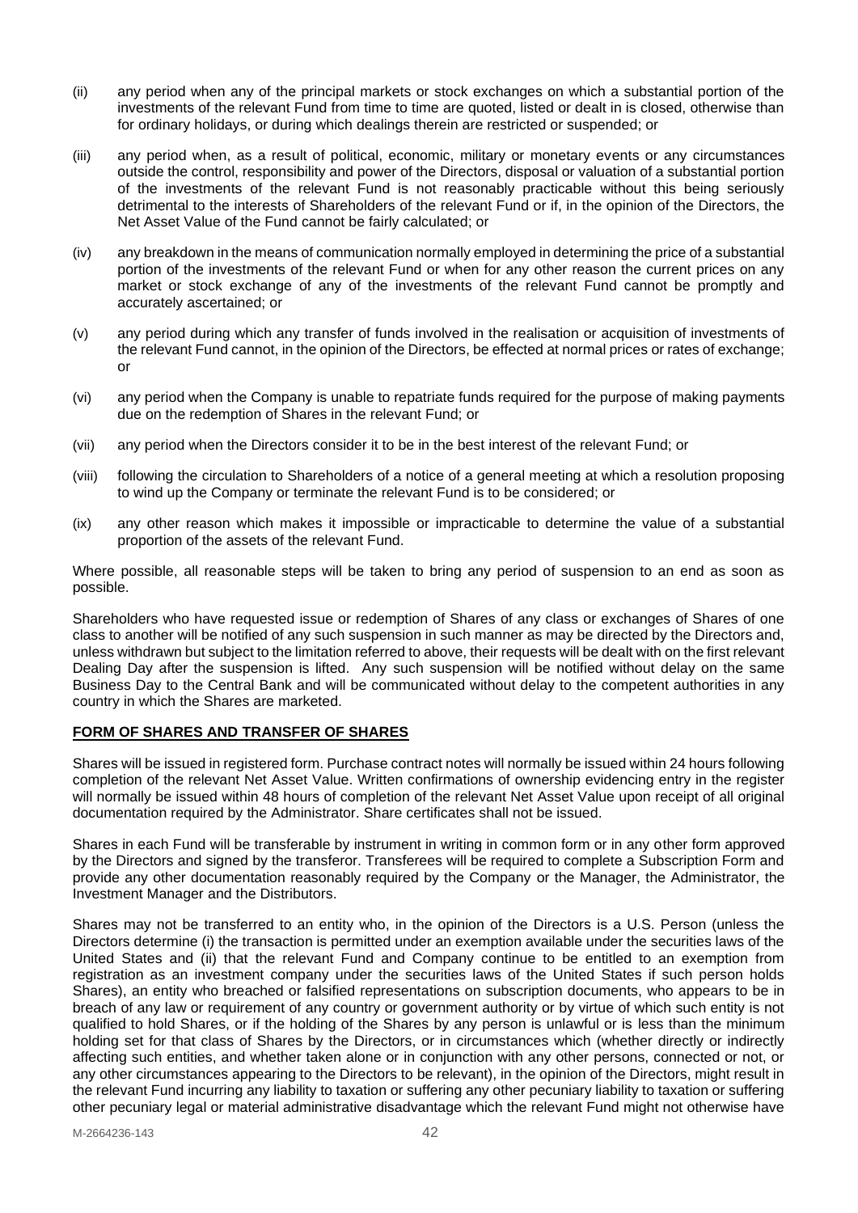(ii) any period when any of the principal markets or stock exchanges on which a substantial portion of the investments of the relevant Fund from time to time are quoted, listed or dealt in is closed, otherwise than for ordinary holidays, or during which dealings therein are restricted or suspended; or

(iii) any period when, as a result of political, economic, military or monetary events or any circumstances outside the control, responsibility and power of the Directors, disposal or valuation of a substantial portion of the investments of the relevant Fund is not reasonably practicable without this being seriously detrimental to the interests of Shareholders of the relevant Fund or if, in the opinion of the Directors, the Net Asset Value of the Fund cannot be fairly calculated; or

(iv) any breakdown in the means of communication normally employed in determining the price of a substantial portion of the investments of the relevant Fund or when for any other reason the current prices on any market or stock exchange of any of the investments of the relevant Fund cannot be promptly and accurately ascertained; or

(v) any period during which any transfer of funds involved in the realisation or acquisition of investments of the relevant Fund cannot, in the opinion of the Directors, be effected at normal prices or rates of exchange; or

(vi) any period when the Company is unable to repatriate funds required for the purpose of making payments due on the redemption of Shares in the relevant Fund; or

(vii) any period when the Directors consider it to be in the best interest of the relevant Fund; or

(viii) following the circulation to Shareholders of a notice of a general meeting at which a resolution proposing to wind up the Company or terminate the relevant Fund is to be considered; or

(ix) any other reason which makes it impossible or impracticable to determine the value of a substantial proportion of the assets of the relevant Fund.

Where possible, all reasonable steps will be taken to bring any period of suspension to an end as soon as possible.

Shareholders who have requested issue or redemption of Shares of any class or exchanges of Shares of one class to another will be notified of any such suspension in such manner as may be directed by the Directors and, unless withdrawn but subject to the limitation referred to above, their requests will be dealt with on the first relevant Dealing Day after the suspension is lifted. Any such suspension will be notified without delay on the same Business Day to the Central Bank and will be communicated without delay to the competent authorities in any country in which the Shares are marketed.

## FORM OF SHARES AND TRANSFER OF SHARES

Shares will be issued in registered form. Purchase contract notes will normally be issued within 24 hours following completion of the relevant Net Asset Value. Written confirmations of ownership evidencing entry in the register will normally be issued within 48 hours of completion of the relevant Net Asset Value upon receipt of all original documentation required by the Administrator. Share certificates shall not be issued.

Shares in each Fund will be transferable by instrument in writing in common form or in any other form approved by the Directors and signed by the transferor. Transferees will be required to complete a Subscription Form and provide any other documentation reasonably required by the Company or the Manager, the Administrator, the Investment Manager and the Distributors.

Shares may not be transferred to an entity who, in the opinion of the Directors is a U.S. Person (unless the Directors determine (i) the transaction is permitted under an exemption available under the securities laws of the United States and (ii) that the relevant Fund and Company continue to be entitled to an exemption from registration as an investment company under the securities laws of the United States if such person holds Shares), an entity who breached or falsified representations on subscription documents, who appears to be in breach of any law or requirement of any country or government authority or by virtue of which such entity is not qualified to hold Shares, or if the holding of the Shares by any person is unlawful or is less than the minimum holding set for that class of Shares by the Directors, or in circumstances which (whether directly or indirectly affecting such entities, and whether taken alone or in conjunction with any other persons, connected or not, or any other circumstances appearing to the Directors to be relevant), in the opinion of the Directors, might result in the relevant Fund incurring any liability to taxation or suffering any other pecuniary liability to taxation or suffering other pecuniary legal or material administrative disadvantage which the relevant Fund might not otherwise have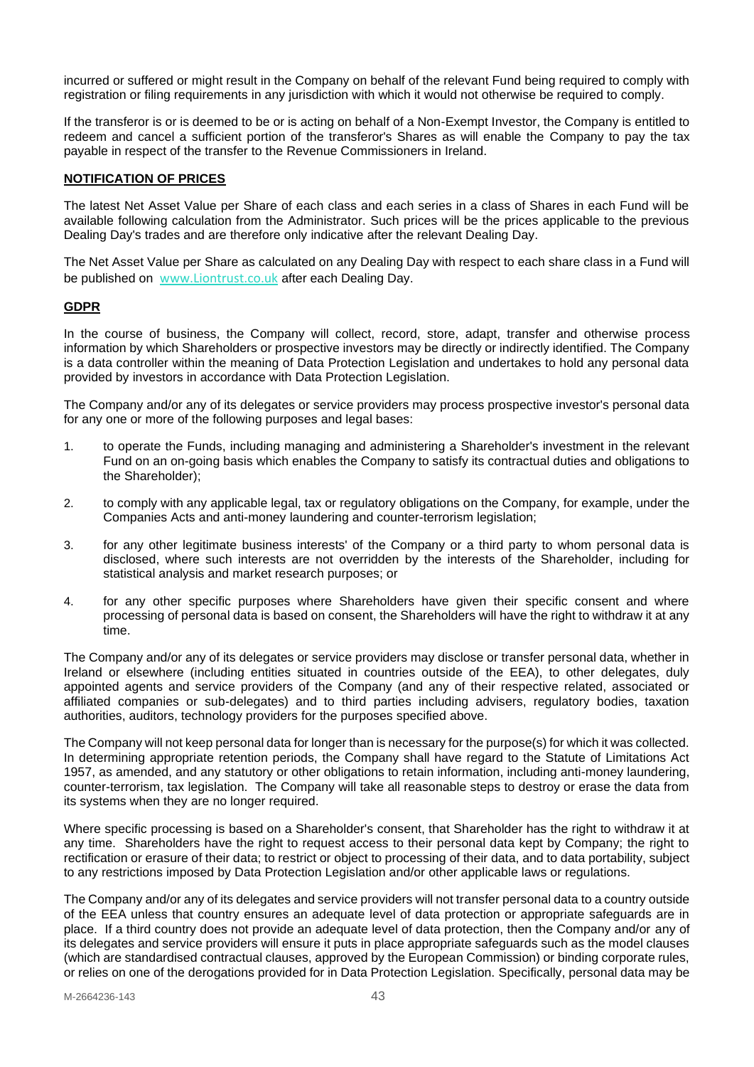incurred or suffered or might result in the Company on behalf of the relevant Fund being required to comply with registration or filing requirements in any jurisdiction with which it would not otherwise be required to comply.

If the transferor is or is deemed to be or is acting on behalf of a Non-Exempt Investor, the Company is entitled to redeem and cancel a sufficient portion of the transferor's Shares as will enable the Company to pay the tax payable in respect of the transfer to the Revenue Commissioners in Ireland.

## NOTIFICATION OF PRICES

The latest Net Asset Value per Share of each class and each series in a class of Shares in each Fund will be available following calculation from the Administrator. Such prices will be the prices applicable to the previous Dealing Day's trades and are therefore only indicative after the relevant Dealing Day.

The Net Asset Value per Share as calculated on any Dealing Day with respect to each share class in a Fund will be published on www.Liontrust.co.uk after each Dealing Day.

## GDPR

In the course of business, the Company will collect, record, store, adapt, transfer and otherwise process information by which Shareholders or prospective investors may be directly or indirectly identified. The Company is a data controller within the meaning of Data Protection Legislation and undertakes to hold any personal data provided by investors in accordance with Data Protection Legislation.

The Company and/or any of its delegates or service providers may process prospective investor's personal data for any one or more of the following purposes and legal bases:

1. to operate the Funds, including managing and administering a Shareholder's investment in the relevant Fund on an on-going basis which enables the Company to satisfy its contractual duties and obligations to the Shareholder);
2. to comply with any applicable legal, tax or regulatory obligations on the Company, for example, under the Companies Acts and anti-money laundering and counter-terrorism legislation;
3. for any other legitimate business interests' of the Company or a third party to whom personal data is disclosed, where such interests are not overridden by the interests of the Shareholder, including for statistical analysis and market research purposes; or
4. for any other specific purposes where Shareholders have given their specific consent and where processing of personal data is based on consent, the Shareholders will have the right to withdraw it at any time.

The Company and/or any of its delegates or service providers may disclose or transfer personal data, whether in Ireland or elsewhere (including entities situated in countries outside of the EEA), to other delegates, duly appointed agents and service providers of the Company (and any of their respective related, associated or affiliated companies or sub-delegates) and to third parties including advisers, regulatory bodies, taxation authorities, auditors, technology providers for the purposes specified above.

The Company will not keep personal data for longer than is necessary for the purpose(s) for which it was collected. In determining appropriate retention periods, the Company shall have regard to the Statute of Limitations Act 1957, as amended, and any statutory or other obligations to retain information, including anti-money laundering, counter-terrorism, tax legislation. The Company will take all reasonable steps to destroy or erase the data from its systems when they are no longer required.

Where specific processing is based on a Shareholder's consent, that Shareholder has the right to withdraw it at any time. Shareholders have the right to request access to their personal data kept by Company; the right to rectification or erasure of their data; to restrict or object to processing of their data, and to data portability, subject to any restrictions imposed by Data Protection Legislation and/or other applicable laws or regulations.

The Company and/or any of its delegates and service providers will not transfer personal data to a country outside of the EEA unless that country ensures an adequate level of data protection or appropriate safeguards are in place. If a third country does not provide an adequate level of data protection, then the Company and/or any of its delegates and service providers will ensure it puts in place appropriate safeguards such as the model clauses (which are standardised contractual clauses, approved by the European Commission) or binding corporate rules, or relies on one of the derogations provided for in Data Protection Legislation. Specifically, personal data may be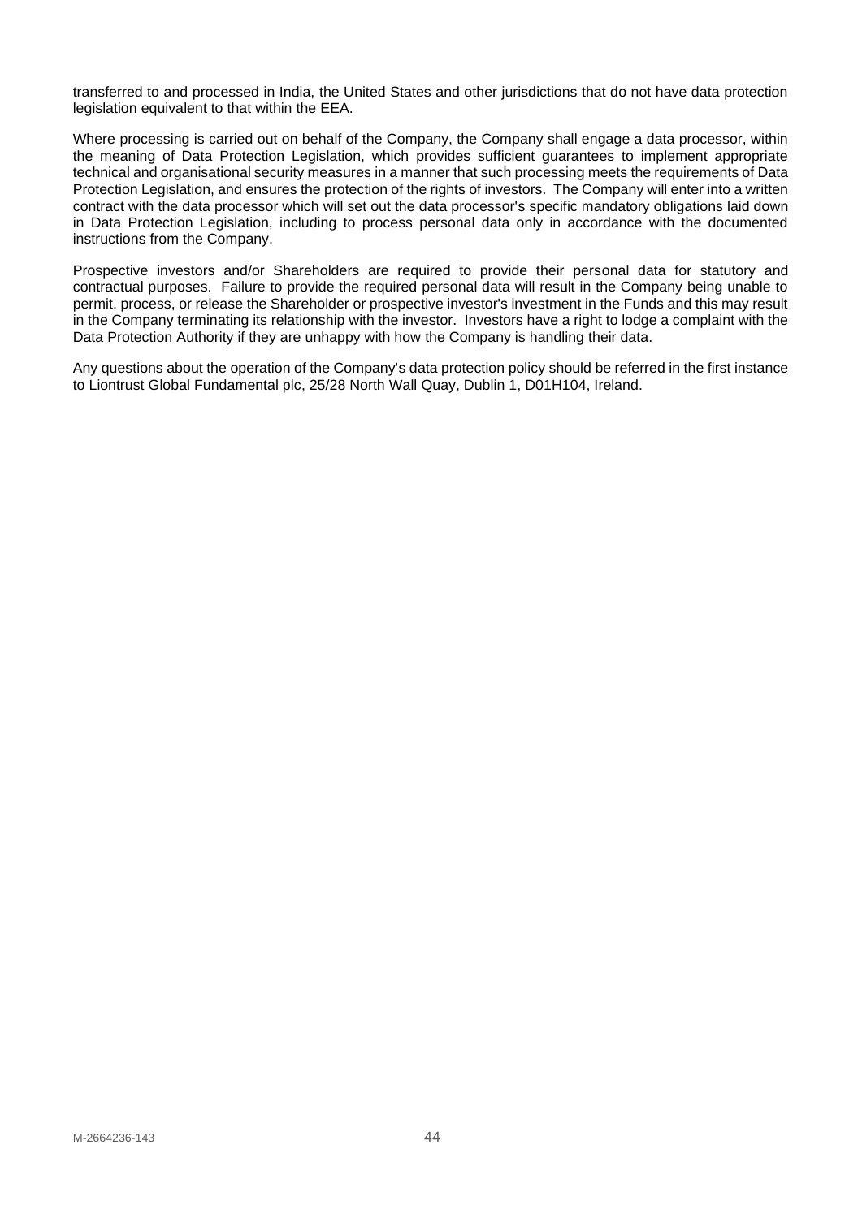transferred to and processed in India, the United States and other jurisdictions that do not have data protection legislation equivalent to that within the EEA.

Where processing is carried out on behalf of the Company, the Company shall engage a data processor, within the meaning of Data Protection Legislation, which provides sufficient guarantees to implement appropriate technical and organisational security measures in a manner that such processing meets the requirements of Data Protection Legislation, and ensures the protection of the rights of investors. The Company will enter into a written contract with the data processor which will set out the data processor's specific mandatory obligations laid down in Data Protection Legislation, including to process personal data only in accordance with the documented instructions from the Company.

Prospective investors and/or Shareholders are required to provide their personal data for statutory and contractual purposes. Failure to provide the required personal data will result in the Company being unable to permit, process, or release the Shareholder or prospective investor's investment in the Funds and this may result in the Company terminating its relationship with the investor. Investors have a right to lodge a complaint with the Data Protection Authority if they are unhappy with how the Company is handling their data.

Any questions about the operation of the Company's data protection policy should be referred in the first instance to Liontrust Global Fundamental plc, 25/28 North Wall Quay, Dublin 1, D01H104, Ireland.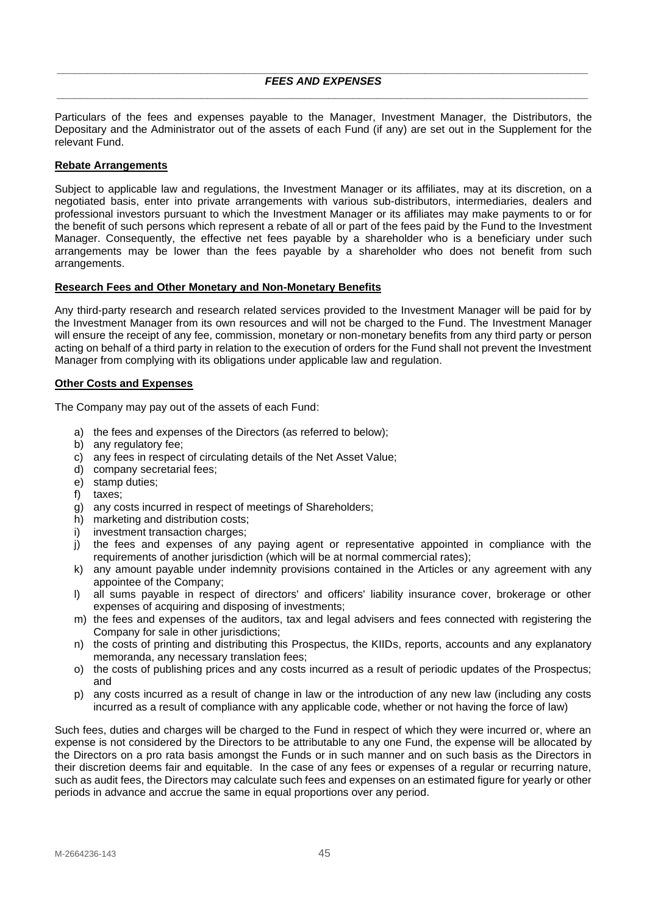## *FEES AND EXPENSES*

Particulars of the fees and expenses payable to the Manager, Investment Manager, the Distributors, the Depositary and the Administrator out of the assets of each Fund (if any) are set out in the Supplement for the relevant Fund.

**Rebate Arrangements**

Subject to applicable law and regulations, the Investment Manager or its affiliates, may at its discretion, on a negotiated basis, enter into private arrangements with various sub-distributors, intermediaries, dealers and professional investors pursuant to which the Investment Manager or its affiliates may make payments to or for the benefit of such persons which represent a rebate of all or part of the fees paid by the Fund to the Investment Manager. Consequently, the effective net fees payable by a shareholder who is a beneficiary under such arrangements may be lower than the fees payable by a shareholder who does not benefit from such arrangements.

**Research Fees and Other Monetary and Non-Monetary Benefits**

Any third-party research and research related services provided to the Investment Manager will be paid for by the Investment Manager from its own resources and will not be charged to the Fund. The Investment Manager will ensure the receipt of any fee, commission, monetary or non-monetary benefits from any third party or person acting on behalf of a third party in relation to the execution of orders for the Fund shall not prevent the Investment Manager from complying with its obligations under applicable law and regulation.

**Other Costs and Expenses**

The Company may pay out of the assets of each Fund:

a) the fees and expenses of the Directors (as referred to below);
b) any regulatory fee;
c) any fees in respect of circulating details of the Net Asset Value;
d) company secretarial fees;
e) stamp duties;
f) taxes;
g) any costs incurred in respect of meetings of Shareholders;
h) marketing and distribution costs;
i) investment transaction charges;
j) the fees and expenses of any paying agent or representative appointed in compliance with the requirements of another jurisdiction (which will be at normal commercial rates);
k) any amount payable under indemnity provisions contained in the Articles or any agreement with any appointee of the Company;
l) all sums payable in respect of directors' and officers' liability insurance cover, brokerage or other expenses of acquiring and disposing of investments;
m) the fees and expenses of the auditors, tax and legal advisers and fees connected with registering the Company for sale in other jurisdictions;
n) the costs of printing and distributing this Prospectus, the KIIDs, reports, accounts and any explanatory memoranda, any necessary translation fees;
o) the costs of publishing prices and any costs incurred as a result of periodic updates of the Prospectus; and
p) any costs incurred as a result of change in law or the introduction of any new law (including any costs incurred as a result of compliance with any applicable code, whether or not having the force of law)

Such fees, duties and charges will be charged to the Fund in respect of which they were incurred or, where an expense is not considered by the Directors to be attributable to any one Fund, the expense will be allocated by the Directors on a pro rata basis amongst the Funds or in such manner and on such basis as the Directors in their discretion deems fair and equitable. In the case of any fees or expenses of a regular or recurring nature, such as audit fees, the Directors may calculate such fees and expenses on an estimated figure for yearly or other periods in advance and accrue the same in equal proportions over any period.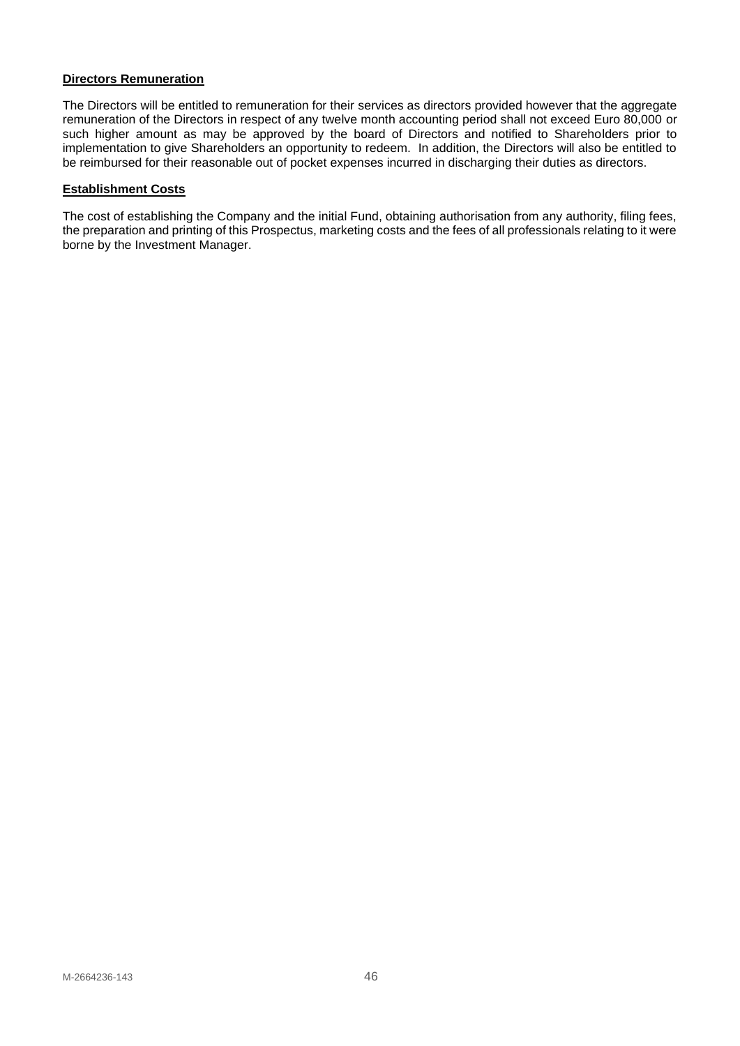**Directors Remuneration**

The Directors will be entitled to remuneration for their services as directors provided however that the aggregate remuneration of the Directors in respect of any twelve month accounting period shall not exceed Euro 80,000 or such higher amount as may be approved by the board of Directors and notified to Shareholders prior to implementation to give Shareholders an opportunity to redeem. In addition, the Directors will also be entitled to be reimbursed for their reasonable out of pocket expenses incurred in discharging their duties as directors.

**Establishment Costs**

The cost of establishing the Company and the initial Fund, obtaining authorisation from any authority, filing fees, the preparation and printing of this Prospectus, marketing costs and the fees of all professionals relating to it were borne by the Investment Manager.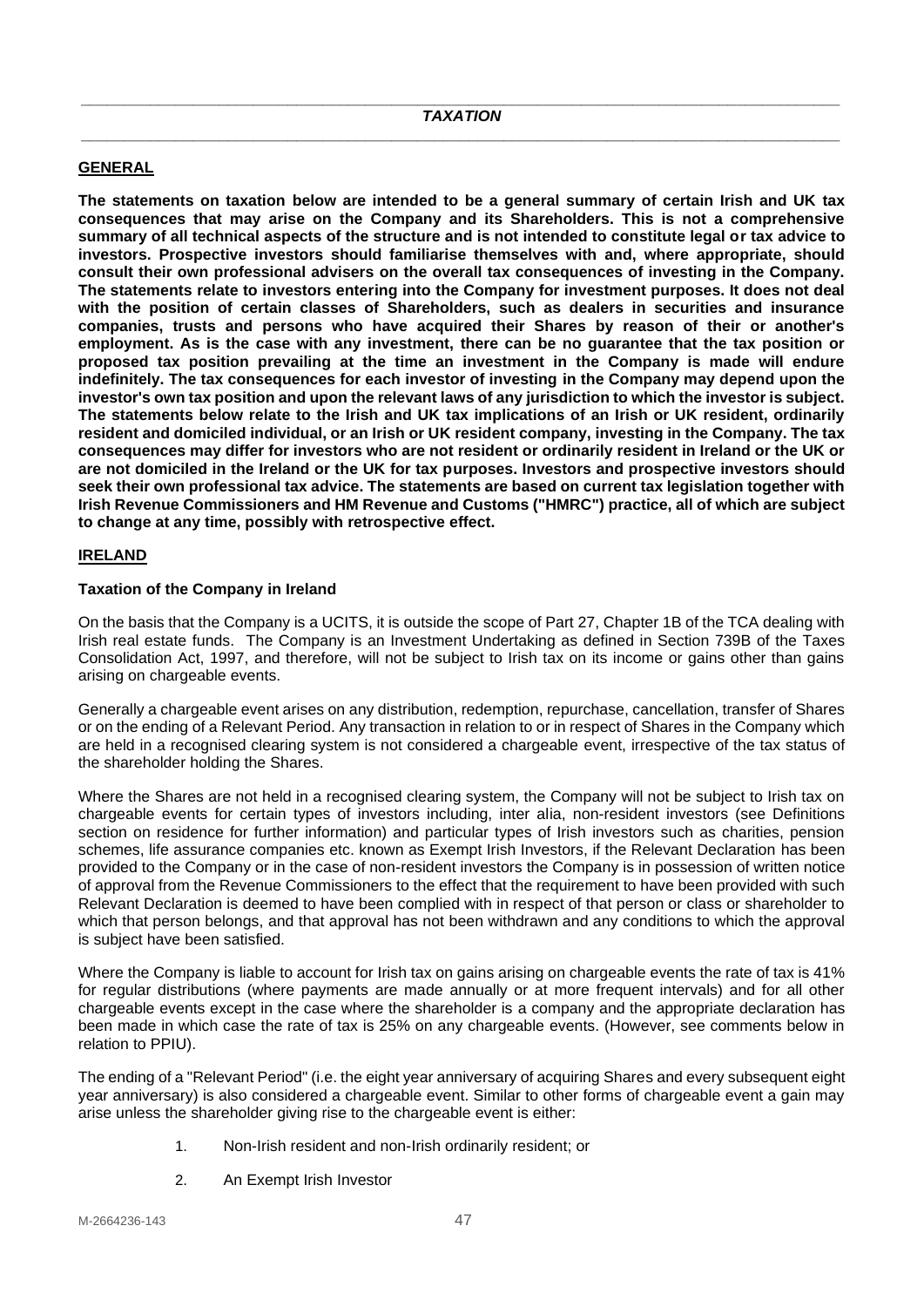## *TAXATION*

### GENERAL

**The statements on taxation below are intended to be a general summary of certain Irish and UK tax consequences that may arise on the Company and its Shareholders. This is not a comprehensive summary of all technical aspects of the structure and is not intended to constitute legal or tax advice to investors. Prospective investors should familiarise themselves with and, where appropriate, should consult their own professional advisers on the overall tax consequences of investing in the Company. The statements relate to investors entering into the Company for investment purposes. It does not deal with the position of certain classes of Shareholders, such as dealers in securities and insurance companies, trusts and persons who have acquired their Shares by reason of their or another's employment. As is the case with any investment, there can be no guarantee that the tax position or proposed tax position prevailing at the time an investment in the Company is made will endure indefinitely. The tax consequences for each investor of investing in the Company may depend upon the investor's own tax position and upon the relevant laws of any jurisdiction to which the investor is subject. The statements below relate to the Irish and UK tax implications of an Irish or UK resident, ordinarily resident and domiciled individual, or an Irish or UK resident company, investing in the Company. The tax consequences may differ for investors who are not resident or ordinarily resident in Ireland or the UK or are not domiciled in the Ireland or the UK for tax purposes. Investors and prospective investors should seek their own professional tax advice. The statements are based on current tax legislation together with Irish Revenue Commissioners and HM Revenue and Customs ("HMRC") practice, all of which are subject to change at any time, possibly with retrospective effect.**

### IRELAND

#### Taxation of the Company in Ireland

On the basis that the Company is a UCITS, it is outside the scope of Part 27, Chapter 1B of the TCA dealing with Irish real estate funds. The Company is an Investment Undertaking as defined in Section 739B of the Taxes Consolidation Act, 1997, and therefore, will not be subject to Irish tax on its income or gains other than gains arising on chargeable events.

Generally a chargeable event arises on any distribution, redemption, repurchase, cancellation, transfer of Shares or on the ending of a Relevant Period. Any transaction in relation to or in respect of Shares in the Company which are held in a recognised clearing system is not considered a chargeable event, irrespective of the tax status of the shareholder holding the Shares.

Where the Shares are not held in a recognised clearing system, the Company will not be subject to Irish tax on chargeable events for certain types of investors including, inter alia, non-resident investors (see Definitions section on residence for further information) and particular types of Irish investors such as charities, pension schemes, life assurance companies etc. known as Exempt Irish Investors, if the Relevant Declaration has been provided to the Company or in the case of non-resident investors the Company is in possession of written notice of approval from the Revenue Commissioners to the effect that the requirement to have been provided with such Relevant Declaration is deemed to have been complied with in respect of that person or class or shareholder to which that person belongs, and that approval has not been withdrawn and any conditions to which the approval is subject have been satisfied.

Where the Company is liable to account for Irish tax on gains arising on chargeable events the rate of tax is 41% for regular distributions (where payments are made annually or at more frequent intervals) and for all other chargeable events except in the case where the shareholder is a company and the appropriate declaration has been made in which case the rate of tax is 25% on any chargeable events. (However, see comments below in relation to PPIU).

The ending of a "Relevant Period" (i.e. the eight year anniversary of acquiring Shares and every subsequent eight year anniversary) is also considered a chargeable event. Similar to other forms of chargeable event a gain may arise unless the shareholder giving rise to the chargeable event is either:

1. Non-Irish resident and non-Irish ordinarily resident; or
2. An Exempt Irish Investor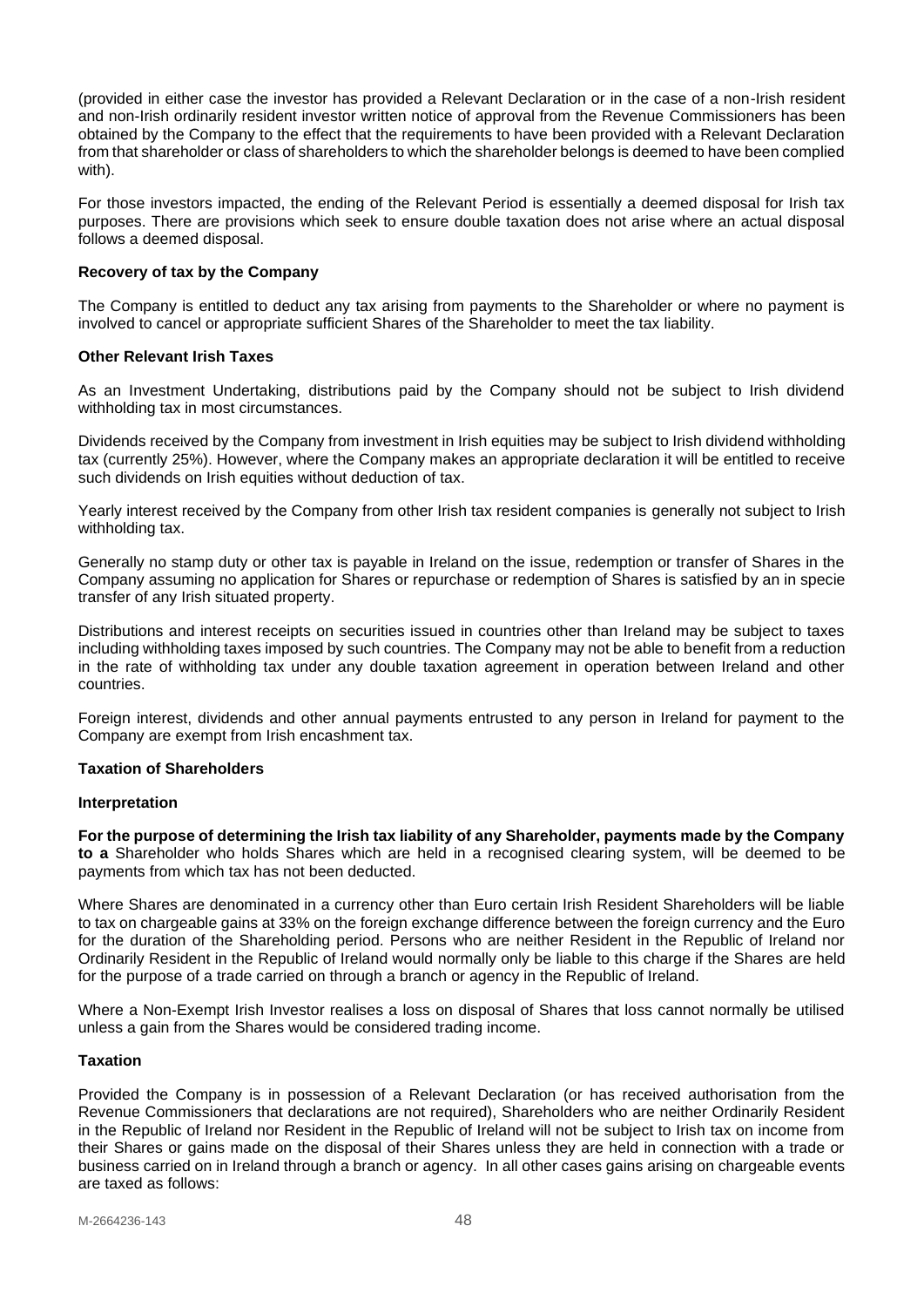(provided in either case the investor has provided a Relevant Declaration or in the case of a non-Irish resident and non-Irish ordinarily resident investor written notice of approval from the Revenue Commissioners has been obtained by the Company to the effect that the requirements to have been provided with a Relevant Declaration from that shareholder or class of shareholders to which the shareholder belongs is deemed to have been complied with).

For those investors impacted, the ending of the Relevant Period is essentially a deemed disposal for Irish tax purposes. There are provisions which seek to ensure double taxation does not arise where an actual disposal follows a deemed disposal.

**Recovery of tax by the Company**

The Company is entitled to deduct any tax arising from payments to the Shareholder or where no payment is involved to cancel or appropriate sufficient Shares of the Shareholder to meet the tax liability.

**Other Relevant Irish Taxes**

As an Investment Undertaking, distributions paid by the Company should not be subject to Irish dividend withholding tax in most circumstances.

Dividends received by the Company from investment in Irish equities may be subject to Irish dividend withholding tax (currently 25%). However, where the Company makes an appropriate declaration it will be entitled to receive such dividends on Irish equities without deduction of tax.

Yearly interest received by the Company from other Irish tax resident companies is generally not subject to Irish withholding tax.

Generally no stamp duty or other tax is payable in Ireland on the issue, redemption or transfer of Shares in the Company assuming no application for Shares or repurchase or redemption of Shares is satisfied by an in specie transfer of any Irish situated property.

Distributions and interest receipts on securities issued in countries other than Ireland may be subject to taxes including withholding taxes imposed by such countries. The Company may not be able to benefit from a reduction in the rate of withholding tax under any double taxation agreement in operation between Ireland and other countries.

Foreign interest, dividends and other annual payments entrusted to any person in Ireland for payment to the Company are exempt from Irish encashment tax.

**Taxation of Shareholders**

**Interpretation**

**For the purpose of determining the Irish tax liability of any Shareholder, payments made by the Company to a** Shareholder who holds Shares which are held in a recognised clearing system, will be deemed to be payments from which tax has not been deducted.

Where Shares are denominated in a currency other than Euro certain Irish Resident Shareholders will be liable to tax on chargeable gains at 33% on the foreign exchange difference between the foreign currency and the Euro for the duration of the Shareholding period. Persons who are neither Resident in the Republic of Ireland nor Ordinarily Resident in the Republic of Ireland would normally only be liable to this charge if the Shares are held for the purpose of a trade carried on through a branch or agency in the Republic of Ireland.

Where a Non-Exempt Irish Investor realises a loss on disposal of Shares that loss cannot normally be utilised unless a gain from the Shares would be considered trading income.

**Taxation**

Provided the Company is in possession of a Relevant Declaration (or has received authorisation from the Revenue Commissioners that declarations are not required), Shareholders who are neither Ordinarily Resident in the Republic of Ireland nor Resident in the Republic of Ireland will not be subject to Irish tax on income from their Shares or gains made on the disposal of their Shares unless they are held in connection with a trade or business carried on in Ireland through a branch or agency. In all other cases gains arising on chargeable events are taxed as follows: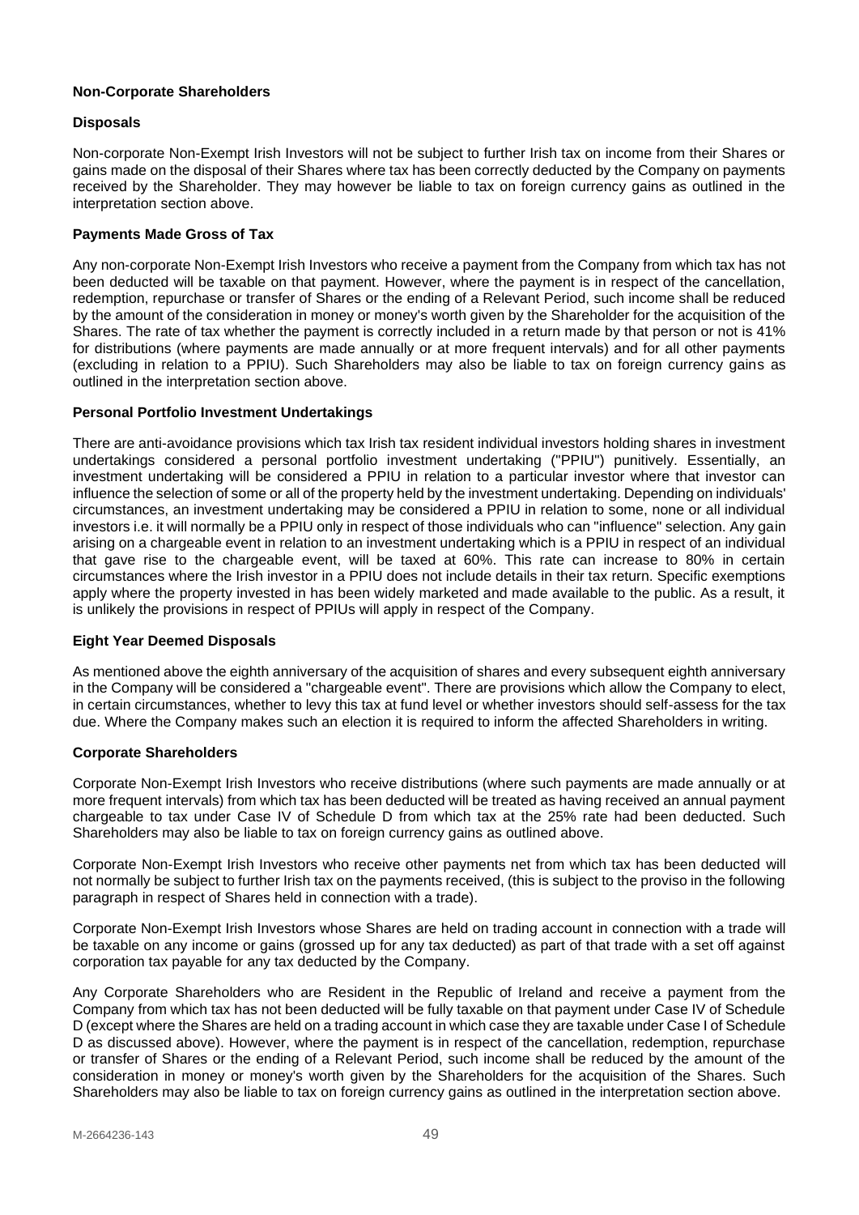**Non-Corporate Shareholders**

**Disposals**

Non-corporate Non-Exempt Irish Investors will not be subject to further Irish tax on income from their Shares or gains made on the disposal of their Shares where tax has been correctly deducted by the Company on payments received by the Shareholder. They may however be liable to tax on foreign currency gains as outlined in the interpretation section above.

**Payments Made Gross of Tax**

Any non-corporate Non-Exempt Irish Investors who receive a payment from the Company from which tax has not been deducted will be taxable on that payment. However, where the payment is in respect of the cancellation, redemption, repurchase or transfer of Shares or the ending of a Relevant Period, such income shall be reduced by the amount of the consideration in money or money's worth given by the Shareholder for the acquisition of the Shares. The rate of tax whether the payment is correctly included in a return made by that person or not is 41% for distributions (where payments are made annually or at more frequent intervals) and for all other payments (excluding in relation to a PPIU). Such Shareholders may also be liable to tax on foreign currency gains as outlined in the interpretation section above.

**Personal Portfolio Investment Undertakings**

There are anti-avoidance provisions which tax Irish tax resident individual investors holding shares in investment undertakings considered a personal portfolio investment undertaking ("PPIU") punitively. Essentially, an investment undertaking will be considered a PPIU in relation to a particular investor where that investor can influence the selection of some or all of the property held by the investment undertaking. Depending on individuals' circumstances, an investment undertaking may be considered a PPIU in relation to some, none or all individual investors i.e. it will normally be a PPIU only in respect of those individuals who can "influence" selection. Any gain arising on a chargeable event in relation to an investment undertaking which is a PPIU in respect of an individual that gave rise to the chargeable event, will be taxed at 60%. This rate can increase to 80% in certain circumstances where the Irish investor in a PPIU does not include details in their tax return. Specific exemptions apply where the property invested in has been widely marketed and made available to the public. As a result, it is unlikely the provisions in respect of PPIUs will apply in respect of the Company.

**Eight Year Deemed Disposals**

As mentioned above the eighth anniversary of the acquisition of shares and every subsequent eighth anniversary in the Company will be considered a "chargeable event". There are provisions which allow the Company to elect, in certain circumstances, whether to levy this tax at fund level or whether investors should self-assess for the tax due. Where the Company makes such an election it is required to inform the affected Shareholders in writing.

**Corporate Shareholders**

Corporate Non-Exempt Irish Investors who receive distributions (where such payments are made annually or at more frequent intervals) from which tax has been deducted will be treated as having received an annual payment chargeable to tax under Case IV of Schedule D from which tax at the 25% rate had been deducted. Such Shareholders may also be liable to tax on foreign currency gains as outlined above.

Corporate Non-Exempt Irish Investors who receive other payments net from which tax has been deducted will not normally be subject to further Irish tax on the payments received, (this is subject to the proviso in the following paragraph in respect of Shares held in connection with a trade).

Corporate Non-Exempt Irish Investors whose Shares are held on trading account in connection with a trade will be taxable on any income or gains (grossed up for any tax deducted) as part of that trade with a set off against corporation tax payable for any tax deducted by the Company.

Any Corporate Shareholders who are Resident in the Republic of Ireland and receive a payment from the Company from which tax has not been deducted will be fully taxable on that payment under Case IV of Schedule D (except where the Shares are held on a trading account in which case they are taxable under Case I of Schedule D as discussed above). However, where the payment is in respect of the cancellation, redemption, repurchase or transfer of Shares or the ending of a Relevant Period, such income shall be reduced by the amount of the consideration in money or money's worth given by the Shareholders for the acquisition of the Shares. Such Shareholders may also be liable to tax on foreign currency gains as outlined in the interpretation section above.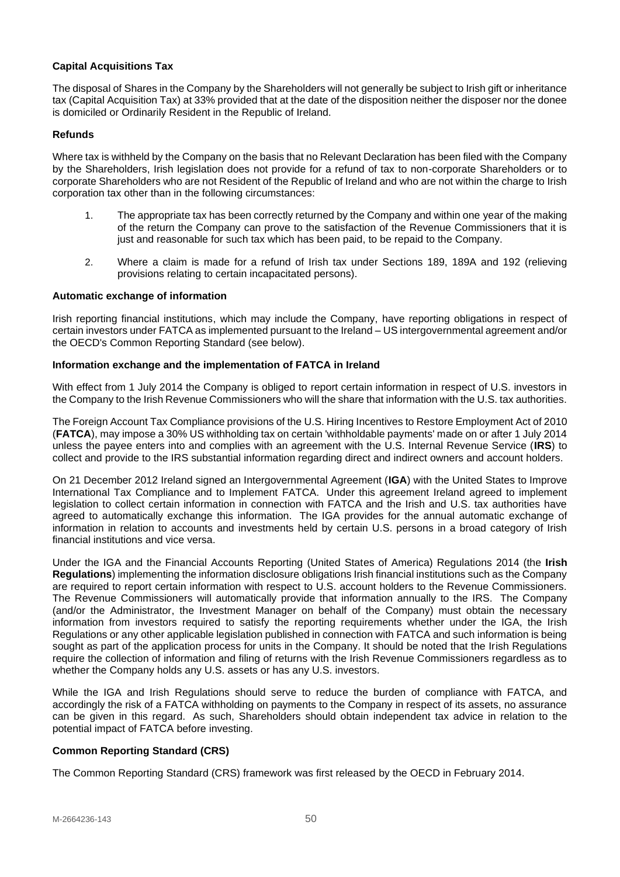**Capital Acquisitions Tax**

The disposal of Shares in the Company by the Shareholders will not generally be subject to Irish gift or inheritance tax (Capital Acquisition Tax) at 33% provided that at the date of the disposition neither the disposer nor the donee is domiciled or Ordinarily Resident in the Republic of Ireland.

**Refunds**

Where tax is withheld by the Company on the basis that no Relevant Declaration has been filed with the Company by the Shareholders, Irish legislation does not provide for a refund of tax to non-corporate Shareholders or to corporate Shareholders who are not Resident of the Republic of Ireland and who are not within the charge to Irish corporation tax other than in the following circumstances:

1. The appropriate tax has been correctly returned by the Company and within one year of the making of the return the Company can prove to the satisfaction of the Revenue Commissioners that it is just and reasonable for such tax which has been paid, to be repaid to the Company.
2. Where a claim is made for a refund of Irish tax under Sections 189, 189A and 192 (relieving provisions relating to certain incapacitated persons).

**Automatic exchange of information**

Irish reporting financial institutions, which may include the Company, have reporting obligations in respect of certain investors under FATCA as implemented pursuant to the Ireland – US intergovernmental agreement and/or the OECD's Common Reporting Standard (see below).

**Information exchange and the implementation of FATCA in Ireland**

With effect from 1 July 2014 the Company is obliged to report certain information in respect of U.S. investors in the Company to the Irish Revenue Commissioners who will the share that information with the U.S. tax authorities.

The Foreign Account Tax Compliance provisions of the U.S. Hiring Incentives to Restore Employment Act of 2010 (**FATCA**), may impose a 30% US withholding tax on certain 'withholdable payments' made on or after 1 July 2014 unless the payee enters into and complies with an agreement with the U.S. Internal Revenue Service (**IRS**) to collect and provide to the IRS substantial information regarding direct and indirect owners and account holders.

On 21 December 2012 Ireland signed an Intergovernmental Agreement (**IGA**) with the United States to Improve International Tax Compliance and to Implement FATCA. Under this agreement Ireland agreed to implement legislation to collect certain information in connection with FATCA and the Irish and U.S. tax authorities have agreed to automatically exchange this information. The IGA provides for the annual automatic exchange of information in relation to accounts and investments held by certain U.S. persons in a broad category of Irish financial institutions and vice versa.

Under the IGA and the Financial Accounts Reporting (United States of America) Regulations 2014 (the **Irish Regulations**) implementing the information disclosure obligations Irish financial institutions such as the Company are required to report certain information with respect to U.S. account holders to the Revenue Commissioners. The Revenue Commissioners will automatically provide that information annually to the IRS. The Company (and/or the Administrator, the Investment Manager on behalf of the Company) must obtain the necessary information from investors required to satisfy the reporting requirements whether under the IGA, the Irish Regulations or any other applicable legislation published in connection with FATCA and such information is being sought as part of the application process for units in the Company. It should be noted that the Irish Regulations require the collection of information and filing of returns with the Irish Revenue Commissioners regardless as to whether the Company holds any U.S. assets or has any U.S. investors.

While the IGA and Irish Regulations should serve to reduce the burden of compliance with FATCA, and accordingly the risk of a FATCA withholding on payments to the Company in respect of its assets, no assurance can be given in this regard. As such, Shareholders should obtain independent tax advice in relation to the potential impact of FATCA before investing.

**Common Reporting Standard (CRS)**

The Common Reporting Standard (CRS) framework was first released by the OECD in February 2014.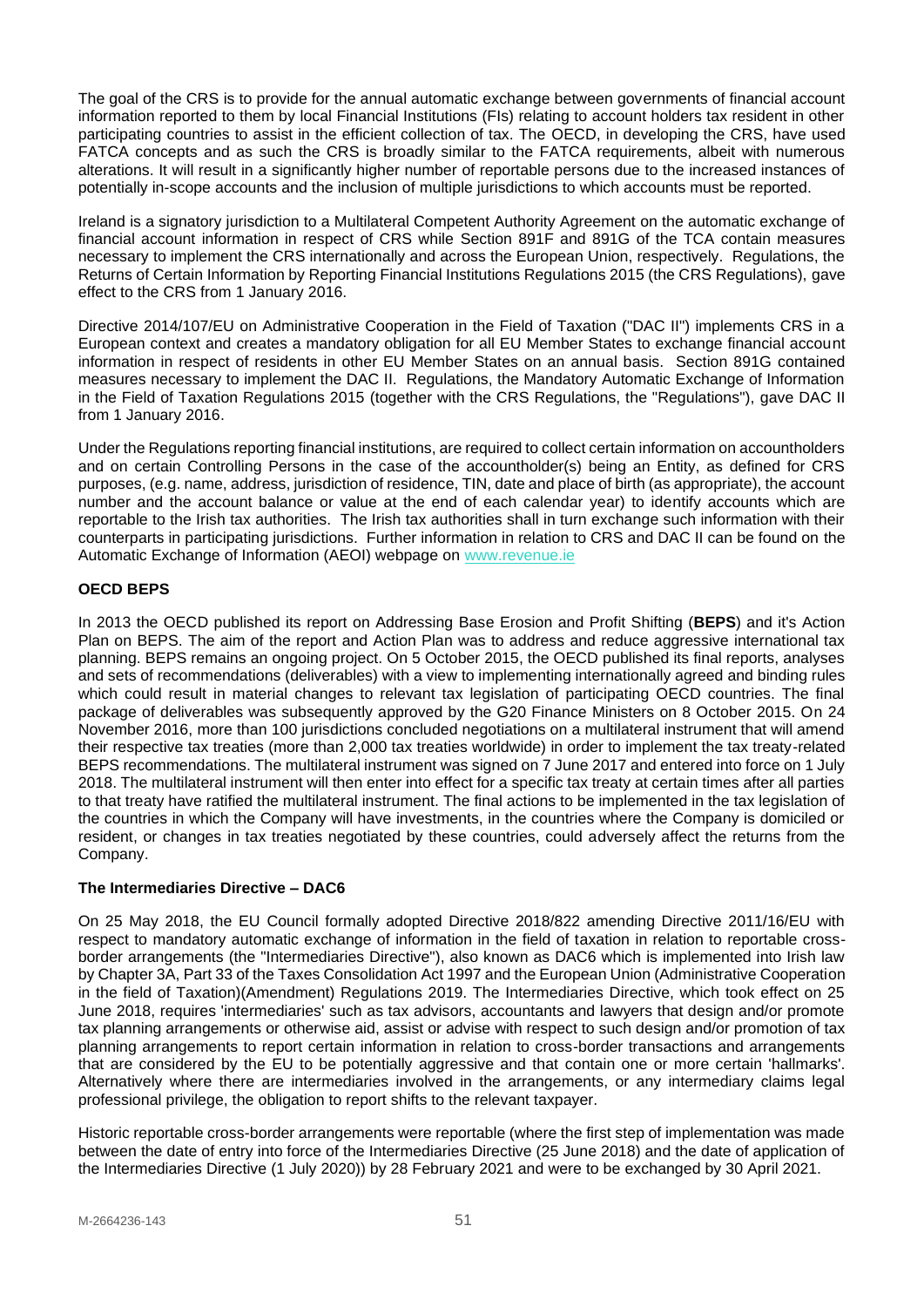The goal of the CRS is to provide for the annual automatic exchange between governments of financial account information reported to them by local Financial Institutions (FIs) relating to account holders tax resident in other participating countries to assist in the efficient collection of tax. The OECD, in developing the CRS, have used FATCA concepts and as such the CRS is broadly similar to the FATCA requirements, albeit with numerous alterations. It will result in a significantly higher number of reportable persons due to the increased instances of potentially in-scope accounts and the inclusion of multiple jurisdictions to which accounts must be reported.

Ireland is a signatory jurisdiction to a Multilateral Competent Authority Agreement on the automatic exchange of financial account information in respect of CRS while Section 891F and 891G of the TCA contain measures necessary to implement the CRS internationally and across the European Union, respectively. Regulations, the Returns of Certain Information by Reporting Financial Institutions Regulations 2015 (the CRS Regulations), gave effect to the CRS from 1 January 2016.

Directive 2014/107/EU on Administrative Cooperation in the Field of Taxation ("DAC II") implements CRS in a European context and creates a mandatory obligation for all EU Member States to exchange financial account information in respect of residents in other EU Member States on an annual basis. Section 891G contained measures necessary to implement the DAC II. Regulations, the Mandatory Automatic Exchange of Information in the Field of Taxation Regulations 2015 (together with the CRS Regulations, the "Regulations"), gave DAC II from 1 January 2016.

Under the Regulations reporting financial institutions, are required to collect certain information on accountholders and on certain Controlling Persons in the case of the accountholder(s) being an Entity, as defined for CRS purposes, (e.g. name, address, jurisdiction of residence, TIN, date and place of birth (as appropriate), the account number and the account balance or value at the end of each calendar year) to identify accounts which are reportable to the Irish tax authorities. The Irish tax authorities shall in turn exchange such information with their counterparts in participating jurisdictions. Further information in relation to CRS and DAC II can be found on the Automatic Exchange of Information (AEOI) webpage on www.revenue.ie

**OECD BEPS**

In 2013 the OECD published its report on Addressing Base Erosion and Profit Shifting (**BEPS**) and it's Action Plan on BEPS. The aim of the report and Action Plan was to address and reduce aggressive international tax planning. BEPS remains an ongoing project. On 5 October 2015, the OECD published its final reports, analyses and sets of recommendations (deliverables) with a view to implementing internationally agreed and binding rules which could result in material changes to relevant tax legislation of participating OECD countries. The final package of deliverables was subsequently approved by the G20 Finance Ministers on 8 October 2015. On 24 November 2016, more than 100 jurisdictions concluded negotiations on a multilateral instrument that will amend their respective tax treaties (more than 2,000 tax treaties worldwide) in order to implement the tax treaty-related BEPS recommendations. The multilateral instrument was signed on 7 June 2017 and entered into force on 1 July 2018. The multilateral instrument will then enter into effect for a specific tax treaty at certain times after all parties to that treaty have ratified the multilateral instrument. The final actions to be implemented in the tax legislation of the countries in which the Company will have investments, in the countries where the Company is domiciled or resident, or changes in tax treaties negotiated by these countries, could adversely affect the returns from the Company.

**The Intermediaries Directive – DAC6**

On 25 May 2018, the EU Council formally adopted Directive 2018/822 amending Directive 2011/16/EU with respect to mandatory automatic exchange of information in the field of taxation in relation to reportable cross-border arrangements (the "Intermediaries Directive"), also known as DAC6 which is implemented into Irish law by Chapter 3A, Part 33 of the Taxes Consolidation Act 1997 and the European Union (Administrative Cooperation in the field of Taxation)(Amendment) Regulations 2019. The Intermediaries Directive, which took effect on 25 June 2018, requires 'intermediaries' such as tax advisors, accountants and lawyers that design and/or promote tax planning arrangements or otherwise aid, assist or advise with respect to such design and/or promotion of tax planning arrangements to report certain information in relation to cross-border transactions and arrangements that are considered by the EU to be potentially aggressive and that contain one or more certain 'hallmarks'. Alternatively where there are intermediaries involved in the arrangements, or any intermediary claims legal professional privilege, the obligation to report shifts to the relevant taxpayer.

Historic reportable cross-border arrangements were reportable (where the first step of implementation was made between the date of entry into force of the Intermediaries Directive (25 June 2018) and the date of application of the Intermediaries Directive (1 July 2020)) by 28 February 2021 and were to be exchanged by 30 April 2021.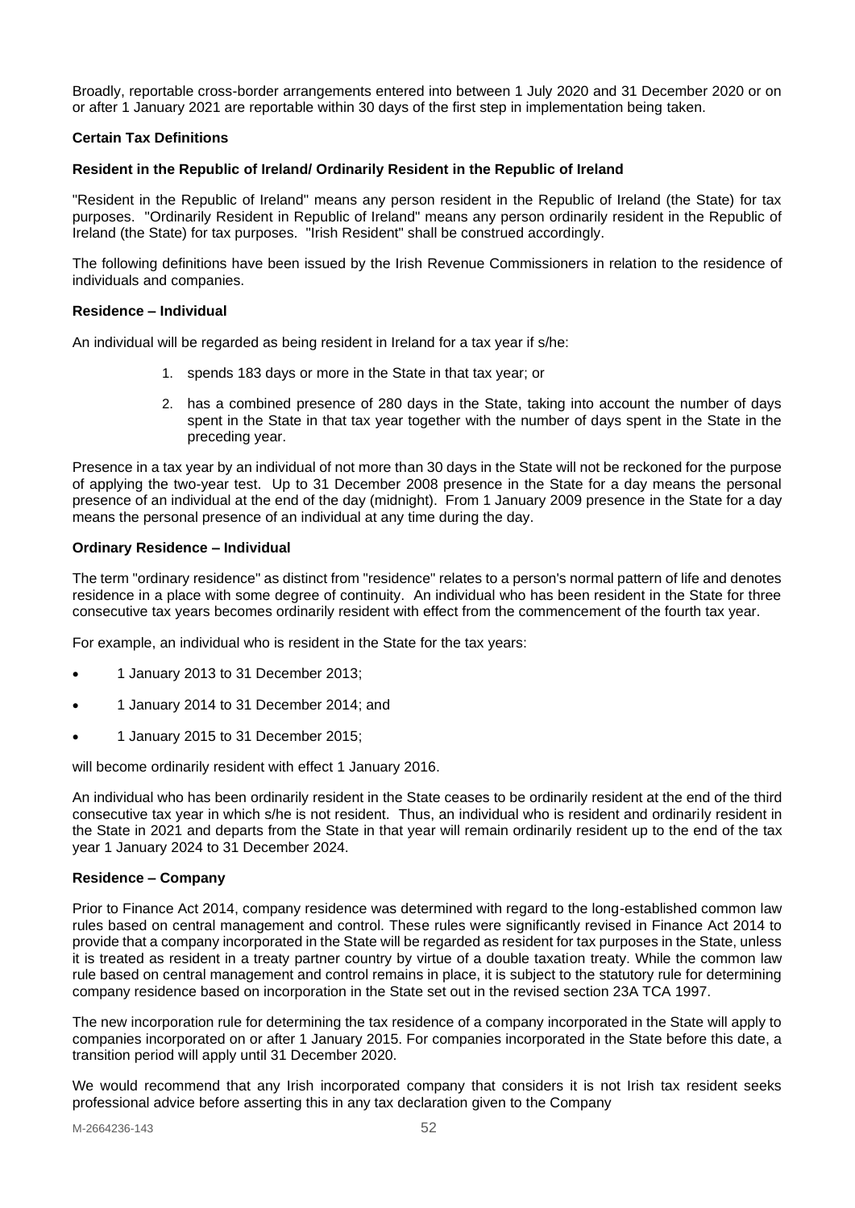Broadly, reportable cross-border arrangements entered into between 1 July 2020 and 31 December 2020 or on or after 1 January 2021 are reportable within 30 days of the first step in implementation being taken.

### Certain Tax Definitions

#### Resident in the Republic of Ireland/ Ordinarily Resident in the Republic of Ireland

"Resident in the Republic of Ireland" means any person resident in the Republic of Ireland (the State) for tax purposes. "Ordinarily Resident in Republic of Ireland" means any person ordinarily resident in the Republic of Ireland (the State) for tax purposes. "Irish Resident" shall be construed accordingly.

The following definitions have been issued by the Irish Revenue Commissioners in relation to the residence of individuals and companies.

#### Residence – Individual

An individual will be regarded as being resident in Ireland for a tax year if s/he:

1. spends 183 days or more in the State in that tax year; or
2. has a combined presence of 280 days in the State, taking into account the number of days spent in the State in that tax year together with the number of days spent in the State in the preceding year.

Presence in a tax year by an individual of not more than 30 days in the State will not be reckoned for the purpose of applying the two-year test. Up to 31 December 2008 presence in the State for a day means the personal presence of an individual at the end of the day (midnight). From 1 January 2009 presence in the State for a day means the personal presence of an individual at any time during the day.

#### Ordinary Residence – Individual

The term "ordinary residence" as distinct from "residence" relates to a person's normal pattern of life and denotes residence in a place with some degree of continuity. An individual who has been resident in the State for three consecutive tax years becomes ordinarily resident with effect from the commencement of the fourth tax year.

For example, an individual who is resident in the State for the tax years:

- 1 January 2013 to 31 December 2013;
- 1 January 2014 to 31 December 2014; and
- 1 January 2015 to 31 December 2015;

will become ordinarily resident with effect 1 January 2016.

An individual who has been ordinarily resident in the State ceases to be ordinarily resident at the end of the third consecutive tax year in which s/he is not resident. Thus, an individual who is resident and ordinarily resident in the State in 2021 and departs from the State in that year will remain ordinarily resident up to the end of the tax year 1 January 2024 to 31 December 2024.

#### Residence – Company

Prior to Finance Act 2014, company residence was determined with regard to the long-established common law rules based on central management and control. These rules were significantly revised in Finance Act 2014 to provide that a company incorporated in the State will be regarded as resident for tax purposes in the State, unless it is treated as resident in a treaty partner country by virtue of a double taxation treaty. While the common law rule based on central management and control remains in place, it is subject to the statutory rule for determining company residence based on incorporation in the State set out in the revised section 23A TCA 1997.

The new incorporation rule for determining the tax residence of a company incorporated in the State will apply to companies incorporated on or after 1 January 2015. For companies incorporated in the State before this date, a transition period will apply until 31 December 2020.

We would recommend that any Irish incorporated company that considers it is not Irish tax resident seeks professional advice before asserting this in any tax declaration given to the Company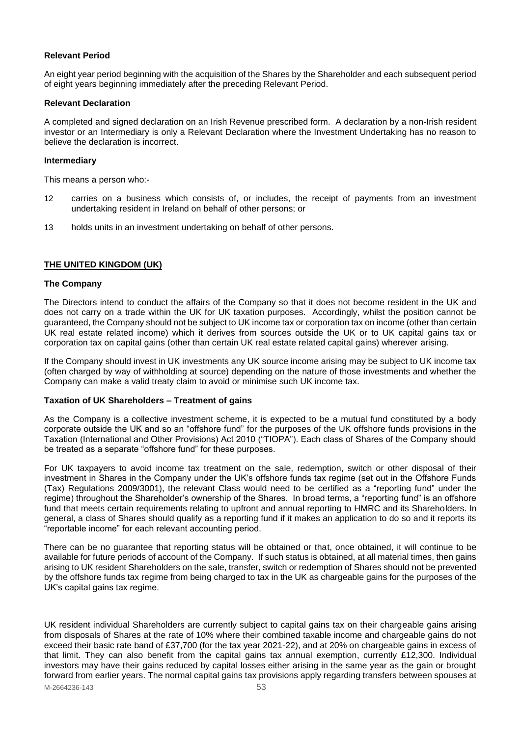**Relevant Period**

An eight year period beginning with the acquisition of the Shares by the Shareholder and each subsequent period of eight years beginning immediately after the preceding Relevant Period.

**Relevant Declaration**

A completed and signed declaration on an Irish Revenue prescribed form. A declaration by a non-Irish resident investor or an Intermediary is only a Relevant Declaration where the Investment Undertaking has no reason to believe the declaration is incorrect.

**Intermediary**

This means a person who:-

12 carries on a business which consists of, or includes, the receipt of payments from an investment undertaking resident in Ireland on behalf of other persons; or

13 holds units in an investment undertaking on behalf of other persons.

## THE UNITED KINGDOM (UK)

**The Company**

The Directors intend to conduct the affairs of the Company so that it does not become resident in the UK and does not carry on a trade within the UK for UK taxation purposes. Accordingly, whilst the position cannot be guaranteed, the Company should not be subject to UK income tax or corporation tax on income (other than certain UK real estate related income) which it derives from sources outside the UK or to UK capital gains tax or corporation tax on capital gains (other than certain UK real estate related capital gains) wherever arising.

If the Company should invest in UK investments any UK source income arising may be subject to UK income tax (often charged by way of withholding at source) depending on the nature of those investments and whether the Company can make a valid treaty claim to avoid or minimise such UK income tax.

**Taxation of UK Shareholders – Treatment of gains**

As the Company is a collective investment scheme, it is expected to be a mutual fund constituted by a body corporate outside the UK and so an "offshore fund" for the purposes of the UK offshore funds provisions in the Taxation (International and Other Provisions) Act 2010 ("TIOPA"). Each class of Shares of the Company should be treated as a separate "offshore fund" for these purposes.

For UK taxpayers to avoid income tax treatment on the sale, redemption, switch or other disposal of their investment in Shares in the Company under the UK's offshore funds tax regime (set out in the Offshore Funds (Tax) Regulations 2009/3001), the relevant Class would need to be certified as a "reporting fund" under the regime) throughout the Shareholder's ownership of the Shares. In broad terms, a "reporting fund" is an offshore fund that meets certain requirements relating to upfront and annual reporting to HMRC and its Shareholders. In general, a class of Shares should qualify as a reporting fund if it makes an application to do so and it reports its "reportable income" for each relevant accounting period.

There can be no guarantee that reporting status will be obtained or that, once obtained, it will continue to be available for future periods of account of the Company. If such status is obtained, at all material times, then gains arising to UK resident Shareholders on the sale, transfer, switch or redemption of Shares should not be prevented by the offshore funds tax regime from being charged to tax in the UK as chargeable gains for the purposes of the UK's capital gains tax regime.

UK resident individual Shareholders are currently subject to capital gains tax on their chargeable gains arising from disposals of Shares at the rate of 10% where their combined taxable income and chargeable gains do not exceed their basic rate band of £37,700 (for the tax year 2021-22), and at 20% on chargeable gains in excess of that limit. They can also benefit from the capital gains tax annual exemption, currently £12,300. Individual investors may have their gains reduced by capital losses either arising in the same year as the gain or brought forward from earlier years. The normal capital gains tax provisions apply regarding transfers between spouses at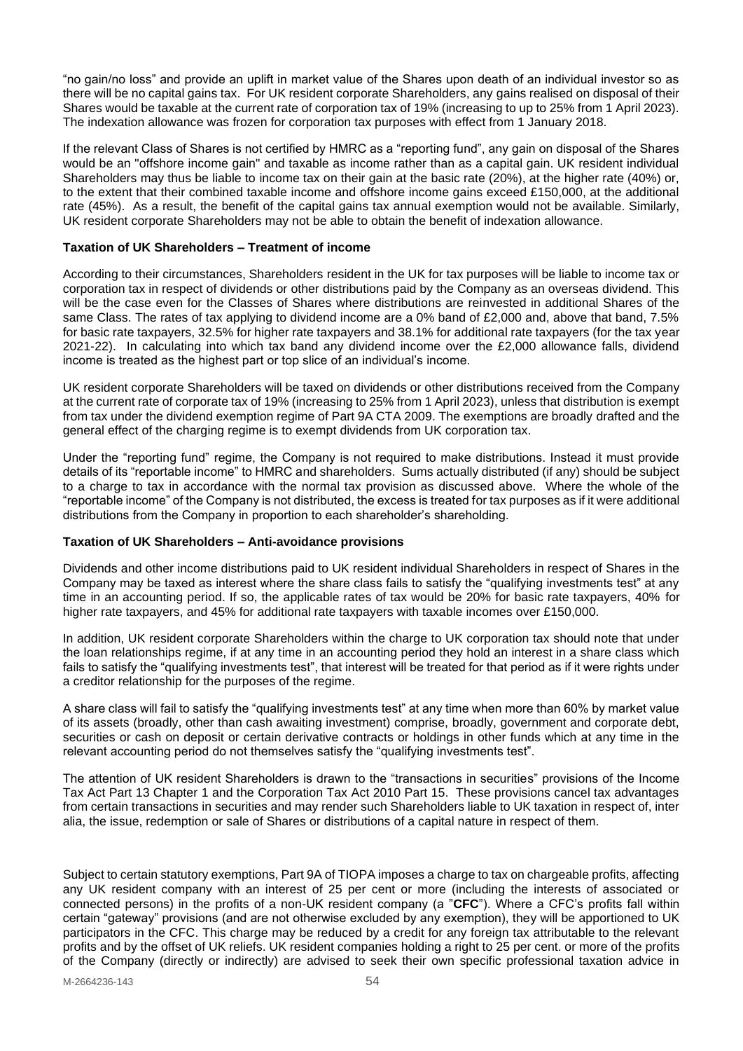"no gain/no loss" and provide an uplift in market value of the Shares upon death of an individual investor so as there will be no capital gains tax. For UK resident corporate Shareholders, any gains realised on disposal of their Shares would be taxable at the current rate of corporation tax of 19% (increasing to up to 25% from 1 April 2023). The indexation allowance was frozen for corporation tax purposes with effect from 1 January 2018.

If the relevant Class of Shares is not certified by HMRC as a "reporting fund", any gain on disposal of the Shares would be an "offshore income gain" and taxable as income rather than as a capital gain. UK resident individual Shareholders may thus be liable to income tax on their gain at the basic rate (20%), at the higher rate (40%) or, to the extent that their combined taxable income and offshore income gains exceed £150,000, at the additional rate (45%). As a result, the benefit of the capital gains tax annual exemption would not be available. Similarly, UK resident corporate Shareholders may not be able to obtain the benefit of indexation allowance.

**Taxation of UK Shareholders – Treatment of income**

According to their circumstances, Shareholders resident in the UK for tax purposes will be liable to income tax or corporation tax in respect of dividends or other distributions paid by the Company as an overseas dividend. This will be the case even for the Classes of Shares where distributions are reinvested in additional Shares of the same Class. The rates of tax applying to dividend income are a 0% band of £2,000 and, above that band, 7.5% for basic rate taxpayers, 32.5% for higher rate taxpayers and 38.1% for additional rate taxpayers (for the tax year 2021-22). In calculating into which tax band any dividend income over the £2,000 allowance falls, dividend income is treated as the highest part or top slice of an individual's income.

UK resident corporate Shareholders will be taxed on dividends or other distributions received from the Company at the current rate of corporate tax of 19% (increasing to 25% from 1 April 2023), unless that distribution is exempt from tax under the dividend exemption regime of Part 9A CTA 2009. The exemptions are broadly drafted and the general effect of the charging regime is to exempt dividends from UK corporation tax.

Under the "reporting fund" regime, the Company is not required to make distributions. Instead it must provide details of its "reportable income" to HMRC and shareholders. Sums actually distributed (if any) should be subject to a charge to tax in accordance with the normal tax provision as discussed above. Where the whole of the "reportable income" of the Company is not distributed, the excess is treated for tax purposes as if it were additional distributions from the Company in proportion to each shareholder's shareholding.

**Taxation of UK Shareholders – Anti-avoidance provisions**

Dividends and other income distributions paid to UK resident individual Shareholders in respect of Shares in the Company may be taxed as interest where the share class fails to satisfy the "qualifying investments test" at any time in an accounting period. If so, the applicable rates of tax would be 20% for basic rate taxpayers, 40% for higher rate taxpayers, and 45% for additional rate taxpayers with taxable incomes over £150,000.

In addition, UK resident corporate Shareholders within the charge to UK corporation tax should note that under the loan relationships regime, if at any time in an accounting period they hold an interest in a share class which fails to satisfy the "qualifying investments test", that interest will be treated for that period as if it were rights under a creditor relationship for the purposes of the regime.

A share class will fail to satisfy the "qualifying investments test" at any time when more than 60% by market value of its assets (broadly, other than cash awaiting investment) comprise, broadly, government and corporate debt, securities or cash on deposit or certain derivative contracts or holdings in other funds which at any time in the relevant accounting period do not themselves satisfy the "qualifying investments test".

The attention of UK resident Shareholders is drawn to the "transactions in securities" provisions of the Income Tax Act Part 13 Chapter 1 and the Corporation Tax Act 2010 Part 15. These provisions cancel tax advantages from certain transactions in securities and may render such Shareholders liable to UK taxation in respect of, inter alia, the issue, redemption or sale of Shares or distributions of a capital nature in respect of them.

Subject to certain statutory exemptions, Part 9A of TIOPA imposes a charge to tax on chargeable profits, affecting any UK resident company with an interest of 25 per cent or more (including the interests of associated or connected persons) in the profits of a non-UK resident company (a "**CFC**"). Where a CFC's profits fall within certain "gateway" provisions (and are not otherwise excluded by any exemption), they will be apportioned to UK participators in the CFC. This charge may be reduced by a credit for any foreign tax attributable to the relevant profits and by the offset of UK reliefs. UK resident companies holding a right to 25 per cent. or more of the profits of the Company (directly or indirectly) are advised to seek their own specific professional taxation advice in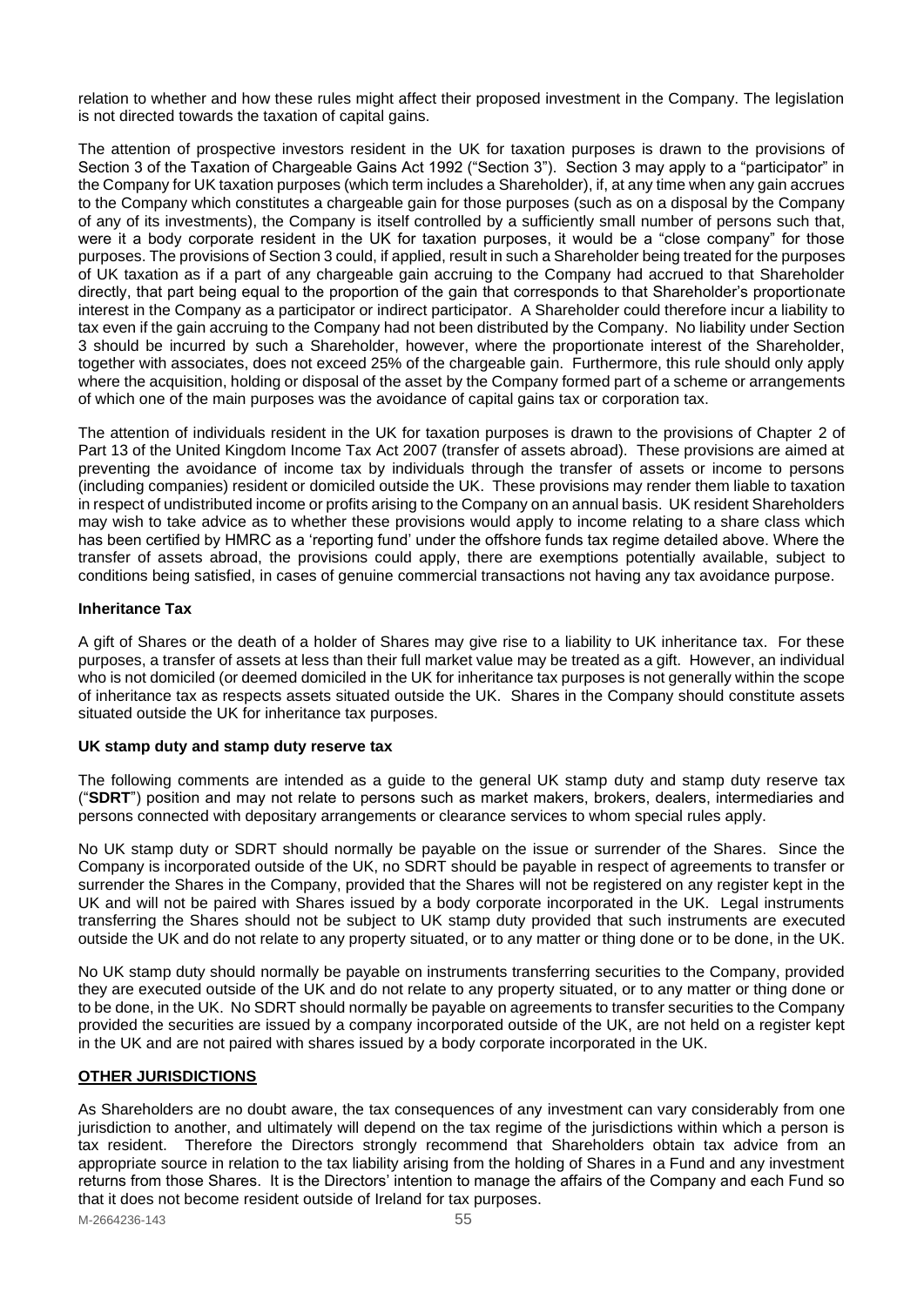relation to whether and how these rules might affect their proposed investment in the Company. The legislation is not directed towards the taxation of capital gains.

The attention of prospective investors resident in the UK for taxation purposes is drawn to the provisions of Section 3 of the Taxation of Chargeable Gains Act 1992 ("Section 3"). Section 3 may apply to a "participator" in the Company for UK taxation purposes (which term includes a Shareholder), if, at any time when any gain accrues to the Company which constitutes a chargeable gain for those purposes (such as on a disposal by the Company of any of its investments), the Company is itself controlled by a sufficiently small number of persons such that, were it a body corporate resident in the UK for taxation purposes, it would be a "close company" for those purposes. The provisions of Section 3 could, if applied, result in such a Shareholder being treated for the purposes of UK taxation as if a part of any chargeable gain accruing to the Company had accrued to that Shareholder directly, that part being equal to the proportion of the gain that corresponds to that Shareholder's proportionate interest in the Company as a participator or indirect participator. A Shareholder could therefore incur a liability to tax even if the gain accruing to the Company had not been distributed by the Company. No liability under Section 3 should be incurred by such a Shareholder, however, where the proportionate interest of the Shareholder, together with associates, does not exceed 25% of the chargeable gain. Furthermore, this rule should only apply where the acquisition, holding or disposal of the asset by the Company formed part of a scheme or arrangements of which one of the main purposes was the avoidance of capital gains tax or corporation tax.

The attention of individuals resident in the UK for taxation purposes is drawn to the provisions of Chapter 2 of Part 13 of the United Kingdom Income Tax Act 2007 (transfer of assets abroad). These provisions are aimed at preventing the avoidance of income tax by individuals through the transfer of assets or income to persons (including companies) resident or domiciled outside the UK. These provisions may render them liable to taxation in respect of undistributed income or profits arising to the Company on an annual basis. UK resident Shareholders may wish to take advice as to whether these provisions would apply to income relating to a share class which has been certified by HMRC as a 'reporting fund' under the offshore funds tax regime detailed above. Where the transfer of assets abroad, the provisions could apply, there are exemptions potentially available, subject to conditions being satisfied, in cases of genuine commercial transactions not having any tax avoidance purpose.

**Inheritance Tax**

A gift of Shares or the death of a holder of Shares may give rise to a liability to UK inheritance tax. For these purposes, a transfer of assets at less than their full market value may be treated as a gift. However, an individual who is not domiciled (or deemed domiciled in the UK for inheritance tax purposes is not generally within the scope of inheritance tax as respects assets situated outside the UK. Shares in the Company should constitute assets situated outside the UK for inheritance tax purposes.

**UK stamp duty and stamp duty reserve tax**

The following comments are intended as a guide to the general UK stamp duty and stamp duty reserve tax ("**SDRT**") position and may not relate to persons such as market makers, brokers, dealers, intermediaries and persons connected with depositary arrangements or clearance services to whom special rules apply.

No UK stamp duty or SDRT should normally be payable on the issue or surrender of the Shares. Since the Company is incorporated outside of the UK, no SDRT should be payable in respect of agreements to transfer or surrender the Shares in the Company, provided that the Shares will not be registered on any register kept in the UK and will not be paired with Shares issued by a body corporate incorporated in the UK. Legal instruments transferring the Shares should not be subject to UK stamp duty provided that such instruments are executed outside the UK and do not relate to any property situated, or to any matter or thing done or to be done, in the UK.

No UK stamp duty should normally be payable on instruments transferring securities to the Company, provided they are executed outside of the UK and do not relate to any property situated, or to any matter or thing done or to be done, in the UK. No SDRT should normally be payable on agreements to transfer securities to the Company provided the securities are issued by a company incorporated outside of the UK, are not held on a register kept in the UK and are not paired with shares issued by a body corporate incorporated in the UK.

**OTHER JURISDICTIONS**

As Shareholders are no doubt aware, the tax consequences of any investment can vary considerably from one jurisdiction to another, and ultimately will depend on the tax regime of the jurisdictions within which a person is tax resident. Therefore the Directors strongly recommend that Shareholders obtain tax advice from an appropriate source in relation to the tax liability arising from the holding of Shares in a Fund and any investment returns from those Shares. It is the Directors' intention to manage the affairs of the Company and each Fund so that it does not become resident outside of Ireland for tax purposes.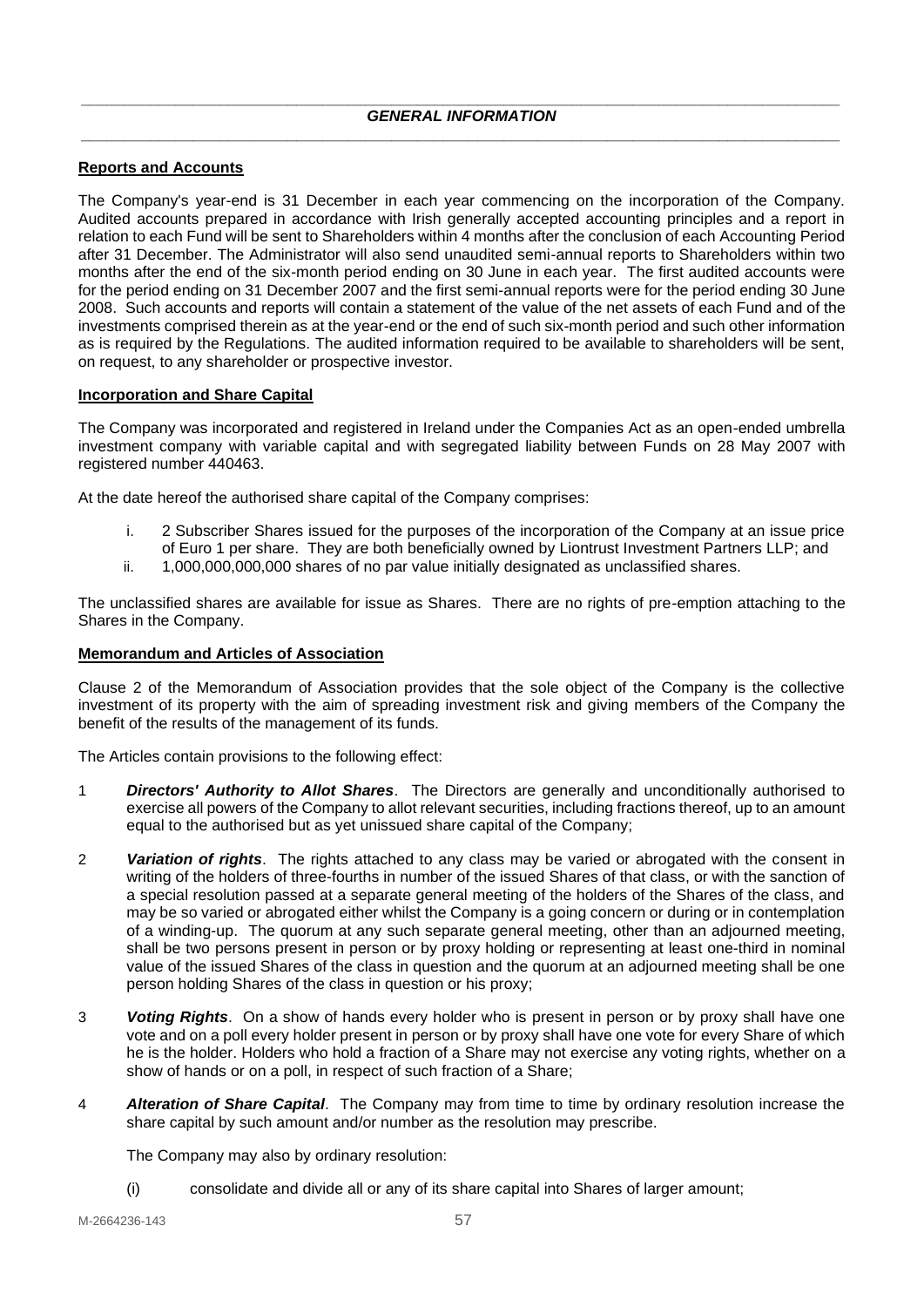## *GENERAL INFORMATION*

**Reports and Accounts**

The Company's year-end is 31 December in each year commencing on the incorporation of the Company. Audited accounts prepared in accordance with Irish generally accepted accounting principles and a report in relation to each Fund will be sent to Shareholders within 4 months after the conclusion of each Accounting Period after 31 December. The Administrator will also send unaudited semi-annual reports to Shareholders within two months after the end of the six-month period ending on 30 June in each year. The first audited accounts were for the period ending on 31 December 2007 and the first semi-annual reports were for the period ending 30 June 2008. Such accounts and reports will contain a statement of the value of the net assets of each Fund and of the investments comprised therein as at the year-end or the end of such six-month period and such other information as is required by the Regulations. The audited information required to be available to shareholders will be sent, on request, to any shareholder or prospective investor.

**Incorporation and Share Capital**

The Company was incorporated and registered in Ireland under the Companies Act as an open-ended umbrella investment company with variable capital and with segregated liability between Funds on 28 May 2007 with registered number 440463.

At the date hereof the authorised share capital of the Company comprises:

i. 2 Subscriber Shares issued for the purposes of the incorporation of the Company at an issue price of Euro 1 per share. They are both beneficially owned by Liontrust Investment Partners LLP; and
ii. 1,000,000,000,000 shares of no par value initially designated as unclassified shares.

The unclassified shares are available for issue as Shares. There are no rights of pre-emption attaching to the Shares in the Company.

**Memorandum and Articles of Association**

Clause 2 of the Memorandum of Association provides that the sole object of the Company is the collective investment of its property with the aim of spreading investment risk and giving members of the Company the benefit of the results of the management of its funds.

The Articles contain provisions to the following effect:

1 ***Directors' Authority to Allot Shares***. The Directors are generally and unconditionally authorised to exercise all powers of the Company to allot relevant securities, including fractions thereof, up to an amount equal to the authorised but as yet unissued share capital of the Company;

2 ***Variation of rights***. The rights attached to any class may be varied or abrogated with the consent in writing of the holders of three-fourths in number of the issued Shares of that class, or with the sanction of a special resolution passed at a separate general meeting of the holders of the Shares of the class, and may be so varied or abrogated either whilst the Company is a going concern or during or in contemplation of a winding-up. The quorum at any such separate general meeting, other than an adjourned meeting, shall be two persons present in person or by proxy holding or representing at least one-third in nominal value of the issued Shares of the class in question and the quorum at an adjourned meeting shall be one person holding Shares of the class in question or his proxy;

3 ***Voting Rights***. On a show of hands every holder who is present in person or by proxy shall have one vote and on a poll every holder present in person or by proxy shall have one vote for every Share of which he is the holder. Holders who hold a fraction of a Share may not exercise any voting rights, whether on a show of hands or on a poll, in respect of such fraction of a Share;

4 ***Alteration of Share Capital***. The Company may from time to time by ordinary resolution increase the share capital by such amount and/or number as the resolution may prescribe.

The Company may also by ordinary resolution:

(i) consolidate and divide all or any of its share capital into Shares of larger amount;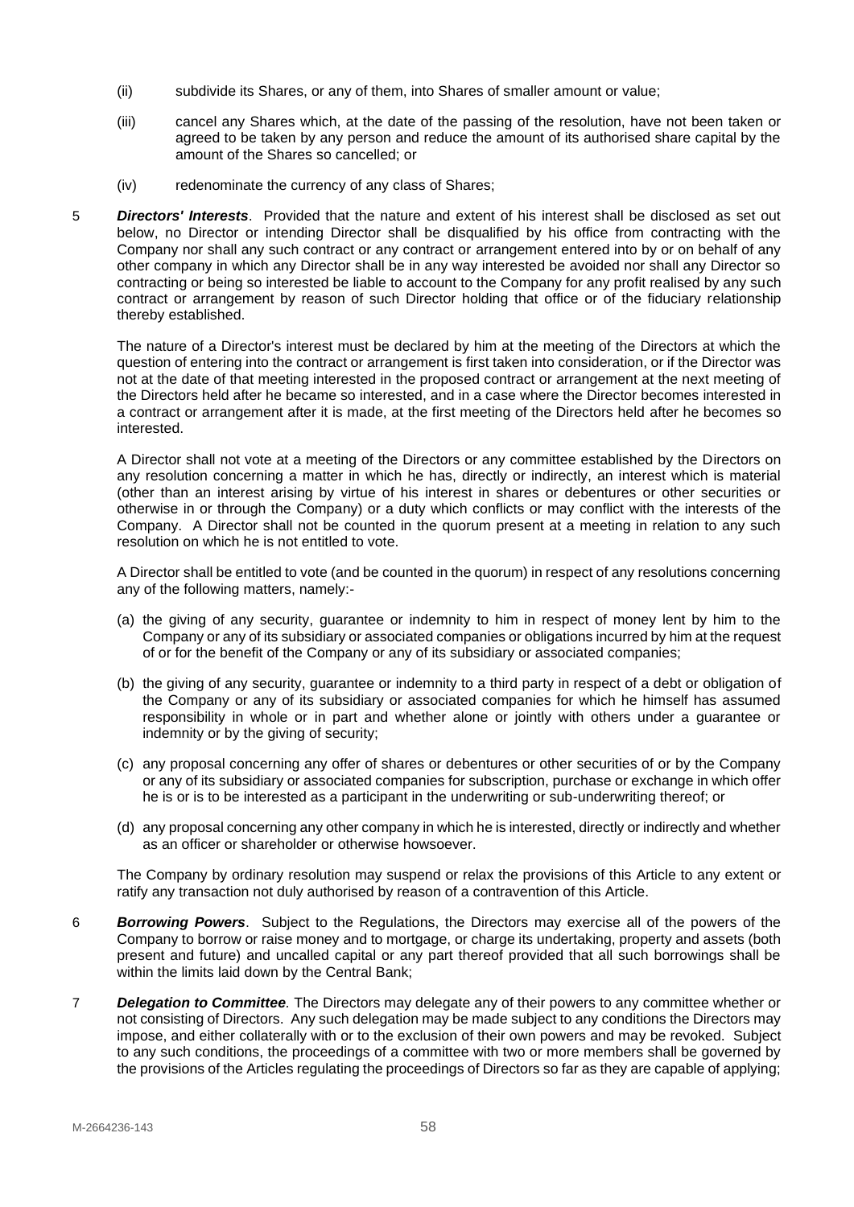(ii) subdivide its Shares, or any of them, into Shares of smaller amount or value;

(iii) cancel any Shares which, at the date of the passing of the resolution, have not been taken or agreed to be taken by any person and reduce the amount of its authorised share capital by the amount of the Shares so cancelled; or

(iv) redenominate the currency of any class of Shares;

5 ***Directors' Interests***. Provided that the nature and extent of his interest shall be disclosed as set out below, no Director or intending Director shall be disqualified by his office from contracting with the Company nor shall any such contract or any contract or arrangement entered into by or on behalf of any other company in which any Director shall be in any way interested be avoided nor shall any Director so contracting or being so interested be liable to account to the Company for any profit realised by any such contract or arrangement by reason of such Director holding that office or of the fiduciary relationship thereby established.

The nature of a Director's interest must be declared by him at the meeting of the Directors at which the question of entering into the contract or arrangement is first taken into consideration, or if the Director was not at the date of that meeting interested in the proposed contract or arrangement at the next meeting of the Directors held after he became so interested, and in a case where the Director becomes interested in a contract or arrangement after it is made, at the first meeting of the Directors held after he becomes so interested.

A Director shall not vote at a meeting of the Directors or any committee established by the Directors on any resolution concerning a matter in which he has, directly or indirectly, an interest which is material (other than an interest arising by virtue of his interest in shares or debentures or other securities or otherwise in or through the Company) or a duty which conflicts or may conflict with the interests of the Company. A Director shall not be counted in the quorum present at a meeting in relation to any such resolution on which he is not entitled to vote.

A Director shall be entitled to vote (and be counted in the quorum) in respect of any resolutions concerning any of the following matters, namely:-

(a) the giving of any security, guarantee or indemnity to him in respect of money lent by him to the Company or any of its subsidiary or associated companies or obligations incurred by him at the request of or for the benefit of the Company or any of its subsidiary or associated companies;

(b) the giving of any security, guarantee or indemnity to a third party in respect of a debt or obligation of the Company or any of its subsidiary or associated companies for which he himself has assumed responsibility in whole or in part and whether alone or jointly with others under a guarantee or indemnity or by the giving of security;

(c) any proposal concerning any offer of shares or debentures or other securities of or by the Company or any of its subsidiary or associated companies for subscription, purchase or exchange in which offer he is or is to be interested as a participant in the underwriting or sub-underwriting thereof; or

(d) any proposal concerning any other company in which he is interested, directly or indirectly and whether as an officer or shareholder or otherwise howsoever.

The Company by ordinary resolution may suspend or relax the provisions of this Article to any extent or ratify any transaction not duly authorised by reason of a contravention of this Article.

6 ***Borrowing Powers***. Subject to the Regulations, the Directors may exercise all of the powers of the Company to borrow or raise money and to mortgage, or charge its undertaking, property and assets (both present and future) and uncalled capital or any part thereof provided that all such borrowings shall be within the limits laid down by the Central Bank;

7 ***Delegation to Committee***. The Directors may delegate any of their powers to any committee whether or not consisting of Directors. Any such delegation may be made subject to any conditions the Directors may impose, and either collaterally with or to the exclusion of their own powers and may be revoked. Subject to any such conditions, the proceedings of a committee with two or more members shall be governed by the provisions of the Articles regulating the proceedings of Directors so far as they are capable of applying;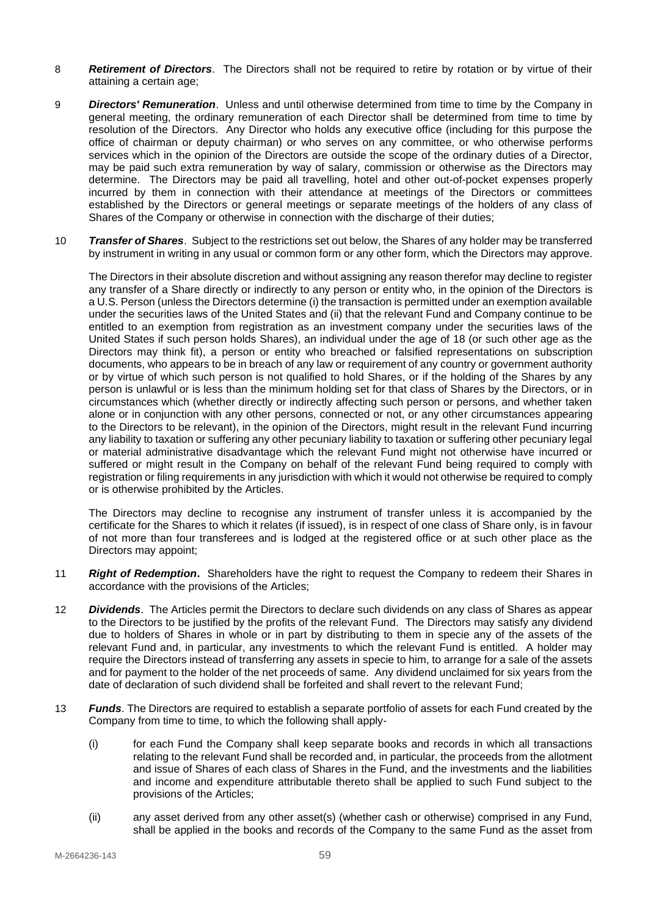8 ***Retirement of Directors***. The Directors shall not be required to retire by rotation or by virtue of their attaining a certain age;

9 ***Directors' Remuneration***. Unless and until otherwise determined from time to time by the Company in general meeting, the ordinary remuneration of each Director shall be determined from time to time by resolution of the Directors. Any Director who holds any executive office (including for this purpose the office of chairman or deputy chairman) or who serves on any committee, or who otherwise performs services which in the opinion of the Directors are outside the scope of the ordinary duties of a Director, may be paid such extra remuneration by way of salary, commission or otherwise as the Directors may determine. The Directors may be paid all travelling, hotel and other out-of-pocket expenses properly incurred by them in connection with their attendance at meetings of the Directors or committees established by the Directors or general meetings or separate meetings of the holders of any class of Shares of the Company or otherwise in connection with the discharge of their duties;

10 ***Transfer of Shares***. Subject to the restrictions set out below, the Shares of any holder may be transferred by instrument in writing in any usual or common form or any other form, which the Directors may approve.

The Directors in their absolute discretion and without assigning any reason therefor may decline to register any transfer of a Share directly or indirectly to any person or entity who, in the opinion of the Directors is a U.S. Person (unless the Directors determine (i) the transaction is permitted under an exemption available under the securities laws of the United States and (ii) that the relevant Fund and Company continue to be entitled to an exemption from registration as an investment company under the securities laws of the United States if such person holds Shares), an individual under the age of 18 (or such other age as the Directors may think fit), a person or entity who breached or falsified representations on subscription documents, who appears to be in breach of any law or requirement of any country or government authority or by virtue of which such person is not qualified to hold Shares, or if the holding of the Shares by any person is unlawful or is less than the minimum holding set for that class of Shares by the Directors, or in circumstances which (whether directly or indirectly affecting such person or persons, and whether taken alone or in conjunction with any other persons, connected or not, or any other circumstances appearing to the Directors to be relevant), in the opinion of the Directors, might result in the relevant Fund incurring any liability to taxation or suffering any other pecuniary liability to taxation or suffering other pecuniary legal or material administrative disadvantage which the relevant Fund might not otherwise have incurred or suffered or might result in the Company on behalf of the relevant Fund being required to comply with registration or filing requirements in any jurisdiction with which it would not otherwise be required to comply or is otherwise prohibited by the Articles.

The Directors may decline to recognise any instrument of transfer unless it is accompanied by the certificate for the Shares to which it relates (if issued), is in respect of one class of Share only, is in favour of not more than four transferees and is lodged at the registered office or at such other place as the Directors may appoint;

11 ***Right of Redemption*****.** Shareholders have the right to request the Company to redeem their Shares in accordance with the provisions of the Articles;

12 ***Dividends***. The Articles permit the Directors to declare such dividends on any class of Shares as appear to the Directors to be justified by the profits of the relevant Fund. The Directors may satisfy any dividend due to holders of Shares in whole or in part by distributing to them in specie any of the assets of the relevant Fund and, in particular, any investments to which the relevant Fund is entitled. A holder may require the Directors instead of transferring any assets in specie to him, to arrange for a sale of the assets and for payment to the holder of the net proceeds of same. Any dividend unclaimed for six years from the date of declaration of such dividend shall be forfeited and shall revert to the relevant Fund;

13 ***Funds***. The Directors are required to establish a separate portfolio of assets for each Fund created by the Company from time to time, to which the following shall apply-

(i) for each Fund the Company shall keep separate books and records in which all transactions relating to the relevant Fund shall be recorded and, in particular, the proceeds from the allotment and issue of Shares of each class of Shares in the Fund, and the investments and the liabilities and income and expenditure attributable thereto shall be applied to such Fund subject to the provisions of the Articles;

(ii) any asset derived from any other asset(s) (whether cash or otherwise) comprised in any Fund, shall be applied in the books and records of the Company to the same Fund as the asset from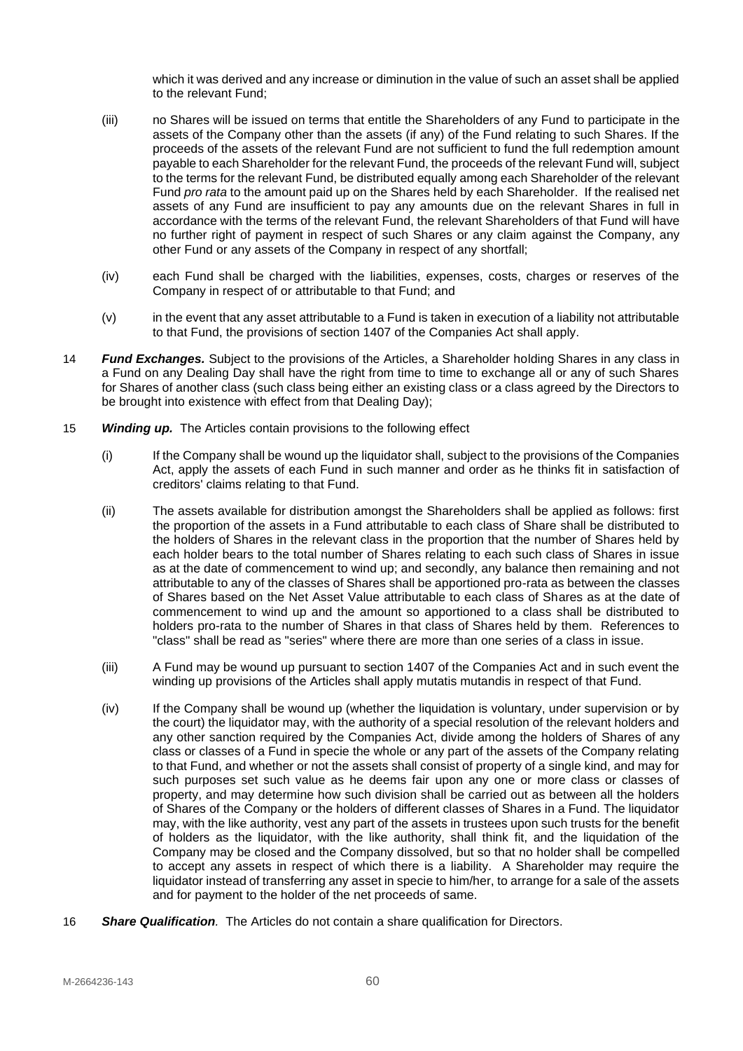which it was derived and any increase or diminution in the value of such an asset shall be applied to the relevant Fund;

(iii) no Shares will be issued on terms that entitle the Shareholders of any Fund to participate in the assets of the Company other than the assets (if any) of the Fund relating to such Shares. If the proceeds of the assets of the relevant Fund are not sufficient to fund the full redemption amount payable to each Shareholder for the relevant Fund, the proceeds of the relevant Fund will, subject to the terms for the relevant Fund, be distributed equally among each Shareholder of the relevant Fund *pro rata* to the amount paid up on the Shares held by each Shareholder. If the realised net assets of any Fund are insufficient to pay any amounts due on the relevant Shares in full in accordance with the terms of the relevant Fund, the relevant Shareholders of that Fund will have no further right of payment in respect of such Shares or any claim against the Company, any other Fund or any assets of the Company in respect of any shortfall;

(iv) each Fund shall be charged with the liabilities, expenses, costs, charges or reserves of the Company in respect of or attributable to that Fund; and

(v) in the event that any asset attributable to a Fund is taken in execution of a liability not attributable to that Fund, the provisions of section 1407 of the Companies Act shall apply.

14 ***Fund Exchanges.*** Subject to the provisions of the Articles, a Shareholder holding Shares in any class in a Fund on any Dealing Day shall have the right from time to time to exchange all or any of such Shares for Shares of another class (such class being either an existing class or a class agreed by the Directors to be brought into existence with effect from that Dealing Day);

15 ***Winding up.*** The Articles contain provisions to the following effect

(i) If the Company shall be wound up the liquidator shall, subject to the provisions of the Companies Act, apply the assets of each Fund in such manner and order as he thinks fit in satisfaction of creditors' claims relating to that Fund.

(ii) The assets available for distribution amongst the Shareholders shall be applied as follows: first the proportion of the assets in a Fund attributable to each class of Share shall be distributed to the holders of Shares in the relevant class in the proportion that the number of Shares held by each holder bears to the total number of Shares relating to each such class of Shares in issue as at the date of commencement to wind up; and secondly, any balance then remaining and not attributable to any of the classes of Shares shall be apportioned pro-rata as between the classes of Shares based on the Net Asset Value attributable to each class of Shares as at the date of commencement to wind up and the amount so apportioned to a class shall be distributed to holders pro-rata to the number of Shares in that class of Shares held by them. References to "class" shall be read as "series" where there are more than one series of a class in issue.

(iii) A Fund may be wound up pursuant to section 1407 of the Companies Act and in such event the winding up provisions of the Articles shall apply mutatis mutandis in respect of that Fund.

(iv) If the Company shall be wound up (whether the liquidation is voluntary, under supervision or by the court) the liquidator may, with the authority of a special resolution of the relevant holders and any other sanction required by the Companies Act, divide among the holders of Shares of any class or classes of a Fund in specie the whole or any part of the assets of the Company relating to that Fund, and whether or not the assets shall consist of property of a single kind, and may for such purposes set such value as he deems fair upon any one or more class or classes of property, and may determine how such division shall be carried out as between all the holders of Shares of the Company or the holders of different classes of Shares in a Fund. The liquidator may, with the like authority, vest any part of the assets in trustees upon such trusts for the benefit of holders as the liquidator, with the like authority, shall think fit, and the liquidation of the Company may be closed and the Company dissolved, but so that no holder shall be compelled to accept any assets in respect of which there is a liability. A Shareholder may require the liquidator instead of transferring any asset in specie to him/her, to arrange for a sale of the assets and for payment to the holder of the net proceeds of same.

16 ***Share Qualification.*** The Articles do not contain a share qualification for Directors.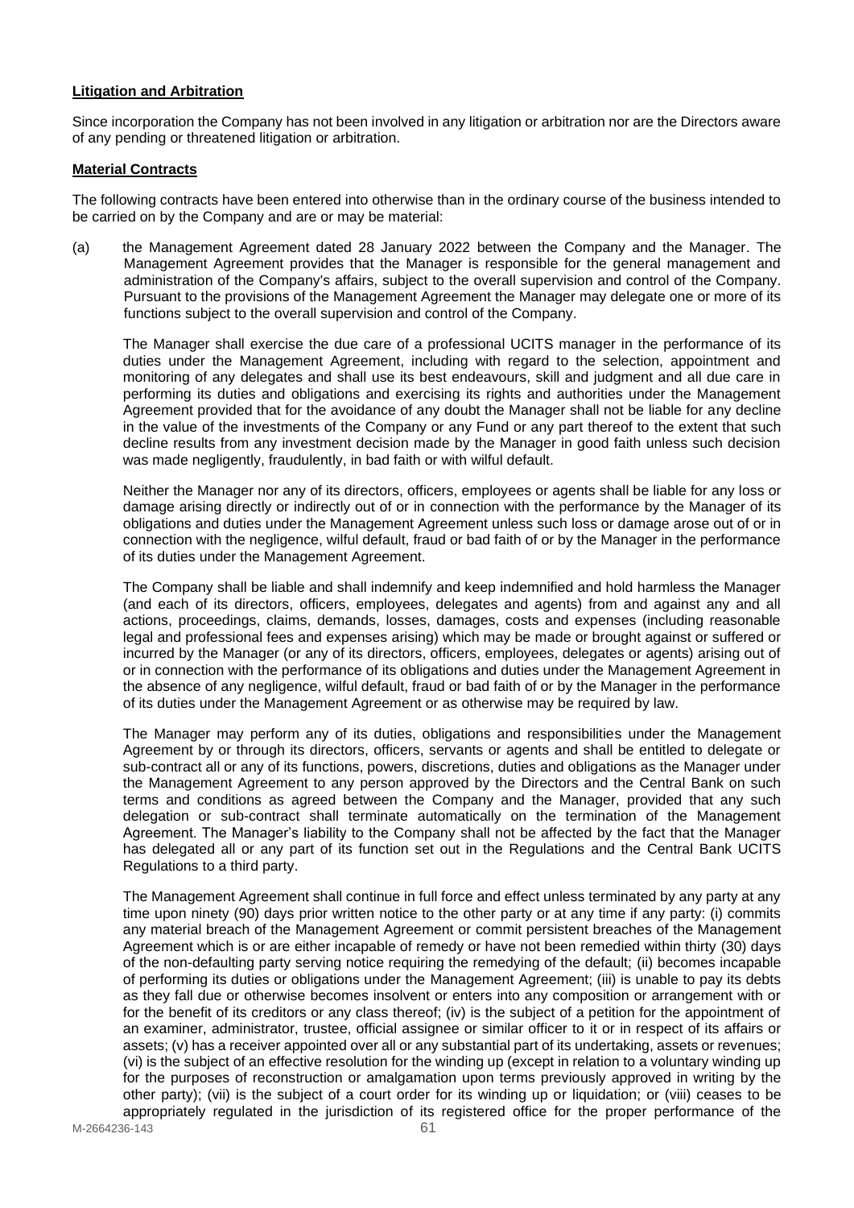**Litigation and Arbitration**

Since incorporation the Company has not been involved in any litigation or arbitration nor are the Directors aware of any pending or threatened litigation or arbitration.

**Material Contracts**

The following contracts have been entered into otherwise than in the ordinary course of the business intended to be carried on by the Company and are or may be material:

(a) the Management Agreement dated 28 January 2022 between the Company and the Manager. The Management Agreement provides that the Manager is responsible for the general management and administration of the Company's affairs, subject to the overall supervision and control of the Company. Pursuant to the provisions of the Management Agreement the Manager may delegate one or more of its functions subject to the overall supervision and control of the Company.

The Manager shall exercise the due care of a professional UCITS manager in the performance of its duties under the Management Agreement, including with regard to the selection, appointment and monitoring of any delegates and shall use its best endeavours, skill and judgment and all due care in performing its duties and obligations and exercising its rights and authorities under the Management Agreement provided that for the avoidance of any doubt the Manager shall not be liable for any decline in the value of the investments of the Company or any Fund or any part thereof to the extent that such decline results from any investment decision made by the Manager in good faith unless such decision was made negligently, fraudulently, in bad faith or with wilful default.

Neither the Manager nor any of its directors, officers, employees or agents shall be liable for any loss or damage arising directly or indirectly out of or in connection with the performance by the Manager of its obligations and duties under the Management Agreement unless such loss or damage arose out of or in connection with the negligence, wilful default, fraud or bad faith of or by the Manager in the performance of its duties under the Management Agreement.

The Company shall be liable and shall indemnify and keep indemnified and hold harmless the Manager (and each of its directors, officers, employees, delegates and agents) from and against any and all actions, proceedings, claims, demands, losses, damages, costs and expenses (including reasonable legal and professional fees and expenses arising) which may be made or brought against or suffered or incurred by the Manager (or any of its directors, officers, employees, delegates or agents) arising out of or in connection with the performance of its obligations and duties under the Management Agreement in the absence of any negligence, wilful default, fraud or bad faith of or by the Manager in the performance of its duties under the Management Agreement or as otherwise may be required by law.

The Manager may perform any of its duties, obligations and responsibilities under the Management Agreement by or through its directors, officers, servants or agents and shall be entitled to delegate or sub-contract all or any of its functions, powers, discretions, duties and obligations as the Manager under the Management Agreement to any person approved by the Directors and the Central Bank on such terms and conditions as agreed between the Company and the Manager, provided that any such delegation or sub-contract shall terminate automatically on the termination of the Management Agreement. The Manager's liability to the Company shall not be affected by the fact that the Manager has delegated all or any part of its function set out in the Regulations and the Central Bank UCITS Regulations to a third party.

The Management Agreement shall continue in full force and effect unless terminated by any party at any time upon ninety (90) days prior written notice to the other party or at any time if any party: (i) commits any material breach of the Management Agreement or commit persistent breaches of the Management Agreement which is or are either incapable of remedy or have not been remedied within thirty (30) days of the non-defaulting party serving notice requiring the remedying of the default; (ii) becomes incapable of performing its duties or obligations under the Management Agreement; (iii) is unable to pay its debts as they fall due or otherwise becomes insolvent or enters into any composition or arrangement with or for the benefit of its creditors or any class thereof; (iv) is the subject of a petition for the appointment of an examiner, administrator, trustee, official assignee or similar officer to it or in respect of its affairs or assets; (v) has a receiver appointed over all or any substantial part of its undertaking, assets or revenues; (vi) is the subject of an effective resolution for the winding up (except in relation to a voluntary winding up for the purposes of reconstruction or amalgamation upon terms previously approved in writing by the other party); (vii) is the subject of a court order for its winding up or liquidation; or (viii) ceases to be appropriately regulated in the jurisdiction of its registered office for the proper performance of the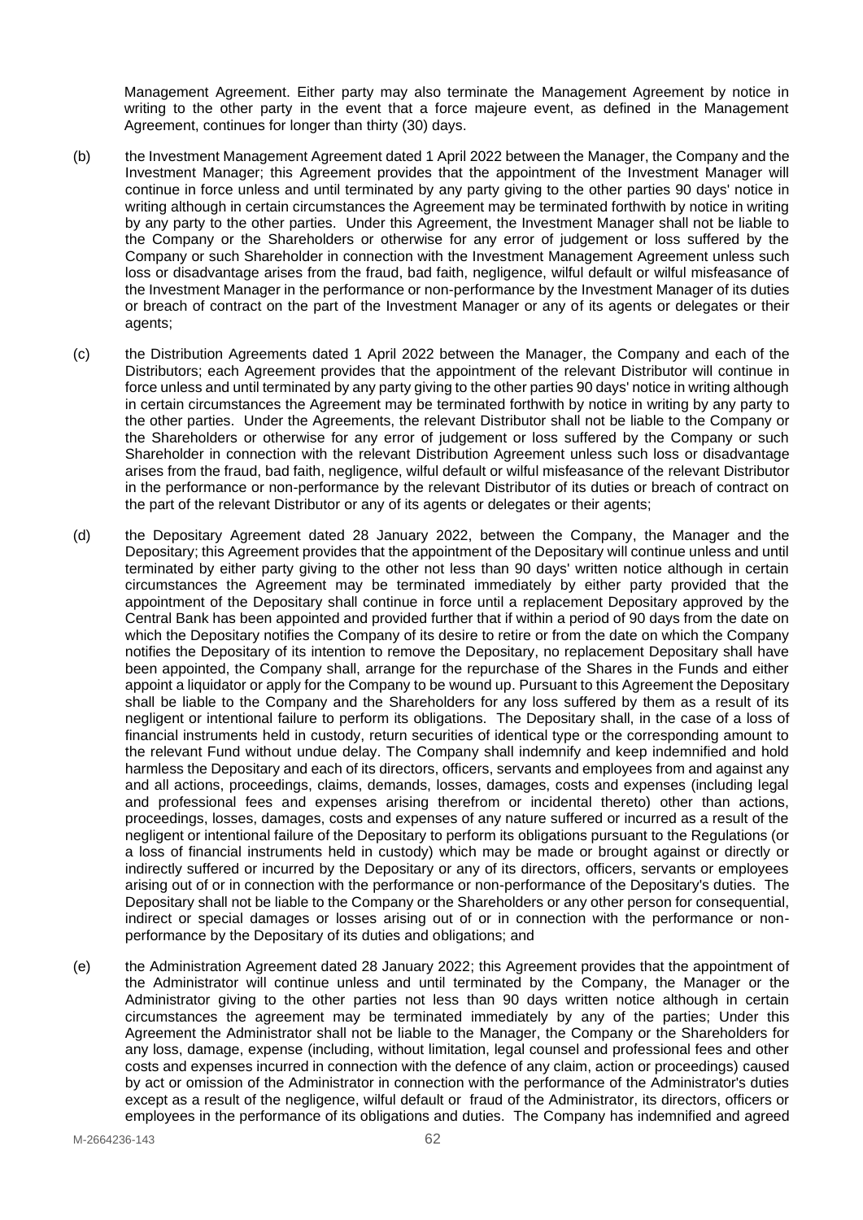Management Agreement. Either party may also terminate the Management Agreement by notice in writing to the other party in the event that a force majeure event, as defined in the Management Agreement, continues for longer than thirty (30) days.

(b) the Investment Management Agreement dated 1 April 2022 between the Manager, the Company and the Investment Manager; this Agreement provides that the appointment of the Investment Manager will continue in force unless and until terminated by any party giving to the other parties 90 days' notice in writing although in certain circumstances the Agreement may be terminated forthwith by notice in writing by any party to the other parties. Under this Agreement, the Investment Manager shall not be liable to the Company or the Shareholders or otherwise for any error of judgement or loss suffered by the Company or such Shareholder in connection with the Investment Management Agreement unless such loss or disadvantage arises from the fraud, bad faith, negligence, wilful default or wilful misfeasance of the Investment Manager in the performance or non-performance by the Investment Manager of its duties or breach of contract on the part of the Investment Manager or any of its agents or delegates or their agents;

(c) the Distribution Agreements dated 1 April 2022 between the Manager, the Company and each of the Distributors; each Agreement provides that the appointment of the relevant Distributor will continue in force unless and until terminated by any party giving to the other parties 90 days' notice in writing although in certain circumstances the Agreement may be terminated forthwith by notice in writing by any party to the other parties. Under the Agreements, the relevant Distributor shall not be liable to the Company or the Shareholders or otherwise for any error of judgement or loss suffered by the Company or such Shareholder in connection with the relevant Distribution Agreement unless such loss or disadvantage arises from the fraud, bad faith, negligence, wilful default or wilful misfeasance of the relevant Distributor in the performance or non-performance by the relevant Distributor of its duties or breach of contract on the part of the relevant Distributor or any of its agents or delegates or their agents;

(d) the Depositary Agreement dated 28 January 2022, between the Company, the Manager and the Depositary; this Agreement provides that the appointment of the Depositary will continue unless and until terminated by either party giving to the other not less than 90 days' written notice although in certain circumstances the Agreement may be terminated immediately by either party provided that the appointment of the Depositary shall continue in force until a replacement Depositary approved by the Central Bank has been appointed and provided further that if within a period of 90 days from the date on which the Depositary notifies the Company of its desire to retire or from the date on which the Company notifies the Depositary of its intention to remove the Depositary, no replacement Depositary shall have been appointed, the Company shall, arrange for the repurchase of the Shares in the Funds and either appoint a liquidator or apply for the Company to be wound up. Pursuant to this Agreement the Depositary shall be liable to the Company and the Shareholders for any loss suffered by them as a result of its negligent or intentional failure to perform its obligations. The Depositary shall, in the case of a loss of financial instruments held in custody, return securities of identical type or the corresponding amount to the relevant Fund without undue delay. The Company shall indemnify and keep indemnified and hold harmless the Depositary and each of its directors, officers, servants and employees from and against any and all actions, proceedings, claims, demands, losses, damages, costs and expenses (including legal and professional fees and expenses arising therefrom or incidental thereto) other than actions, proceedings, losses, damages, costs and expenses of any nature suffered or incurred as a result of the negligent or intentional failure of the Depositary to perform its obligations pursuant to the Regulations (or a loss of financial instruments held in custody) which may be made or brought against or directly or indirectly suffered or incurred by the Depositary or any of its directors, officers, servants or employees arising out of or in connection with the performance or non-performance of the Depositary's duties. The Depositary shall not be liable to the Company or the Shareholders or any other person for consequential, indirect or special damages or losses arising out of or in connection with the performance or non-performance by the Depositary of its duties and obligations; and

(e) the Administration Agreement dated 28 January 2022; this Agreement provides that the appointment of the Administrator will continue unless and until terminated by the Company, the Manager or the Administrator giving to the other parties not less than 90 days written notice although in certain circumstances the agreement may be terminated immediately by any of the parties; Under this Agreement the Administrator shall not be liable to the Manager, the Company or the Shareholders for any loss, damage, expense (including, without limitation, legal counsel and professional fees and other costs and expenses incurred in connection with the defence of any claim, action or proceedings) caused by act or omission of the Administrator in connection with the performance of the Administrator's duties except as a result of the negligence, wilful default or fraud of the Administrator, its directors, officers or employees in the performance of its obligations and duties. The Company has indemnified and agreed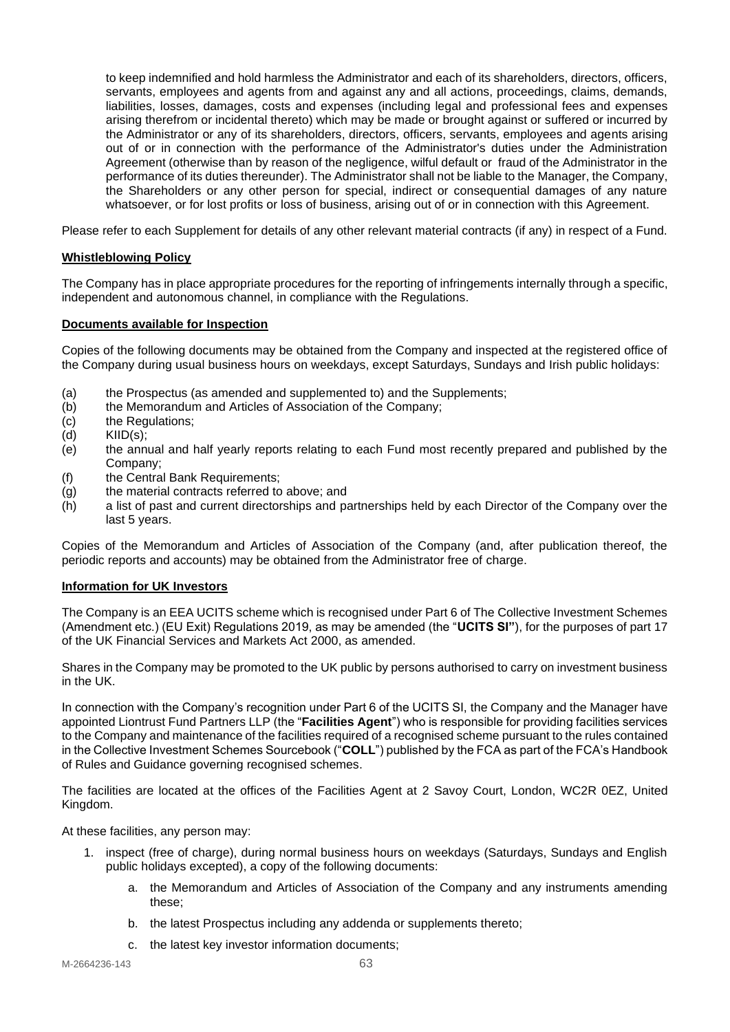to keep indemnified and hold harmless the Administrator and each of its shareholders, directors, officers, servants, employees and agents from and against any and all actions, proceedings, claims, demands, liabilities, losses, damages, costs and expenses (including legal and professional fees and expenses arising therefrom or incidental thereto) which may be made or brought against or suffered or incurred by the Administrator or any of its shareholders, directors, officers, servants, employees and agents arising out of or in connection with the performance of the Administrator's duties under the Administration Agreement (otherwise than by reason of the negligence, wilful default or fraud of the Administrator in the performance of its duties thereunder). The Administrator shall not be liable to the Manager, the Company, the Shareholders or any other person for special, indirect or consequential damages of any nature whatsoever, or for lost profits or loss of business, arising out of or in connection with this Agreement.

Please refer to each Supplement for details of any other relevant material contracts (if any) in respect of a Fund.

**Whistleblowing Policy**

The Company has in place appropriate procedures for the reporting of infringements internally through a specific, independent and autonomous channel, in compliance with the Regulations.

**Documents available for Inspection**

Copies of the following documents may be obtained from the Company and inspected at the registered office of the Company during usual business hours on weekdays, except Saturdays, Sundays and Irish public holidays:

(a) the Prospectus (as amended and supplemented to) and the Supplements;
(b) the Memorandum and Articles of Association of the Company;
(c) the Regulations;
(d) KIID(s);
(e) the annual and half yearly reports relating to each Fund most recently prepared and published by the Company;
(f) the Central Bank Requirements;
(g) the material contracts referred to above; and
(h) a list of past and current directorships and partnerships held by each Director of the Company over the last 5 years.

Copies of the Memorandum and Articles of Association of the Company (and, after publication thereof, the periodic reports and accounts) may be obtained from the Administrator free of charge.

**Information for UK Investors**

The Company is an EEA UCITS scheme which is recognised under Part 6 of The Collective Investment Schemes (Amendment etc.) (EU Exit) Regulations 2019, as may be amended (the "**UCITS SI**"), for the purposes of part 17 of the UK Financial Services and Markets Act 2000, as amended.

Shares in the Company may be promoted to the UK public by persons authorised to carry on investment business in the UK.

In connection with the Company's recognition under Part 6 of the UCITS SI, the Company and the Manager have appointed Liontrust Fund Partners LLP (the "**Facilities Agent**") who is responsible for providing facilities services to the Company and maintenance of the facilities required of a recognised scheme pursuant to the rules contained in the Collective Investment Schemes Sourcebook ("**COLL**") published by the FCA as part of the FCA's Handbook of Rules and Guidance governing recognised schemes.

The facilities are located at the offices of the Facilities Agent at 2 Savoy Court, London, WC2R 0EZ, United Kingdom.

At these facilities, any person may:

1. inspect (free of charge), during normal business hours on weekdays (Saturdays, Sundays and English public holidays excepted), a copy of the following documents:
    a. the Memorandum and Articles of Association of the Company and any instruments amending these;
    b. the latest Prospectus including any addenda or supplements thereto;
    c. the latest key investor information documents;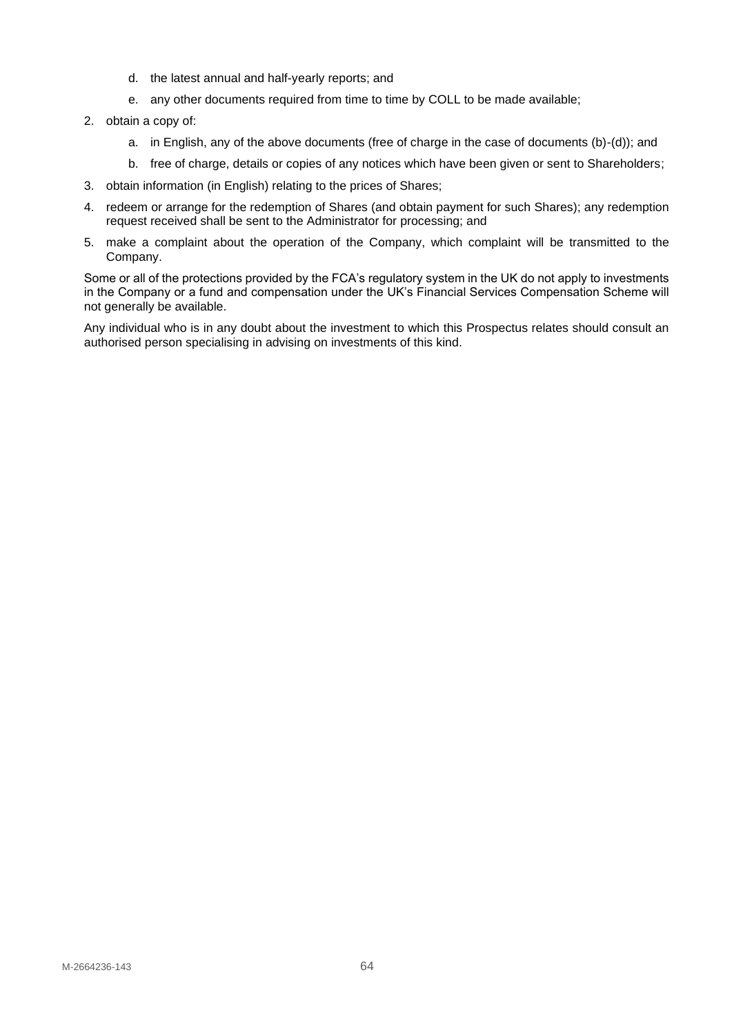d. the latest annual and half-yearly reports; and

   e. any other documents required from time to time by COLL to be made available;

2. obtain a copy of:

   a. in English, any of the above documents (free of charge in the case of documents (b)-(d)); and

   b. free of charge, details or copies of any notices which have been given or sent to Shareholders;

3. obtain information (in English) relating to the prices of Shares;

4. redeem or arrange for the redemption of Shares (and obtain payment for such Shares); any redemption request received shall be sent to the Administrator for processing; and

5. make a complaint about the operation of the Company, which complaint will be transmitted to the Company.

Some or all of the protections provided by the FCA's regulatory system in the UK do not apply to investments in the Company or a fund and compensation under the UK's Financial Services Compensation Scheme will not generally be available.

Any individual who is in any doubt about the investment to which this Prospectus relates should consult an authorised person specialising in advising on investments of this kind.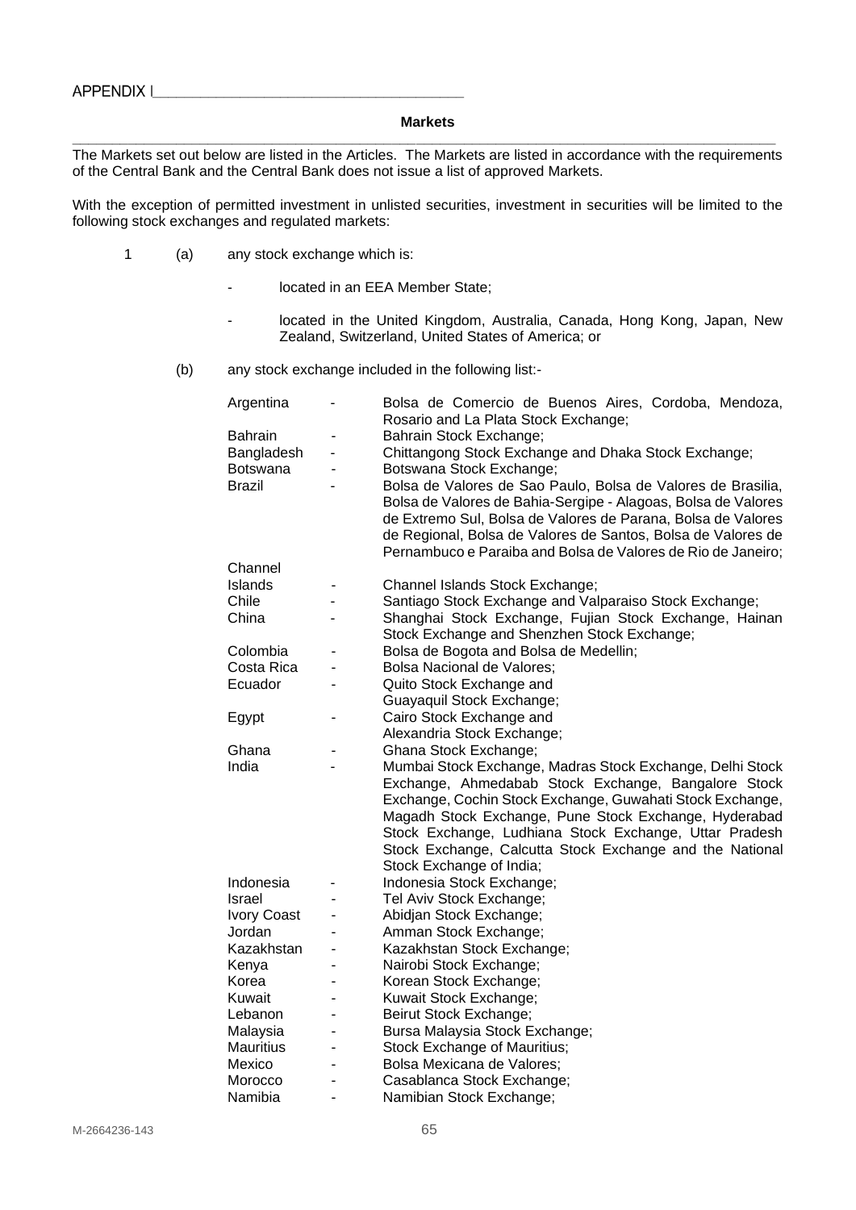APPENDIX I

**Markets**

The Markets set out below are listed in the Articles. The Markets are listed in accordance with the requirements of the Central Bank and the Central Bank does not issue a list of approved Markets.

With the exception of permitted investment in unlisted securities, investment in securities will be limited to the following stock exchanges and regulated markets:

1 (a) any stock exchange which is:

- located in an EEA Member State;
- located in the United Kingdom, Australia, Canada, Hong Kong, Japan, New Zealand, Switzerland, United States of America; or

(b) any stock exchange included in the following list:-

| | | |
|---|---|---|
| Argentina | - | Bolsa de Comercio de Buenos Aires, Cordoba, Mendoza, Rosario and La Plata Stock Exchange; |
| Bahrain | - | Bahrain Stock Exchange; |
| Bangladesh | - | Chittangong Stock Exchange and Dhaka Stock Exchange; |
| Botswana | - | Botswana Stock Exchange; |
| Brazil | - | Bolsa de Valores de Sao Paulo, Bolsa de Valores de Brasilia, Bolsa de Valores de Bahia-Sergipe - Alagoas, Bolsa de Valores de Extremo Sul, Bolsa de Valores de Parana, Bolsa de Valores de Regional, Bolsa de Valores de Santos, Bolsa de Valores de Pernambuco e Paraiba and Bolsa de Valores de Rio de Janeiro; |
| Channel Islands | - | Channel Islands Stock Exchange; |
| Chile | - | Santiago Stock Exchange and Valparaiso Stock Exchange; |
| China | - | Shanghai Stock Exchange, Fujian Stock Exchange, Hainan Stock Exchange and Shenzhen Stock Exchange; |
| Colombia | - | Bolsa de Bogota and Bolsa de Medellin; |
| Costa Rica | - | Bolsa Nacional de Valores; |
| Ecuador | - | Quito Stock Exchange and Guayaquil Stock Exchange; |
| Egypt | - | Cairo Stock Exchange and Alexandria Stock Exchange; |
| Ghana | - | Ghana Stock Exchange; |
| India | - | Mumbai Stock Exchange, Madras Stock Exchange, Delhi Stock Exchange, Ahmedabab Stock Exchange, Bangalore Stock Exchange, Cochin Stock Exchange, Guwahati Stock Exchange, Magadh Stock Exchange, Pune Stock Exchange, Hyderabad Stock Exchange, Ludhiana Stock Exchange, Uttar Pradesh Stock Exchange, Calcutta Stock Exchange and the National Stock Exchange of India; |
| Indonesia | - | Indonesia Stock Exchange; |
| Israel | - | Tel Aviv Stock Exchange; |
| Ivory Coast | - | Abidjan Stock Exchange; |
| Jordan | - | Amman Stock Exchange; |
| Kazakhstan | - | Kazakhstan Stock Exchange; |
| Kenya | - | Nairobi Stock Exchange; |
| Korea | - | Korean Stock Exchange; |
| Kuwait | - | Kuwait Stock Exchange; |
| Lebanon | - | Beirut Stock Exchange; |
| Malaysia | - | Bursa Malaysia Stock Exchange; |
| Mauritius | - | Stock Exchange of Mauritius; |
| Mexico | - | Bolsa Mexicana de Valores; |
| Morocco | - | Casablanca Stock Exchange; |
| Namibia | - | Namibian Stock Exchange; |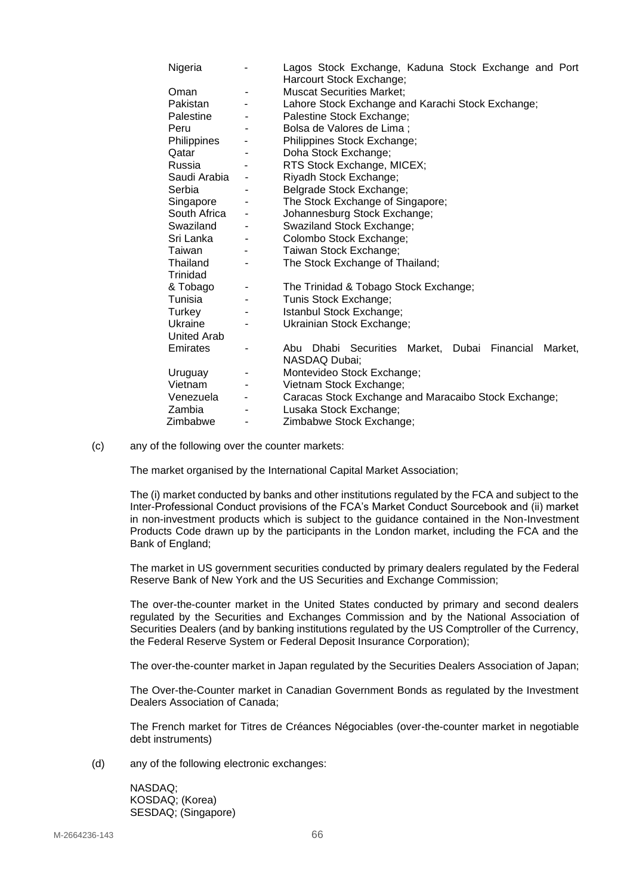| | | |
|---|---|---|
| Nigeria | - | Lagos Stock Exchange, Kaduna Stock Exchange and Port Harcourt Stock Exchange; |
| Oman | - | Muscat Securities Market; |
| Pakistan | - | Lahore Stock Exchange and Karachi Stock Exchange; |
| Palestine | - | Palestine Stock Exchange; |
| Peru | - | Bolsa de Valores de Lima ; |
| Philippines | - | Philippines Stock Exchange; |
| Qatar | - | Doha Stock Exchange; |
| Russia | - | RTS Stock Exchange, MICEX; |
| Saudi Arabia | - | Riyadh Stock Exchange; |
| Serbia | - | Belgrade Stock Exchange; |
| Singapore | - | The Stock Exchange of Singapore; |
| South Africa | - | Johannesburg Stock Exchange; |
| Swaziland | - | Swaziland Stock Exchange; |
| Sri Lanka | - | Colombo Stock Exchange; |
| Taiwan | - | Taiwan Stock Exchange; |
| Thailand | - | The Stock Exchange of Thailand; |
| Trinidad & Tobago | - | The Trinidad & Tobago Stock Exchange; |
| Tunisia | - | Tunis Stock Exchange; |
| Turkey | - | Istanbul Stock Exchange; |
| Ukraine | - | Ukrainian Stock Exchange; |
| United Arab Emirates | - | Abu Dhabi Securities Market, Dubai Financial Market, NASDAQ Dubai; |
| Uruguay | - | Montevideo Stock Exchange; |
| Vietnam | - | Vietnam Stock Exchange; |
| Venezuela | - | Caracas Stock Exchange and Maracaibo Stock Exchange; |
| Zambia | - | Lusaka Stock Exchange; |
| Zimbabwe | - | Zimbabwe Stock Exchange; |

(c) any of the following over the counter markets:

The market organised by the International Capital Market Association;

The (i) market conducted by banks and other institutions regulated by the FCA and subject to the Inter-Professional Conduct provisions of the FCA's Market Conduct Sourcebook and (ii) market in non-investment products which is subject to the guidance contained in the Non-Investment Products Code drawn up by the participants in the London market, including the FCA and the Bank of England;

The market in US government securities conducted by primary dealers regulated by the Federal Reserve Bank of New York and the US Securities and Exchange Commission;

The over-the-counter market in the United States conducted by primary and second dealers regulated by the Securities and Exchanges Commission and by the National Association of Securities Dealers (and by banking institutions regulated by the US Comptroller of the Currency, the Federal Reserve System or Federal Deposit Insurance Corporation);

The over-the-counter market in Japan regulated by the Securities Dealers Association of Japan;

The Over-the-Counter market in Canadian Government Bonds as regulated by the Investment Dealers Association of Canada;

The French market for Titres de Créances Négociables (over-the-counter market in negotiable debt instruments)

(d) any of the following electronic exchanges:

NASDAQ;
KOSDAQ; (Korea)
SESDAQ; (Singapore)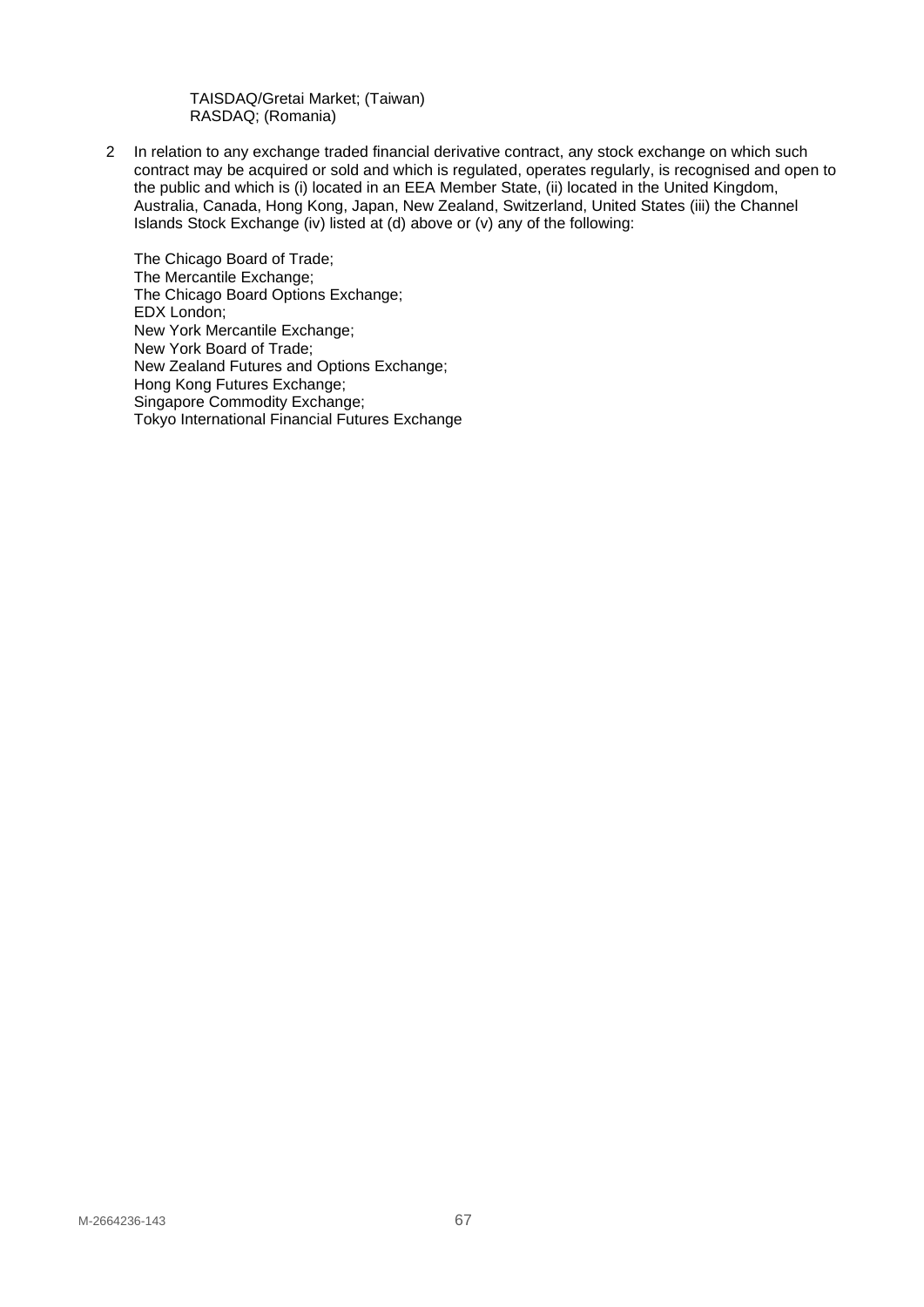TAISDAQ/Gretai Market; (Taiwan)
RASDAQ; (Romania)

2 In relation to any exchange traded financial derivative contract, any stock exchange on which such contract may be acquired or sold and which is regulated, operates regularly, is recognised and open to the public and which is (i) located in an EEA Member State, (ii) located in the United Kingdom, Australia, Canada, Hong Kong, Japan, New Zealand, Switzerland, United States (iii) the Channel Islands Stock Exchange (iv) listed at (d) above or (v) any of the following:

The Chicago Board of Trade;
The Mercantile Exchange;
The Chicago Board Options Exchange;
EDX London;
New York Mercantile Exchange;
New York Board of Trade;
New Zealand Futures and Options Exchange;
Hong Kong Futures Exchange;
Singapore Commodity Exchange;
Tokyo International Financial Futures Exchange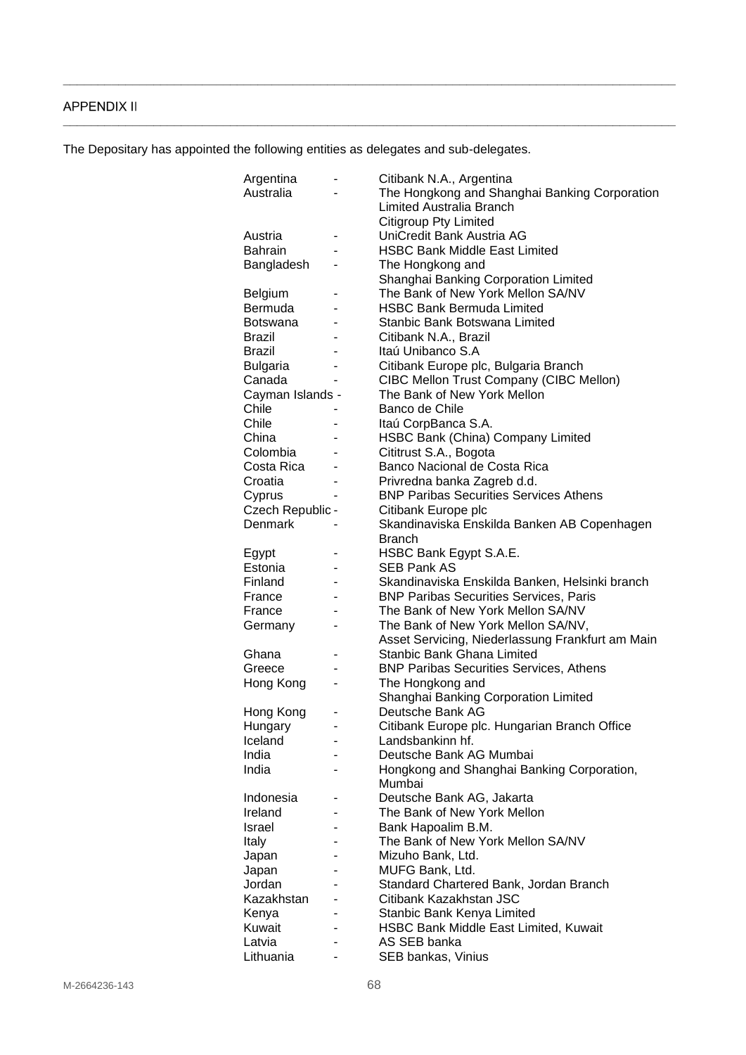## APPENDIX II

The Depositary has appointed the following entities as delegates and sub-delegates.

| Country | | Entity |
|---|---|---|
| Argentina | - | Citibank N.A., Argentina |
| Australia | - | The Hongkong and Shanghai Banking Corporation Limited Australia Branch<br>Citigroup Pty Limited |
| Austria | - | UniCredit Bank Austria AG |
| Bahrain | - | HSBC Bank Middle East Limited |
| Bangladesh | - | The Hongkong and Shanghai Banking Corporation Limited |
| Belgium | - | The Bank of New York Mellon SA/NV |
| Bermuda | - | HSBC Bank Bermuda Limited |
| Botswana | - | Stanbic Bank Botswana Limited |
| Brazil | - | Citibank N.A., Brazil |
| Brazil | - | Itaú Unibanco S.A |
| Bulgaria | - | Citibank Europe plc, Bulgaria Branch |
| Canada | - | CIBC Mellon Trust Company (CIBC Mellon) |
| Cayman Islands | - | The Bank of New York Mellon |
| Chile | - | Banco de Chile |
| Chile | - | Itaú CorpBanca S.A. |
| China | - | HSBC Bank (China) Company Limited |
| Colombia | - | Cititrust S.A., Bogota |
| Costa Rica | - | Banco Nacional de Costa Rica |
| Croatia | - | Privredna banka Zagreb d.d. |
| Cyprus | - | BNP Paribas Securities Services Athens |
| Czech Republic | - | Citibank Europe plc |
| Denmark | - | Skandinaviska Enskilda Banken AB Copenhagen Branch |
| Egypt | - | HSBC Bank Egypt S.A.E. |
| Estonia | - | SEB Pank AS |
| Finland | - | Skandinaviska Enskilda Banken, Helsinki branch |
| France | - | BNP Paribas Securities Services, Paris |
| France | - | The Bank of New York Mellon SA/NV |
| Germany | - | The Bank of New York Mellon SA/NV, Asset Servicing, Niederlassung Frankfurt am Main |
| Ghana | - | Stanbic Bank Ghana Limited |
| Greece | - | BNP Paribas Securities Services, Athens |
| Hong Kong | - | The Hongkong and Shanghai Banking Corporation Limited |
| Hong Kong | - | Deutsche Bank AG |
| Hungary | - | Citibank Europe plc. Hungarian Branch Office |
| Iceland | - | Landsbankinn hf. |
| India | - | Deutsche Bank AG Mumbai |
| India | - | Hongkong and Shanghai Banking Corporation, Mumbai |
| Indonesia | - | Deutsche Bank AG, Jakarta |
| Ireland | - | The Bank of New York Mellon |
| Israel | - | Bank Hapoalim B.M. |
| Italy | - | The Bank of New York Mellon SA/NV |
| Japan | - | Mizuho Bank, Ltd. |
| Japan | - | MUFG Bank, Ltd. |
| Jordan | - | Standard Chartered Bank, Jordan Branch |
| Kazakhstan | - | Citibank Kazakhstan JSC |
| Kenya | - | Stanbic Bank Kenya Limited |
| Kuwait | - | HSBC Bank Middle East Limited, Kuwait |
| Latvia | - | AS SEB banka |
| Lithuania | - | SEB bankas, Vinius |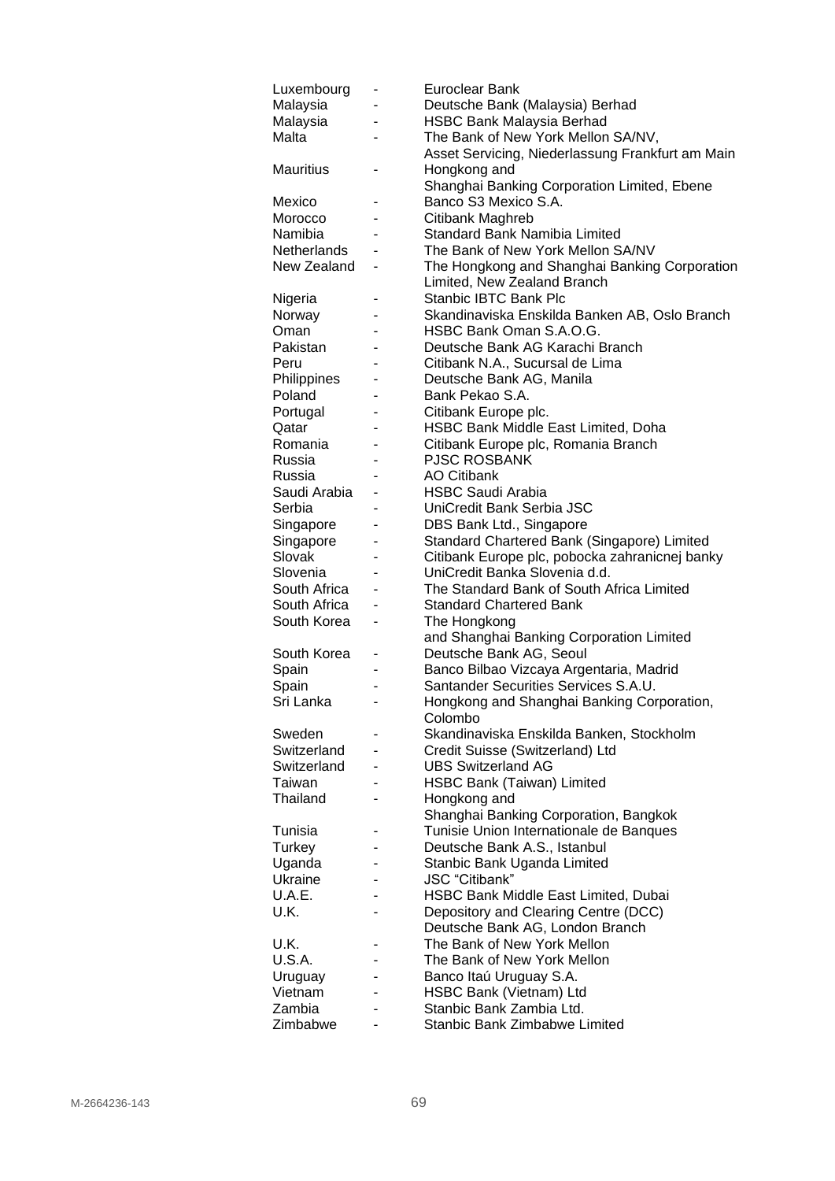| | | |
|---|---|---|
| Luxembourg | - | Euroclear Bank |
| Malaysia | - | Deutsche Bank (Malaysia) Berhad |
| Malaysia | - | HSBC Bank Malaysia Berhad |
| Malta | - | The Bank of New York Mellon SA/NV, Asset Servicing, Niederlassung Frankfurt am Main |
| Mauritius | - | Hongkong and Shanghai Banking Corporation Limited, Ebene |
| Mexico | - | Banco S3 Mexico S.A. |
| Morocco | - | Citibank Maghreb |
| Namibia | - | Standard Bank Namibia Limited |
| Netherlands | - | The Bank of New York Mellon SA/NV |
| New Zealand | - | The Hongkong and Shanghai Banking Corporation Limited, New Zealand Branch |
| Nigeria | - | Stanbic IBTC Bank Plc |
| Norway | - | Skandinaviska Enskilda Banken AB, Oslo Branch |
| Oman | - | HSBC Bank Oman S.A.O.G. |
| Pakistan | - | Deutsche Bank AG Karachi Branch |
| Peru | - | Citibank N.A., Sucursal de Lima |
| Philippines | - | Deutsche Bank AG, Manila |
| Poland | - | Bank Pekao S.A. |
| Portugal | - | Citibank Europe plc. |
| Qatar | - | HSBC Bank Middle East Limited, Doha |
| Romania | - | Citibank Europe plc, Romania Branch |
| Russia | - | PJSC ROSBANK |
| Russia | - | AO Citibank |
| Saudi Arabia | - | HSBC Saudi Arabia |
| Serbia | - | UniCredit Bank Serbia JSC |
| Singapore | - | DBS Bank Ltd., Singapore |
| Singapore | - | Standard Chartered Bank (Singapore) Limited |
| Slovak | - | Citibank Europe plc, pobocka zahranicnej banky |
| Slovenia | - | UniCredit Banka Slovenia d.d. |
| South Africa | - | The Standard Bank of South Africa Limited |
| South Africa | - | Standard Chartered Bank |
| South Korea | - | The Hongkong and Shanghai Banking Corporation Limited |
| South Korea | - | Deutsche Bank AG, Seoul |
| Spain | - | Banco Bilbao Vizcaya Argentaria, Madrid |
| Spain | - | Santander Securities Services S.A.U. |
| Sri Lanka | - | Hongkong and Shanghai Banking Corporation, Colombo |
| Sweden | - | Skandinaviska Enskilda Banken, Stockholm |
| Switzerland | - | Credit Suisse (Switzerland) Ltd |
| Switzerland | - | UBS Switzerland AG |
| Taiwan | - | HSBC Bank (Taiwan) Limited |
| Thailand | - | Hongkong and Shanghai Banking Corporation, Bangkok |
| Tunisia | - | Tunisie Union Internationale de Banques |
| Turkey | - | Deutsche Bank A.S., Istanbul |
| Uganda | - | Stanbic Bank Uganda Limited |
| Ukraine | - | JSC "Citibank" |
| U.A.E. | - | HSBC Bank Middle East Limited, Dubai |
| U.K. | - | Depository and Clearing Centre (DCC) Deutsche Bank AG, London Branch |
| U.K. | - | The Bank of New York Mellon |
| U.S.A. | - | The Bank of New York Mellon |
| Uruguay | - | Banco Itaú Uruguay S.A. |
| Vietnam | - | HSBC Bank (Vietnam) Ltd |
| Zambia | - | Stanbic Bank Zambia Ltd. |
| Zimbabwe | - | Stanbic Bank Zimbabwe Limited |

M-2664236-143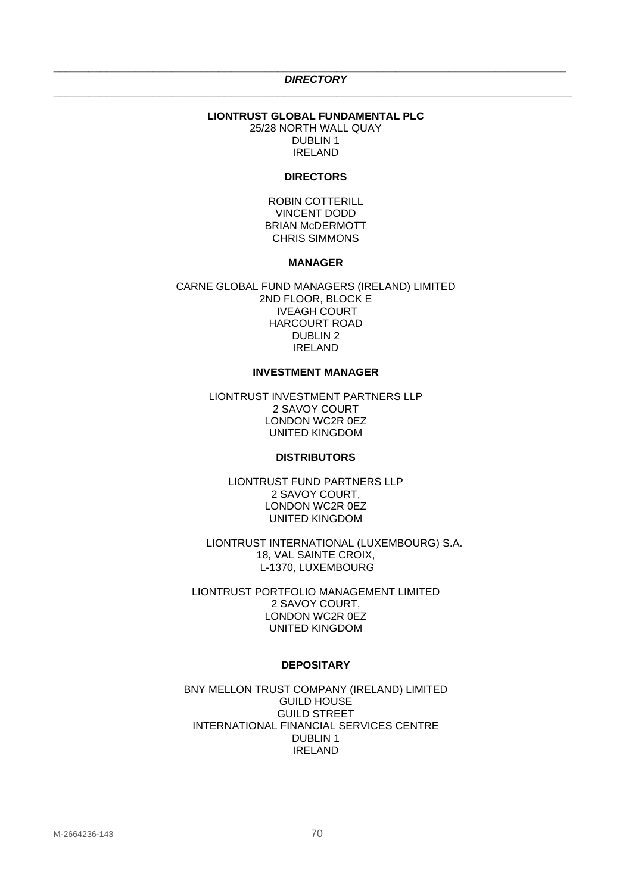***DIRECTORY***

**LIONTRUST GLOBAL FUNDAMENTAL PLC**
25/28 NORTH WALL QUAY
DUBLIN 1
IRELAND

**DIRECTORS**

ROBIN COTTERILL
VINCENT DODD
BRIAN McDERMOTT
CHRIS SIMMONS

**MANAGER**

CARNE GLOBAL FUND MANAGERS (IRELAND) LIMITED
2ND FLOOR, BLOCK E
IVEAGH COURT
HARCOURT ROAD
DUBLIN 2
IRELAND

**INVESTMENT MANAGER**

LIONTRUST INVESTMENT PARTNERS LLP
2 SAVOY COURT
LONDON WC2R 0EZ
UNITED KINGDOM

**DISTRIBUTORS**

LIONTRUST FUND PARTNERS LLP
2 SAVOY COURT,
LONDON WC2R 0EZ
UNITED KINGDOM

LIONTRUST INTERNATIONAL (LUXEMBOURG) S.A.
18, VAL SAINTE CROIX,
L-1370, LUXEMBOURG

LIONTRUST PORTFOLIO MANAGEMENT LIMITED
2 SAVOY COURT,
LONDON WC2R 0EZ
UNITED KINGDOM

**DEPOSITARY**

BNY MELLON TRUST COMPANY (IRELAND) LIMITED
GUILD HOUSE
GUILD STREET
INTERNATIONAL FINANCIAL SERVICES CENTRE
DUBLIN 1
IRELAND

M-2664236-143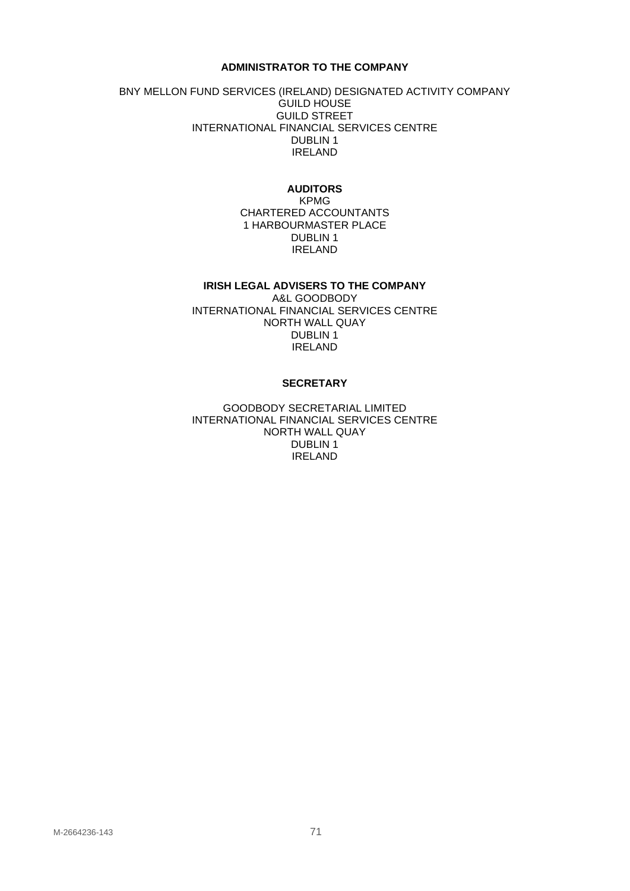**ADMINISTRATOR TO THE COMPANY**

BNY MELLON FUND SERVICES (IRELAND) DESIGNATED ACTIVITY COMPANY
GUILD HOUSE
GUILD STREET
INTERNATIONAL FINANCIAL SERVICES CENTRE
DUBLIN 1
IRELAND

**AUDITORS**

KPMG
CHARTERED ACCOUNTANTS
1 HARBOURMASTER PLACE
DUBLIN 1
IRELAND

**IRISH LEGAL ADVISERS TO THE COMPANY**

A&L GOODBODY
INTERNATIONAL FINANCIAL SERVICES CENTRE
NORTH WALL QUAY
DUBLIN 1
IRELAND

**SECRETARY**

GOODBODY SECRETARIAL LIMITED
INTERNATIONAL FINANCIAL SERVICES CENTRE
NORTH WALL QUAY
DUBLIN 1
IRELAND

M-2664236-143